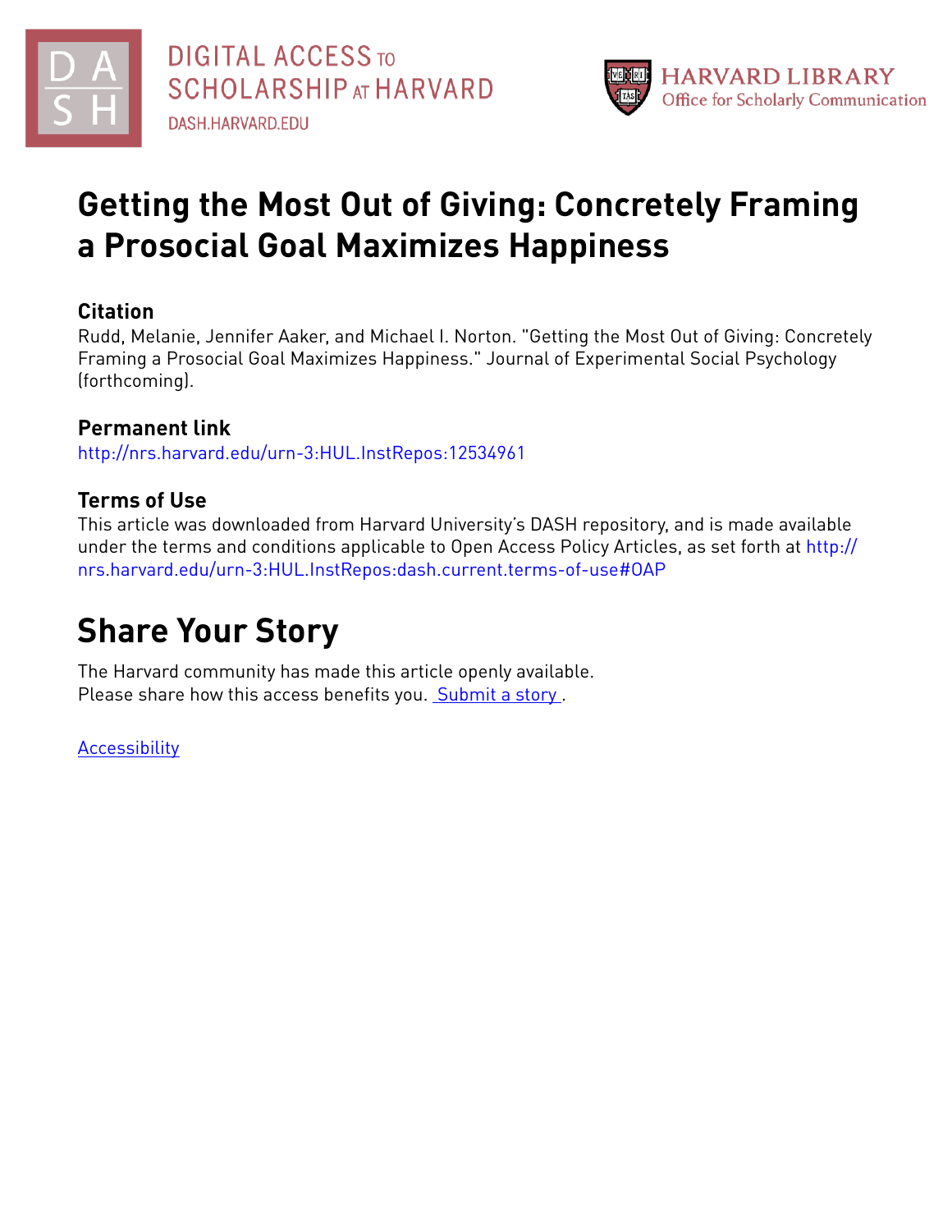DIGITAL ACCESS TO SCHOLARSHIP AT HARVARD
DASH.HARVARD.EDU

HARVARD LIBRARY
Office for Scholarly Communication

# Getting the Most Out of Giving: Concretely Framing a Prosocial Goal Maximizes Happiness

## Citation

Rudd, Melanie, Jennifer Aaker, and Michael I. Norton. "Getting the Most Out of Giving: Concretely Framing a Prosocial Goal Maximizes Happiness." Journal of Experimental Social Psychology (forthcoming).

## Permanent link

http://nrs.harvard.edu/urn-3:HUL.InstRepos:12534961

## Terms of Use

This article was downloaded from Harvard University's DASH repository, and is made available under the terms and conditions applicable to Open Access Policy Articles, as set forth at http://nrs.harvard.edu/urn-3:HUL.InstRepos:dash.current.terms-of-use#OAP

# Share Your Story

The Harvard community has made this article openly available.
Please share how this access benefits you. Submit a story .

Accessibility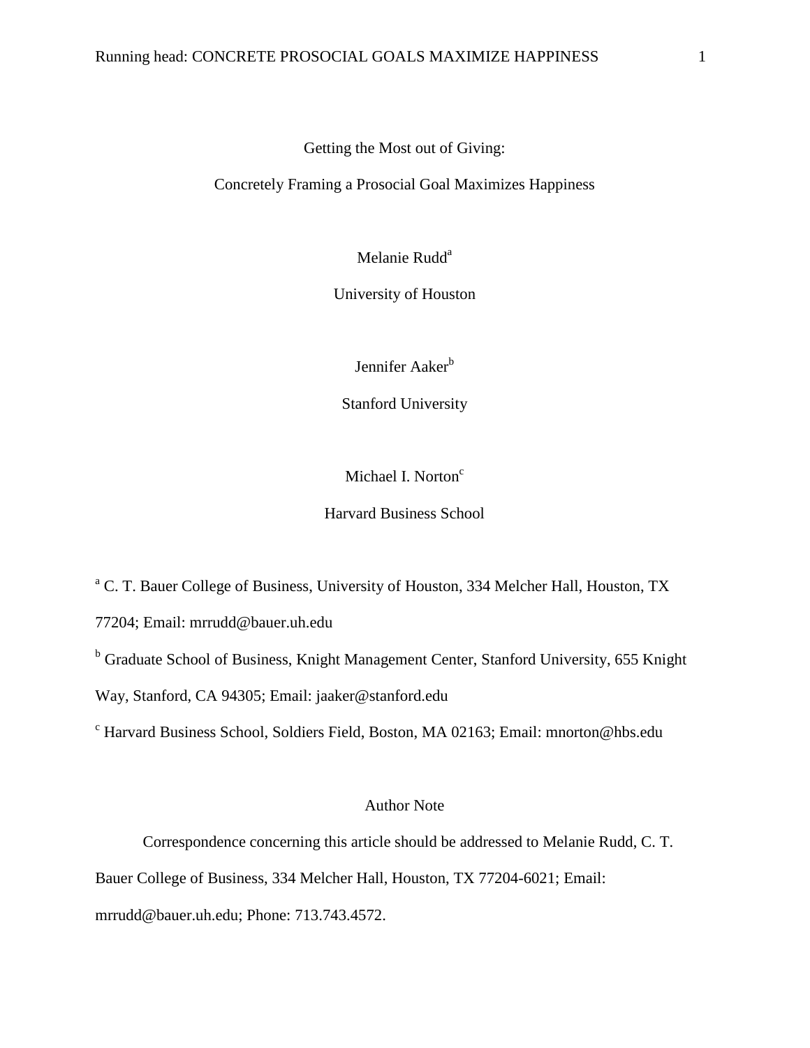# Getting the Most out of Giving:

# Concretely Framing a Prosocial Goal Maximizes Happiness

Melanie Rudd[a]

University of Houston

Jennifer Aaker[b]

Stanford University

Michael I. Norton[c]

Harvard Business School

[a] C. T. Bauer College of Business, University of Houston, 334 Melcher Hall, Houston, TX 77204; Email: mrrudd@bauer.uh.edu

[b] Graduate School of Business, Knight Management Center, Stanford University, 655 Knight Way, Stanford, CA 94305; Email: jaaker@stanford.edu

[c] Harvard Business School, Soldiers Field, Boston, MA 02163; Email: mnorton@hbs.edu

## Author Note

Correspondence concerning this article should be addressed to Melanie Rudd, C. T. Bauer College of Business, 334 Melcher Hall, Houston, TX 77204-6021; Email: mrrudd@bauer.uh.edu; Phone: 713.743.4572.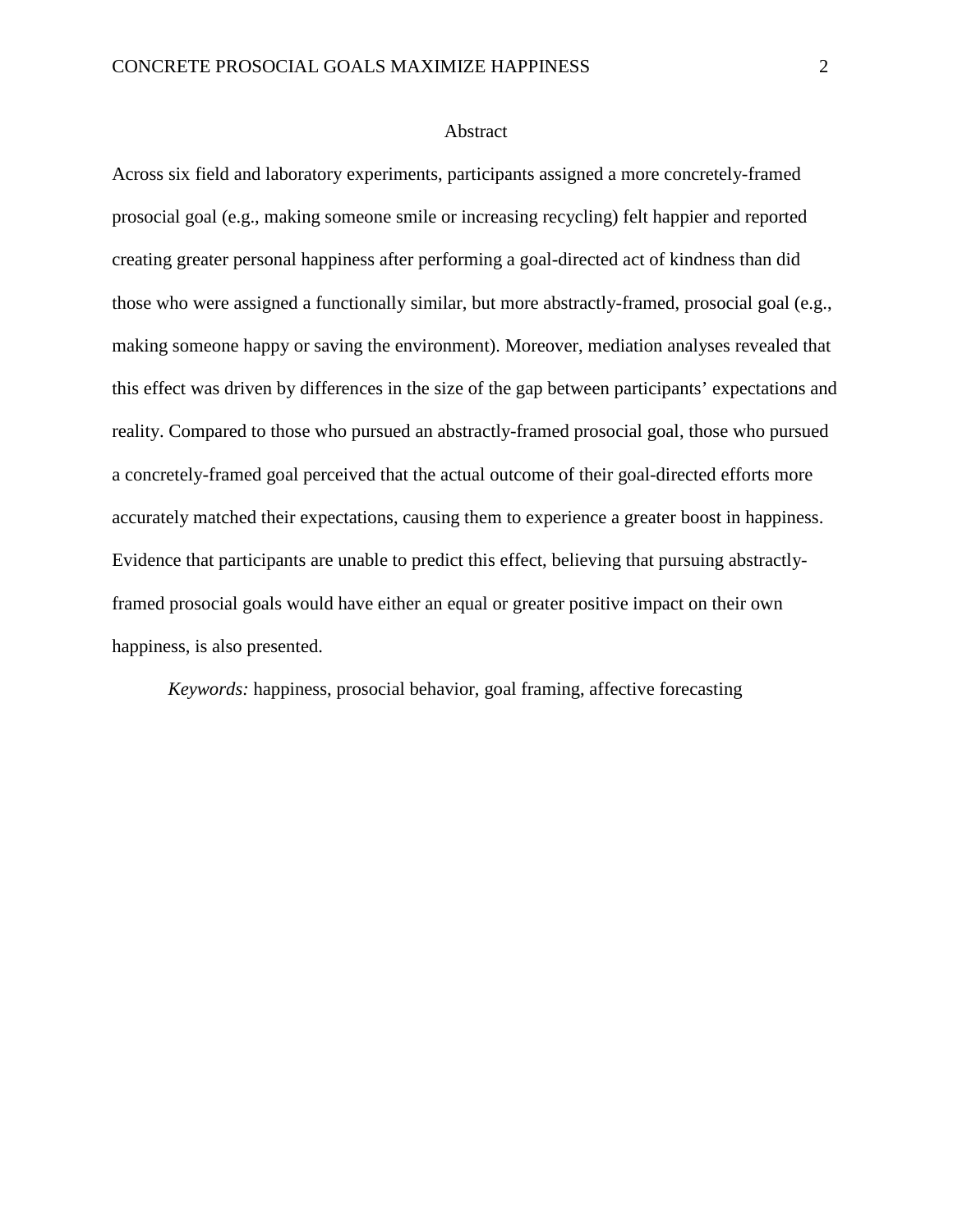# Abstract

Across six field and laboratory experiments, participants assigned a more concretely-framed prosocial goal (e.g., making someone smile or increasing recycling) felt happier and reported creating greater personal happiness after performing a goal-directed act of kindness than did those who were assigned a functionally similar, but more abstractly-framed, prosocial goal (e.g., making someone happy or saving the environment). Moreover, mediation analyses revealed that this effect was driven by differences in the size of the gap between participants' expectations and reality. Compared to those who pursued an abstractly-framed prosocial goal, those who pursued a concretely-framed goal perceived that the actual outcome of their goal-directed efforts more accurately matched their expectations, causing them to experience a greater boost in happiness. Evidence that participants are unable to predict this effect, believing that pursuing abstractly-framed prosocial goals would have either an equal or greater positive impact on their own happiness, is also presented.

*Keywords:* happiness, prosocial behavior, goal framing, affective forecasting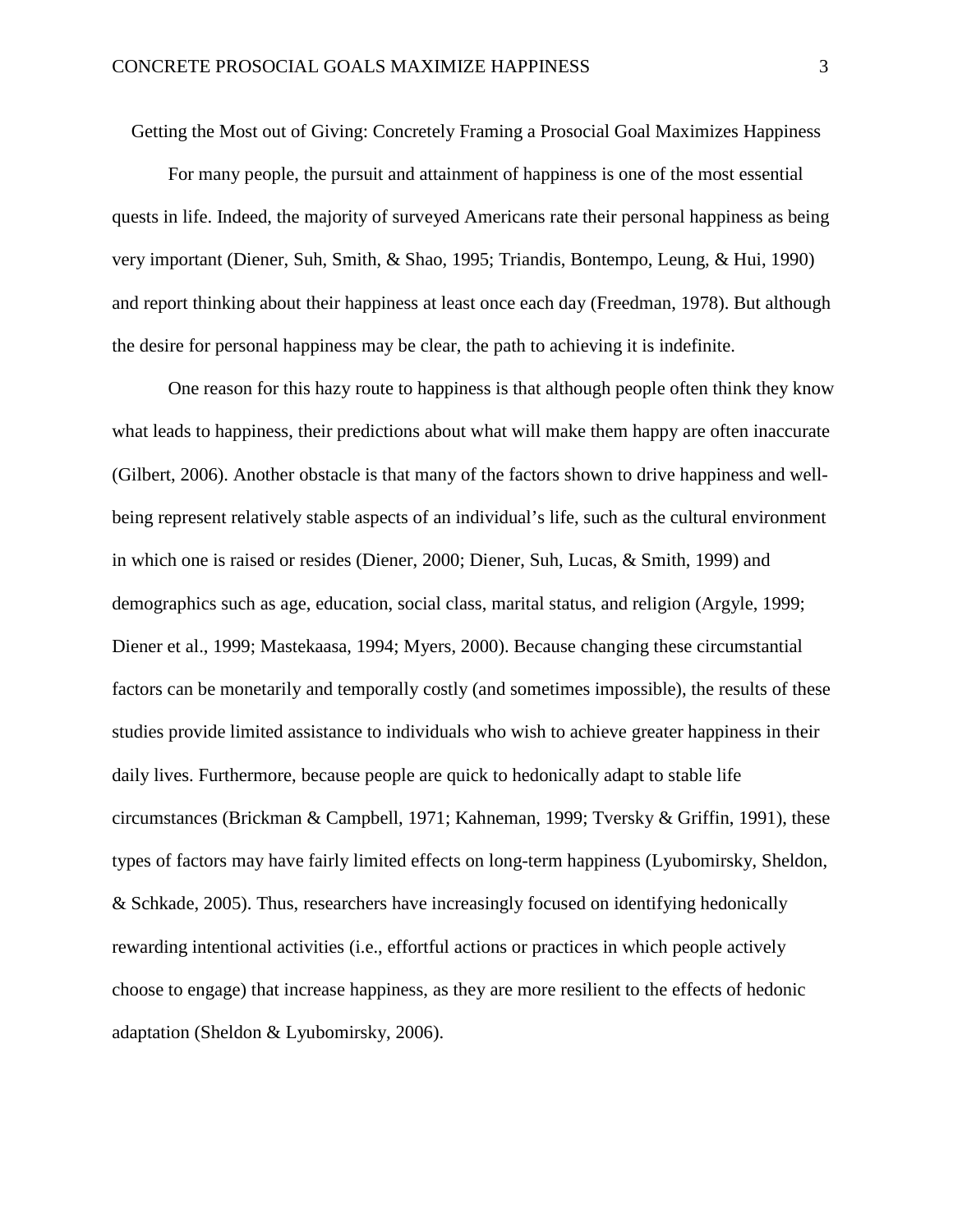# Getting the Most out of Giving: Concretely Framing a Prosocial Goal Maximizes Happiness

For many people, the pursuit and attainment of happiness is one of the most essential quests in life. Indeed, the majority of surveyed Americans rate their personal happiness as being very important (Diener, Suh, Smith, & Shao, 1995; Triandis, Bontempo, Leung, & Hui, 1990) and report thinking about their happiness at least once each day (Freedman, 1978). But although the desire for personal happiness may be clear, the path to achieving it is indefinite.

One reason for this hazy route to happiness is that although people often think they know what leads to happiness, their predictions about what will make them happy are often inaccurate (Gilbert, 2006). Another obstacle is that many of the factors shown to drive happiness and well-being represent relatively stable aspects of an individual's life, such as the cultural environment in which one is raised or resides (Diener, 2000; Diener, Suh, Lucas, & Smith, 1999) and demographics such as age, education, social class, marital status, and religion (Argyle, 1999; Diener et al., 1999; Mastekaasa, 1994; Myers, 2000). Because changing these circumstantial factors can be monetarily and temporally costly (and sometimes impossible), the results of these studies provide limited assistance to individuals who wish to achieve greater happiness in their daily lives. Furthermore, because people are quick to hedonically adapt to stable life circumstances (Brickman & Campbell, 1971; Kahneman, 1999; Tversky & Griffin, 1991), these types of factors may have fairly limited effects on long-term happiness (Lyubomirsky, Sheldon, & Schkade, 2005). Thus, researchers have increasingly focused on identifying hedonically rewarding intentional activities (i.e., effortful actions or practices in which people actively choose to engage) that increase happiness, as they are more resilient to the effects of hedonic adaptation (Sheldon & Lyubomirsky, 2006).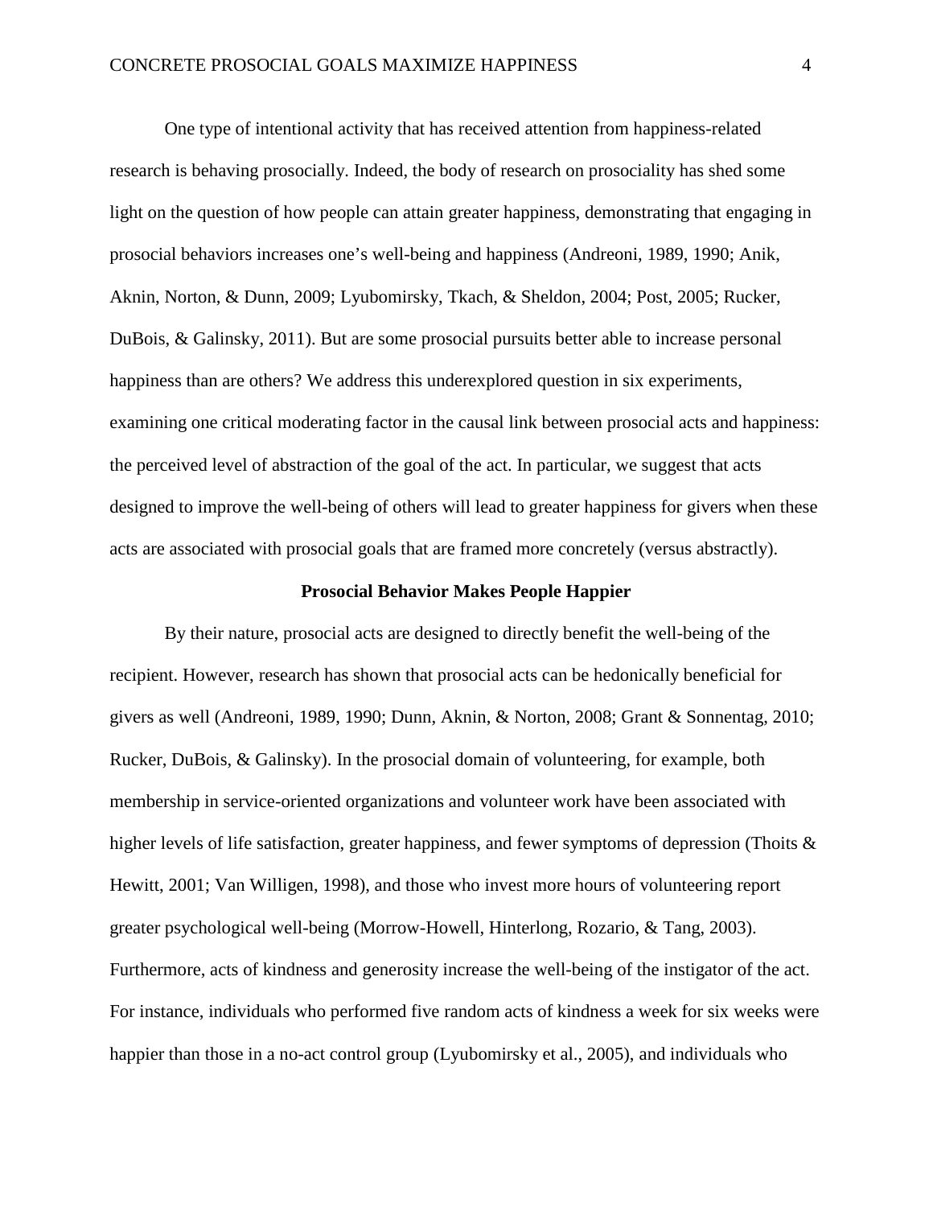One type of intentional activity that has received attention from happiness-related research is behaving prosocially. Indeed, the body of research on prosociality has shed some light on the question of how people can attain greater happiness, demonstrating that engaging in prosocial behaviors increases one's well-being and happiness (Andreoni, 1989, 1990; Anik, Aknin, Norton, & Dunn, 2009; Lyubomirsky, Tkach, & Sheldon, 2004; Post, 2005; Rucker, DuBois, & Galinsky, 2011). But are some prosocial pursuits better able to increase personal happiness than are others? We address this underexplored question in six experiments, examining one critical moderating factor in the causal link between prosocial acts and happiness: the perceived level of abstraction of the goal of the act. In particular, we suggest that acts designed to improve the well-being of others will lead to greater happiness for givers when these acts are associated with prosocial goals that are framed more concretely (versus abstractly).

## Prosocial Behavior Makes People Happier

By their nature, prosocial acts are designed to directly benefit the well-being of the recipient. However, research has shown that prosocial acts can be hedonically beneficial for givers as well (Andreoni, 1989, 1990; Dunn, Aknin, & Norton, 2008; Grant & Sonnentag, 2010; Rucker, DuBois, & Galinsky). In the prosocial domain of volunteering, for example, both membership in service-oriented organizations and volunteer work have been associated with higher levels of life satisfaction, greater happiness, and fewer symptoms of depression (Thoits & Hewitt, 2001; Van Willigen, 1998), and those who invest more hours of volunteering report greater psychological well-being (Morrow-Howell, Hinterlong, Rozario, & Tang, 2003). Furthermore, acts of kindness and generosity increase the well-being of the instigator of the act. For instance, individuals who performed five random acts of kindness a week for six weeks were happier than those in a no-act control group (Lyubomirsky et al., 2005), and individuals who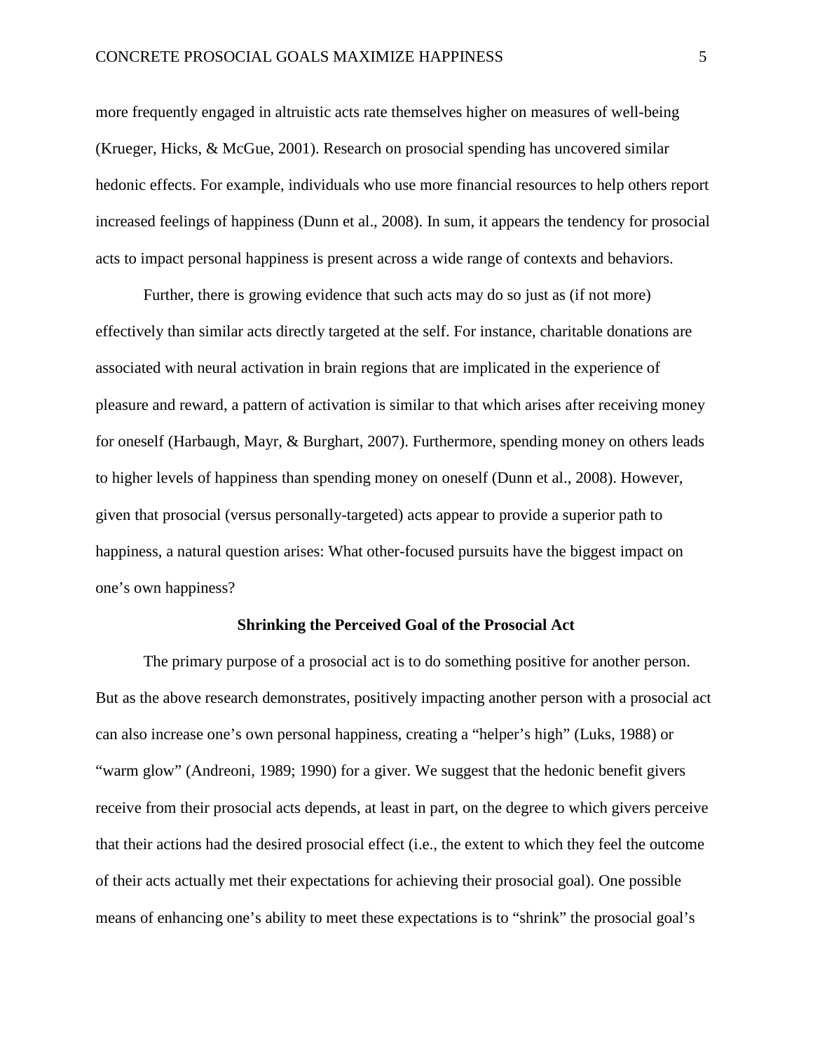more frequently engaged in altruistic acts rate themselves higher on measures of well-being (Krueger, Hicks, & McGue, 2001). Research on prosocial spending has uncovered similar hedonic effects. For example, individuals who use more financial resources to help others report increased feelings of happiness (Dunn et al., 2008). In sum, it appears the tendency for prosocial acts to impact personal happiness is present across a wide range of contexts and behaviors.

Further, there is growing evidence that such acts may do so just as (if not more) effectively than similar acts directly targeted at the self. For instance, charitable donations are associated with neural activation in brain regions that are implicated in the experience of pleasure and reward, a pattern of activation is similar to that which arises after receiving money for oneself (Harbaugh, Mayr, & Burghart, 2007). Furthermore, spending money on others leads to higher levels of happiness than spending money on oneself (Dunn et al., 2008). However, given that prosocial (versus personally-targeted) acts appear to provide a superior path to happiness, a natural question arises: What other-focused pursuits have the biggest impact on one's own happiness?

**Shrinking the Perceived Goal of the Prosocial Act**

The primary purpose of a prosocial act is to do something positive for another person. But as the above research demonstrates, positively impacting another person with a prosocial act can also increase one's own personal happiness, creating a "helper's high" (Luks, 1988) or "warm glow" (Andreoni, 1989; 1990) for a giver. We suggest that the hedonic benefit givers receive from their prosocial acts depends, at least in part, on the degree to which givers perceive that their actions had the desired prosocial effect (i.e., the extent to which they feel the outcome of their acts actually met their expectations for achieving their prosocial goal). One possible means of enhancing one's ability to meet these expectations is to "shrink" the prosocial goal's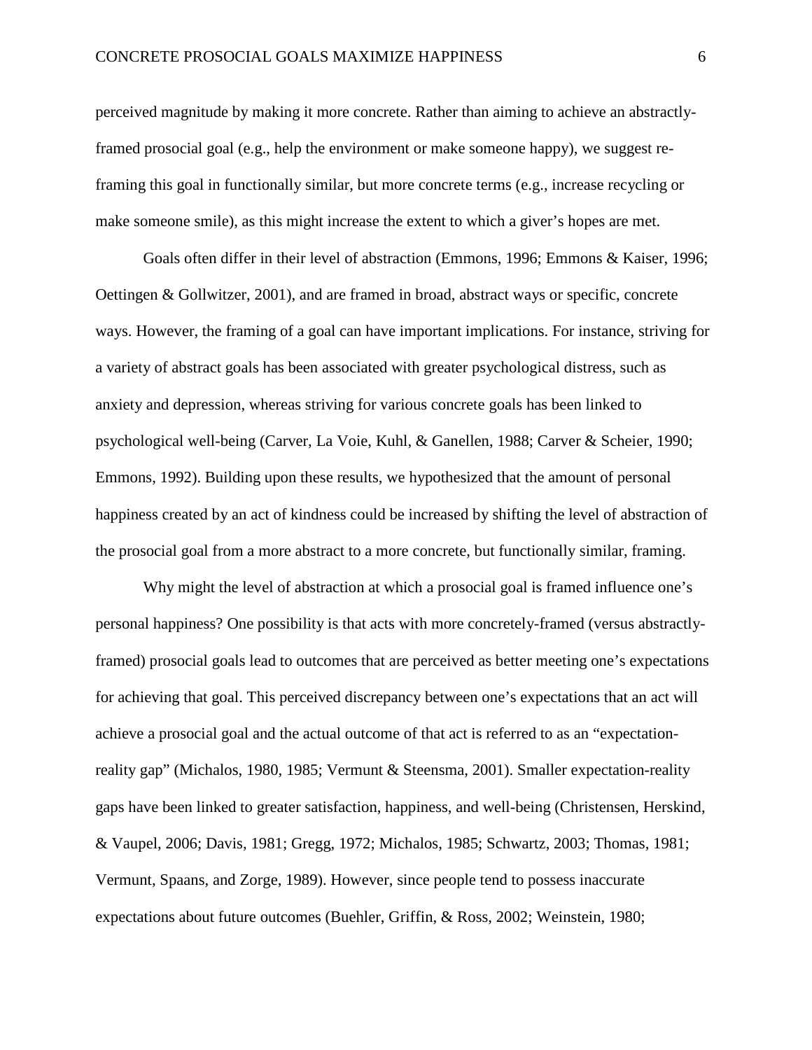perceived magnitude by making it more concrete. Rather than aiming to achieve an abstractly-framed prosocial goal (e.g., help the environment or make someone happy), we suggest re-framing this goal in functionally similar, but more concrete terms (e.g., increase recycling or make someone smile), as this might increase the extent to which a giver's hopes are met.

Goals often differ in their level of abstraction (Emmons, 1996; Emmons & Kaiser, 1996; Oettingen & Gollwitzer, 2001), and are framed in broad, abstract ways or specific, concrete ways. However, the framing of a goal can have important implications. For instance, striving for a variety of abstract goals has been associated with greater psychological distress, such as anxiety and depression, whereas striving for various concrete goals has been linked to psychological well-being (Carver, La Voie, Kuhl, & Ganellen, 1988; Carver & Scheier, 1990; Emmons, 1992). Building upon these results, we hypothesized that the amount of personal happiness created by an act of kindness could be increased by shifting the level of abstraction of the prosocial goal from a more abstract to a more concrete, but functionally similar, framing.

Why might the level of abstraction at which a prosocial goal is framed influence one's personal happiness? One possibility is that acts with more concretely-framed (versus abstractly-framed) prosocial goals lead to outcomes that are perceived as better meeting one's expectations for achieving that goal. This perceived discrepancy between one's expectations that an act will achieve a prosocial goal and the actual outcome of that act is referred to as an "expectation-reality gap" (Michalos, 1980, 1985; Vermunt & Steensma, 2001). Smaller expectation-reality gaps have been linked to greater satisfaction, happiness, and well-being (Christensen, Herskind, & Vaupel, 2006; Davis, 1981; Gregg, 1972; Michalos, 1985; Schwartz, 2003; Thomas, 1981; Vermunt, Spaans, and Zorge, 1989). However, since people tend to possess inaccurate expectations about future outcomes (Buehler, Griffin, & Ross, 2002; Weinstein, 1980;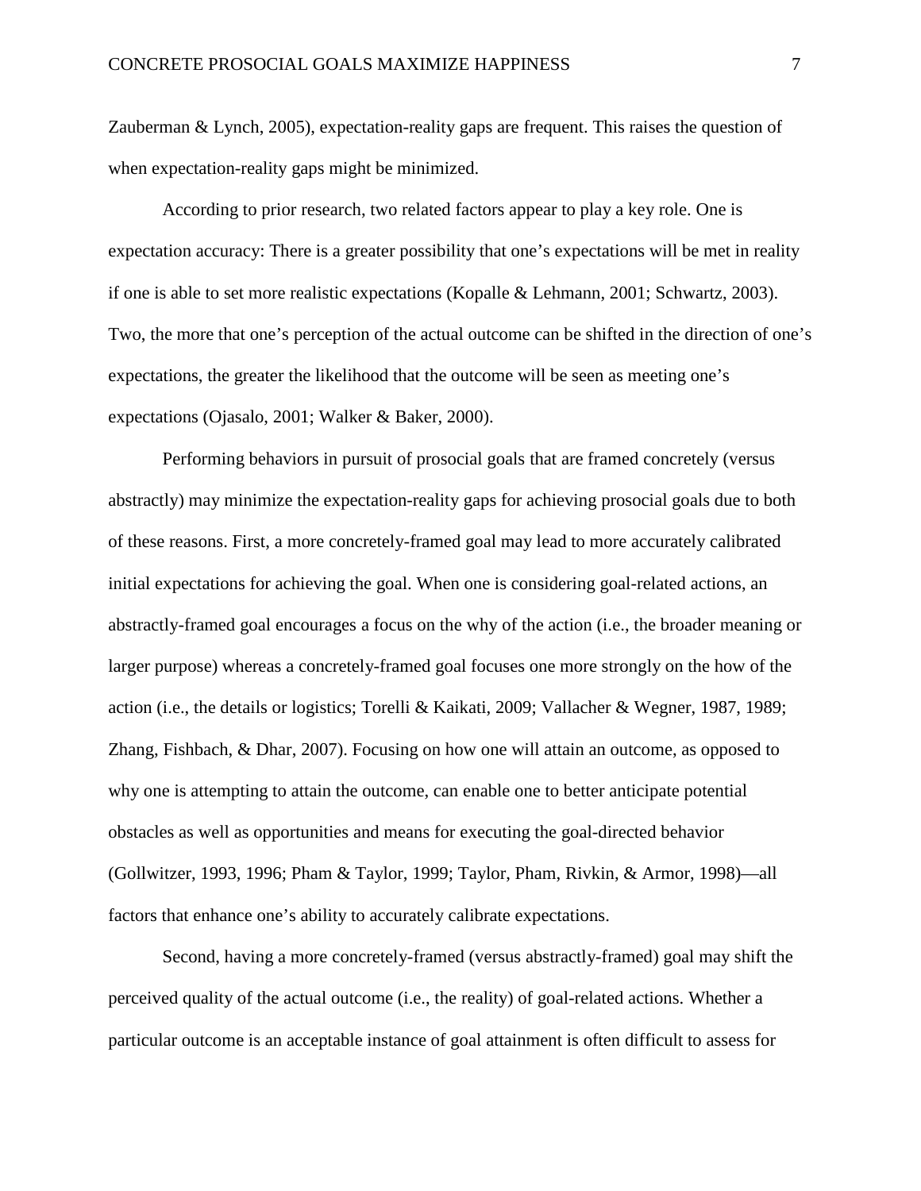Zauberman & Lynch, 2005), expectation-reality gaps are frequent. This raises the question of when expectation-reality gaps might be minimized.

According to prior research, two related factors appear to play a key role. One is expectation accuracy: There is a greater possibility that one's expectations will be met in reality if one is able to set more realistic expectations (Kopalle & Lehmann, 2001; Schwartz, 2003). Two, the more that one's perception of the actual outcome can be shifted in the direction of one's expectations, the greater the likelihood that the outcome will be seen as meeting one's expectations (Ojasalo, 2001; Walker & Baker, 2000).

Performing behaviors in pursuit of prosocial goals that are framed concretely (versus abstractly) may minimize the expectation-reality gaps for achieving prosocial goals due to both of these reasons. First, a more concretely-framed goal may lead to more accurately calibrated initial expectations for achieving the goal. When one is considering goal-related actions, an abstractly-framed goal encourages a focus on the why of the action (i.e., the broader meaning or larger purpose) whereas a concretely-framed goal focuses one more strongly on the how of the action (i.e., the details or logistics; Torelli & Kaikati, 2009; Vallacher & Wegner, 1987, 1989; Zhang, Fishbach, & Dhar, 2007). Focusing on how one will attain an outcome, as opposed to why one is attempting to attain the outcome, can enable one to better anticipate potential obstacles as well as opportunities and means for executing the goal-directed behavior (Gollwitzer, 1993, 1996; Pham & Taylor, 1999; Taylor, Pham, Rivkin, & Armor, 1998)—all factors that enhance one's ability to accurately calibrate expectations.

Second, having a more concretely-framed (versus abstractly-framed) goal may shift the perceived quality of the actual outcome (i.e., the reality) of goal-related actions. Whether a particular outcome is an acceptable instance of goal attainment is often difficult to assess for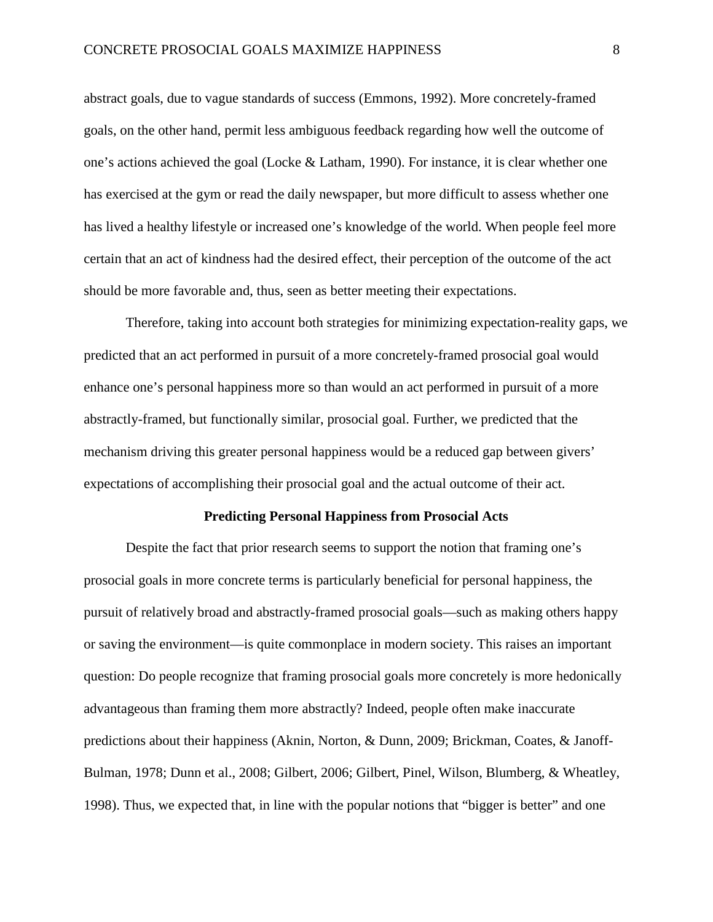abstract goals, due to vague standards of success (Emmons, 1992). More concretely-framed goals, on the other hand, permit less ambiguous feedback regarding how well the outcome of one's actions achieved the goal (Locke & Latham, 1990). For instance, it is clear whether one has exercised at the gym or read the daily newspaper, but more difficult to assess whether one has lived a healthy lifestyle or increased one's knowledge of the world. When people feel more certain that an act of kindness had the desired effect, their perception of the outcome of the act should be more favorable and, thus, seen as better meeting their expectations.

Therefore, taking into account both strategies for minimizing expectation-reality gaps, we predicted that an act performed in pursuit of a more concretely-framed prosocial goal would enhance one's personal happiness more so than would an act performed in pursuit of a more abstractly-framed, but functionally similar, prosocial goal. Further, we predicted that the mechanism driving this greater personal happiness would be a reduced gap between givers' expectations of accomplishing their prosocial goal and the actual outcome of their act.

## Predicting Personal Happiness from Prosocial Acts

Despite the fact that prior research seems to support the notion that framing one's prosocial goals in more concrete terms is particularly beneficial for personal happiness, the pursuit of relatively broad and abstractly-framed prosocial goals—such as making others happy or saving the environment—is quite commonplace in modern society. This raises an important question: Do people recognize that framing prosocial goals more concretely is more hedonically advantageous than framing them more abstractly? Indeed, people often make inaccurate predictions about their happiness (Aknin, Norton, & Dunn, 2009; Brickman, Coates, & Janoff-Bulman, 1978; Dunn et al., 2008; Gilbert, 2006; Gilbert, Pinel, Wilson, Blumberg, & Wheatley, 1998). Thus, we expected that, in line with the popular notions that "bigger is better" and one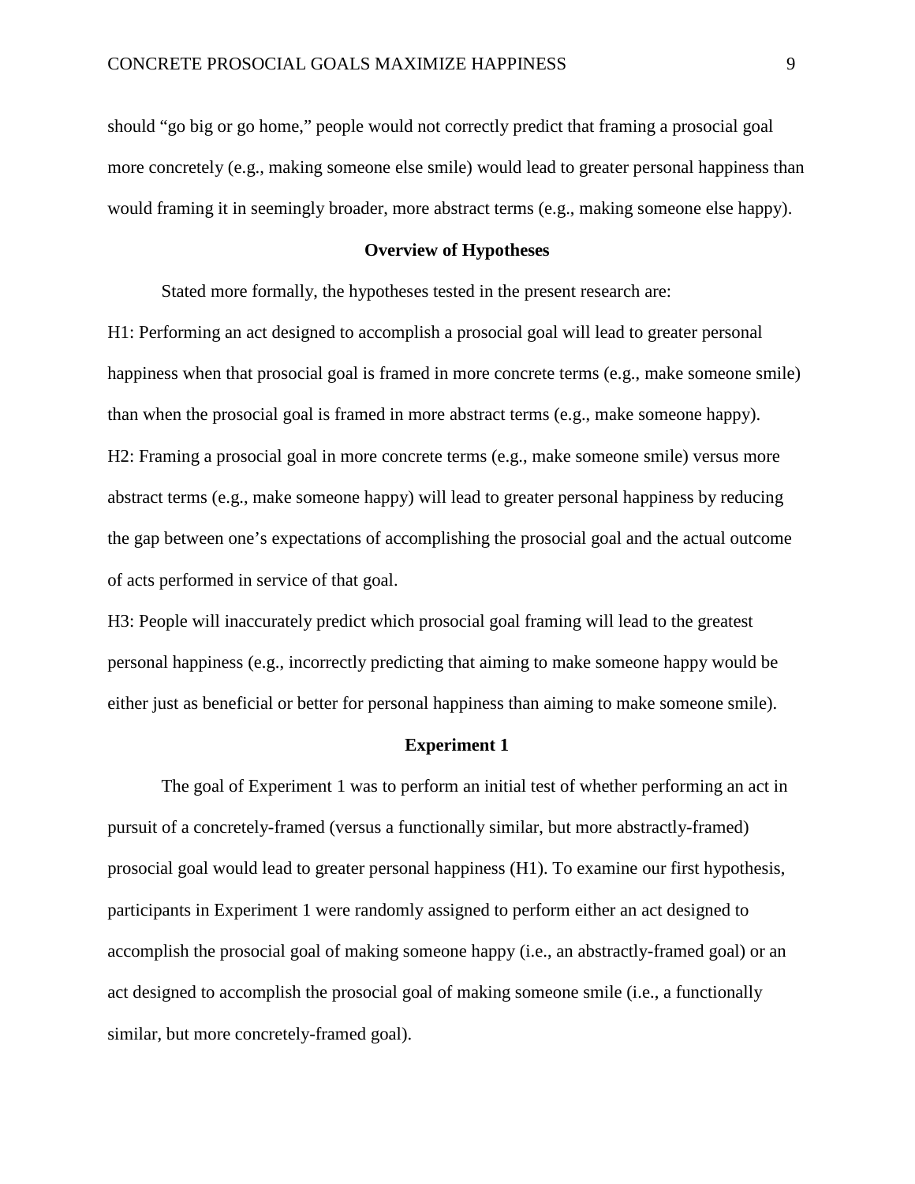should "go big or go home," people would not correctly predict that framing a prosocial goal more concretely (e.g., making someone else smile) would lead to greater personal happiness than would framing it in seemingly broader, more abstract terms (e.g., making someone else happy).

## Overview of Hypotheses

Stated more formally, the hypotheses tested in the present research are:

H1: Performing an act designed to accomplish a prosocial goal will lead to greater personal happiness when that prosocial goal is framed in more concrete terms (e.g., make someone smile) than when the prosocial goal is framed in more abstract terms (e.g., make someone happy).

H2: Framing a prosocial goal in more concrete terms (e.g., make someone smile) versus more abstract terms (e.g., make someone happy) will lead to greater personal happiness by reducing the gap between one's expectations of accomplishing the prosocial goal and the actual outcome of acts performed in service of that goal.

H3: People will inaccurately predict which prosocial goal framing will lead to the greatest personal happiness (e.g., incorrectly predicting that aiming to make someone happy would be either just as beneficial or better for personal happiness than aiming to make someone smile).

## Experiment 1

The goal of Experiment 1 was to perform an initial test of whether performing an act in pursuit of a concretely-framed (versus a functionally similar, but more abstractly-framed) prosocial goal would lead to greater personal happiness (H1). To examine our first hypothesis, participants in Experiment 1 were randomly assigned to perform either an act designed to accomplish the prosocial goal of making someone happy (i.e., an abstractly-framed goal) or an act designed to accomplish the prosocial goal of making someone smile (i.e., a functionally similar, but more concretely-framed goal).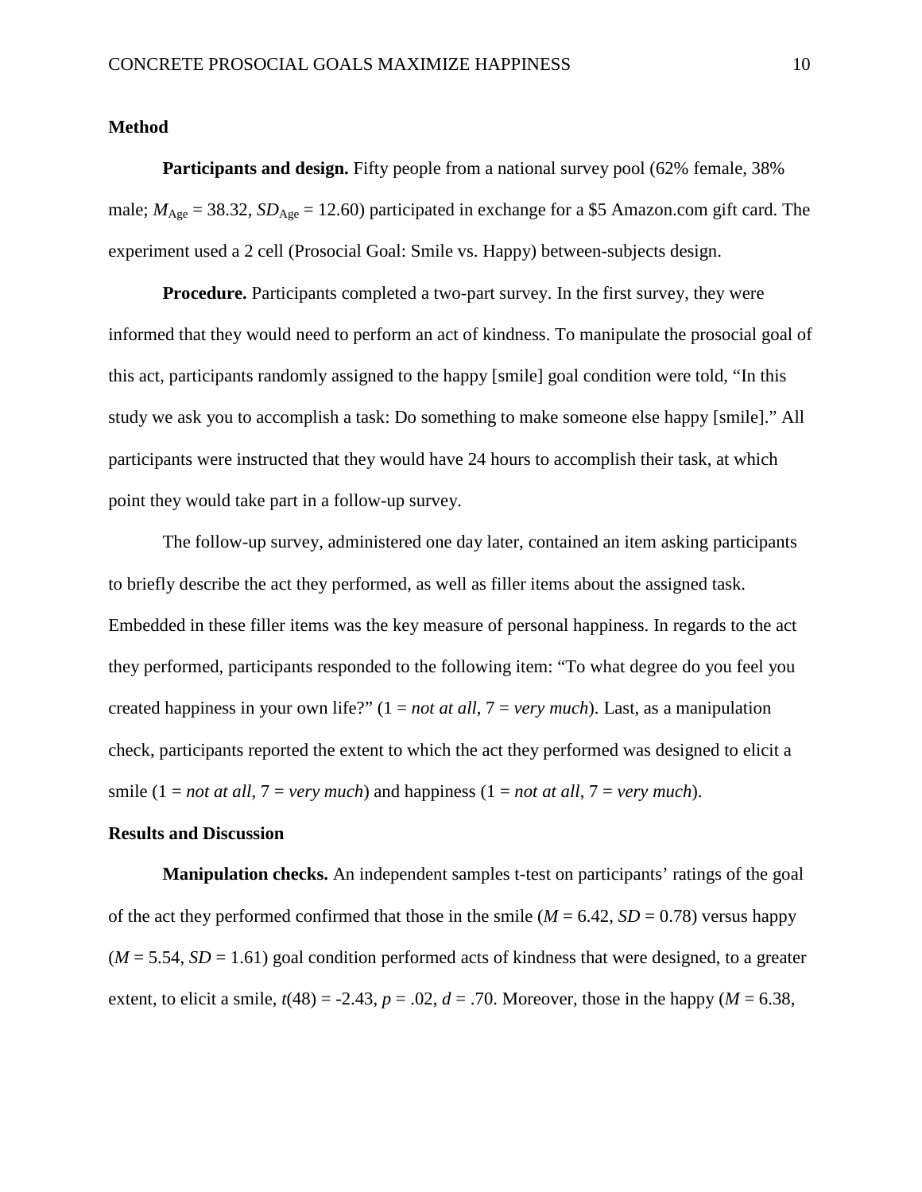## Method

**Participants and design.** Fifty people from a national survey pool (62% female, 38% male; $M_{Age}$ = 38.32, $SD_{Age}$ = 12.60) participated in exchange for a $5 Amazon.com gift card. The experiment used a 2 cell (Prosocial Goal: Smile vs. Happy) between-subjects design.

**Procedure.** Participants completed a two-part survey. In the first survey, they were informed that they would need to perform an act of kindness. To manipulate the prosocial goal of this act, participants randomly assigned to the happy [smile] goal condition were told, "In this study we ask you to accomplish a task: Do something to make someone else happy [smile]." All participants were instructed that they would have 24 hours to accomplish their task, at which point they would take part in a follow-up survey.

The follow-up survey, administered one day later, contained an item asking participants to briefly describe the act they performed, as well as filler items about the assigned task. Embedded in these filler items was the key measure of personal happiness. In regards to the act they performed, participants responded to the following item: "To what degree do you feel you created happiness in your own life?" (1 = *not at all*, 7 = *very much*). Last, as a manipulation check, participants reported the extent to which the act they performed was designed to elicit a smile (1 = *not at all*, 7 = *very much*) and happiness (1 = *not at all*, 7 = *very much*).

## Results and Discussion

**Manipulation checks.** An independent samples t-test on participants' ratings of the goal of the act they performed confirmed that those in the smile ($M$ = 6.42, $SD$ = 0.78) versus happy ($M$ = 5.54, $SD$ = 1.61) goal condition performed acts of kindness that were designed, to a greater extent, to elicit a smile, $t(48)$ = -2.43, $p$ = .02, $d$ = .70. Moreover, those in the happy ($M$ = 6.38,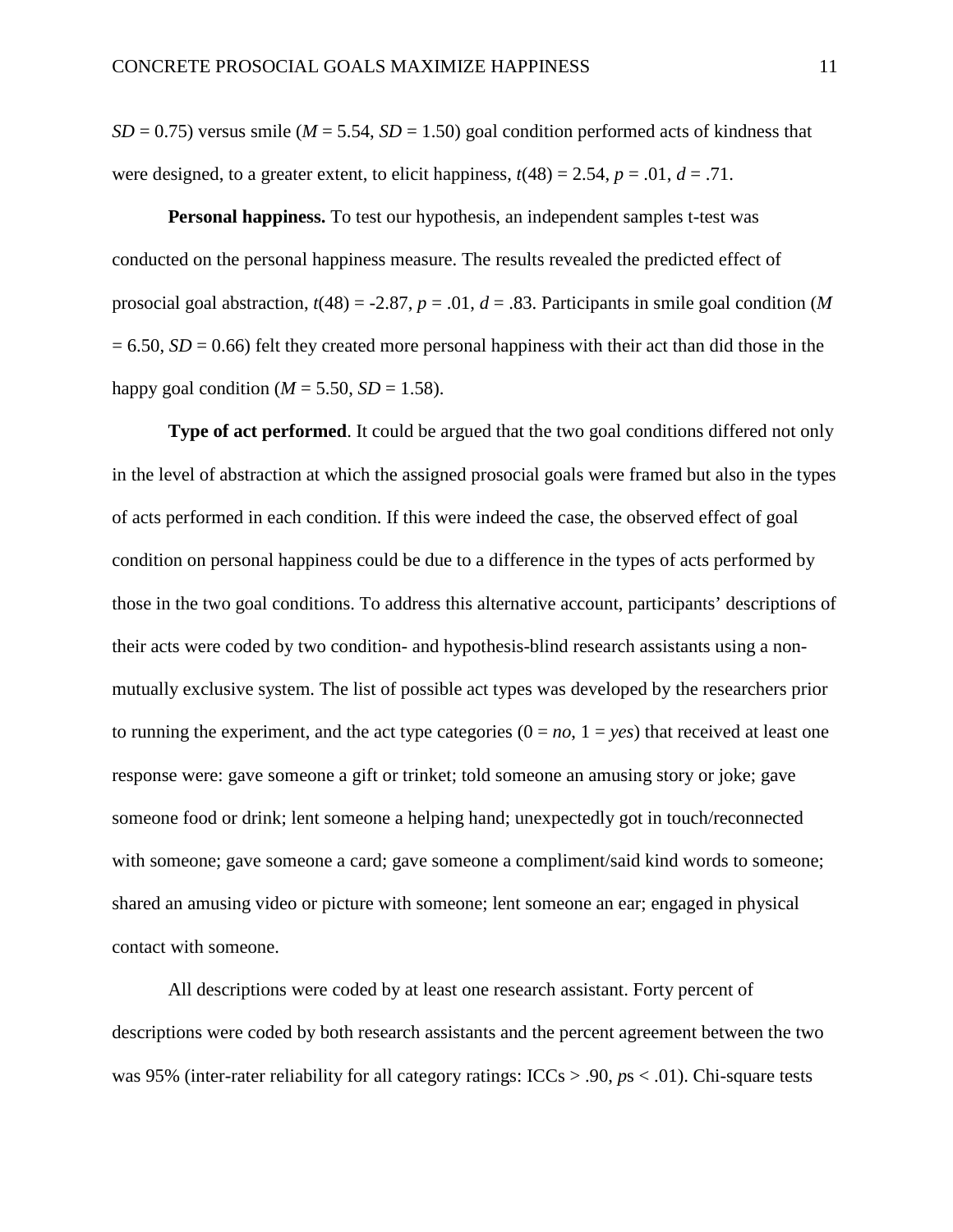$SD$ = 0.75) versus smile ($M$ = 5.54, $SD$ = 1.50) goal condition performed acts of kindness that were designed, to a greater extent, to elicit happiness, $t(48) = 2.54$, $p = .01$, $d = .71$.

**Personal happiness.** To test our hypothesis, an independent samples t-test was conducted on the personal happiness measure. The results revealed the predicted effect of prosocial goal abstraction, $t(48) = -2.87$, $p = .01$, $d = .83$. Participants in smile goal condition ($M$ = 6.50, $SD$ = 0.66) felt they created more personal happiness with their act than did those in the happy goal condition ($M$ = 5.50, $SD$ = 1.58).

**Type of act performed**. It could be argued that the two goal conditions differed not only in the level of abstraction at which the assigned prosocial goals were framed but also in the types of acts performed in each condition. If this were indeed the case, the observed effect of goal condition on personal happiness could be due to a difference in the types of acts performed by those in the two goal conditions. To address this alternative account, participants' descriptions of their acts were coded by two condition- and hypothesis-blind research assistants using a non-mutually exclusive system. The list of possible act types was developed by the researchers prior to running the experiment, and the act type categories (0 = *no*, 1 = *yes*) that received at least one response were: gave someone a gift or trinket; told someone an amusing story or joke; gave someone food or drink; lent someone a helping hand; unexpectedly got in touch/reconnected with someone; gave someone a card; gave someone a compliment/said kind words to someone; shared an amusing video or picture with someone; lent someone an ear; engaged in physical contact with someone.

All descriptions were coded by at least one research assistant. Forty percent of descriptions were coded by both research assistants and the percent agreement between the two was 95% (inter-rater reliability for all category ratings: ICCs > .90, $p$s < .01). Chi-square tests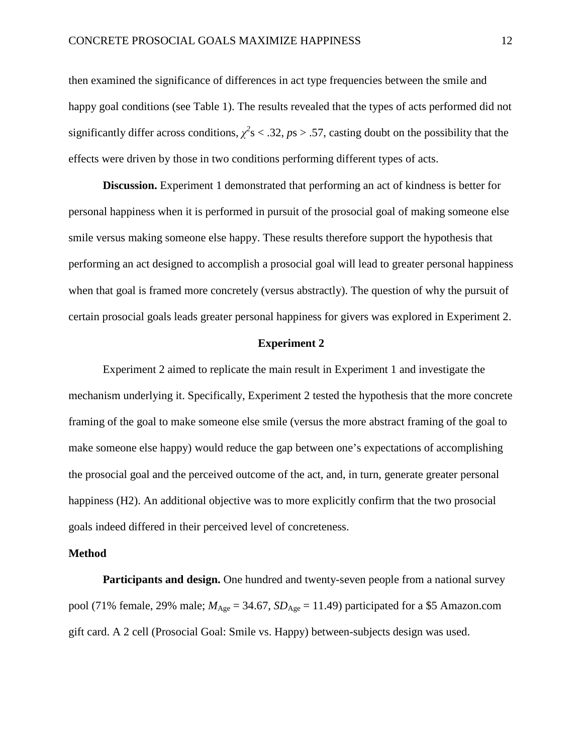then examined the significance of differences in act type frequencies between the smile and happy goal conditions (see Table 1). The results revealed that the types of acts performed did not significantly differ across conditions, $\chi^2$s < .32, *p*s > .57, casting doubt on the possibility that the effects were driven by those in two conditions performing different types of acts.

**Discussion.** Experiment 1 demonstrated that performing an act of kindness is better for personal happiness when it is performed in pursuit of the prosocial goal of making someone else smile versus making someone else happy. These results therefore support the hypothesis that performing an act designed to accomplish a prosocial goal will lead to greater personal happiness when that goal is framed more concretely (versus abstractly). The question of why the pursuit of certain prosocial goals leads greater personal happiness for givers was explored in Experiment 2.

## Experiment 2

Experiment 2 aimed to replicate the main result in Experiment 1 and investigate the mechanism underlying it. Specifically, Experiment 2 tested the hypothesis that the more concrete framing of the goal to make someone else smile (versus the more abstract framing of the goal to make someone else happy) would reduce the gap between one's expectations of accomplishing the prosocial goal and the perceived outcome of the act, and, in turn, generate greater personal happiness (H2). An additional objective was to more explicitly confirm that the two prosocial goals indeed differed in their perceived level of concreteness.

### Method

**Participants and design.** One hundred and twenty-seven people from a national survey pool (71% female, 29% male; $M_{Age}$ = 34.67, $SD_{Age}$ = 11.49) participated for a $5 Amazon.com gift card. A 2 cell (Prosocial Goal: Smile vs. Happy) between-subjects design was used.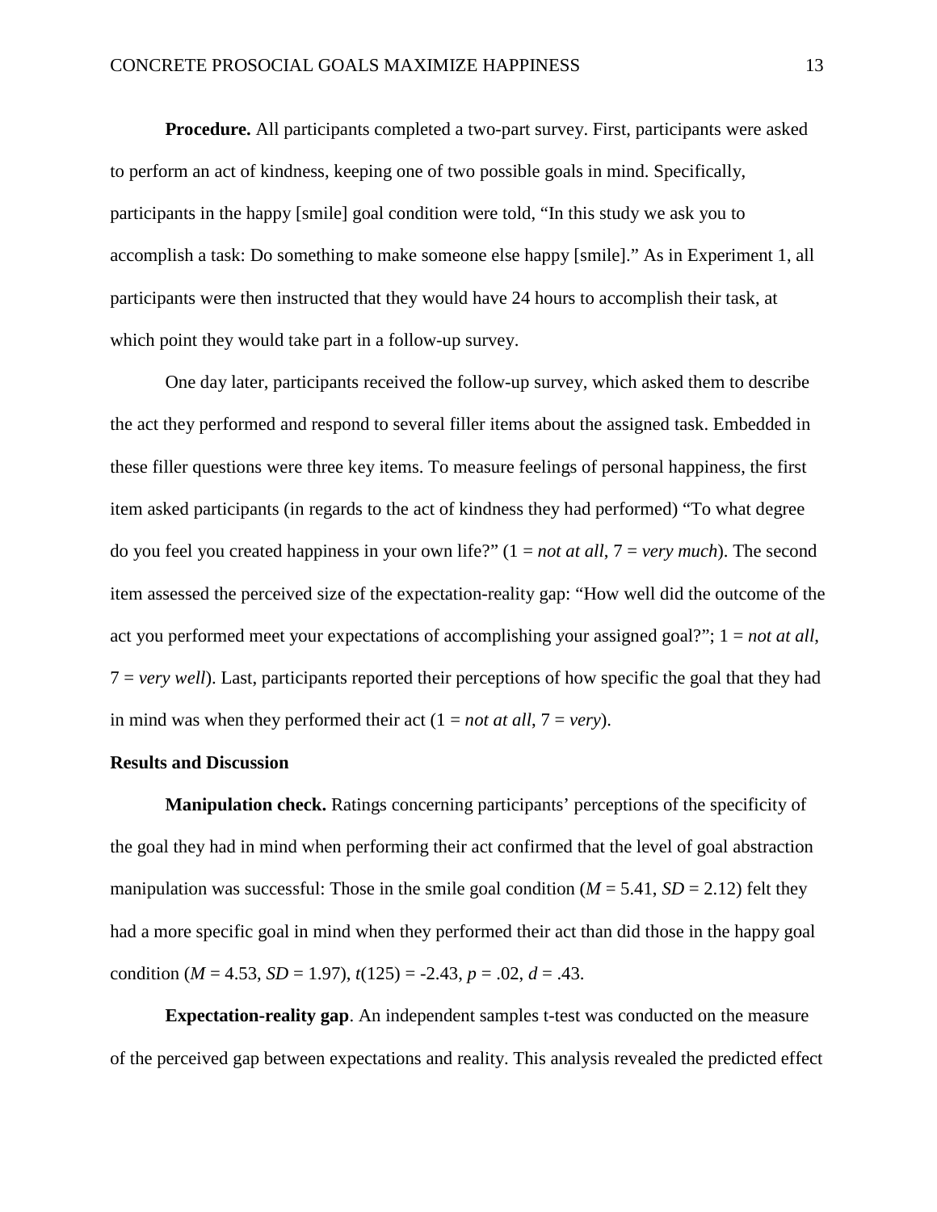**Procedure.** All participants completed a two-part survey. First, participants were asked to perform an act of kindness, keeping one of two possible goals in mind. Specifically, participants in the happy [smile] goal condition were told, "In this study we ask you to accomplish a task: Do something to make someone else happy [smile]." As in Experiment 1, all participants were then instructed that they would have 24 hours to accomplish their task, at which point they would take part in a follow-up survey.

One day later, participants received the follow-up survey, which asked them to describe the act they performed and respond to several filler items about the assigned task. Embedded in these filler questions were three key items. To measure feelings of personal happiness, the first item asked participants (in regards to the act of kindness they had performed) "To what degree do you feel you created happiness in your own life?" (1 = *not at all*, 7 = *very much*). The second item assessed the perceived size of the expectation-reality gap: "How well did the outcome of the act you performed meet your expectations of accomplishing your assigned goal?"; 1 = *not at all*, 7 = *very well*). Last, participants reported their perceptions of how specific the goal that they had in mind was when they performed their act (1 = *not at all*, 7 = *very*).

## Results and Discussion

**Manipulation check.** Ratings concerning participants' perceptions of the specificity of the goal they had in mind when performing their act confirmed that the level of goal abstraction manipulation was successful: Those in the smile goal condition ($M$ = 5.41, $SD$ = 2.12) felt they had a more specific goal in mind when they performed their act than did those in the happy goal condition ($M$ = 4.53, $SD$ = 1.97), $t(125) = -2.43$, $p = .02$, $d = .43$.

**Expectation-reality gap**. An independent samples t-test was conducted on the measure of the perceived gap between expectations and reality. This analysis revealed the predicted effect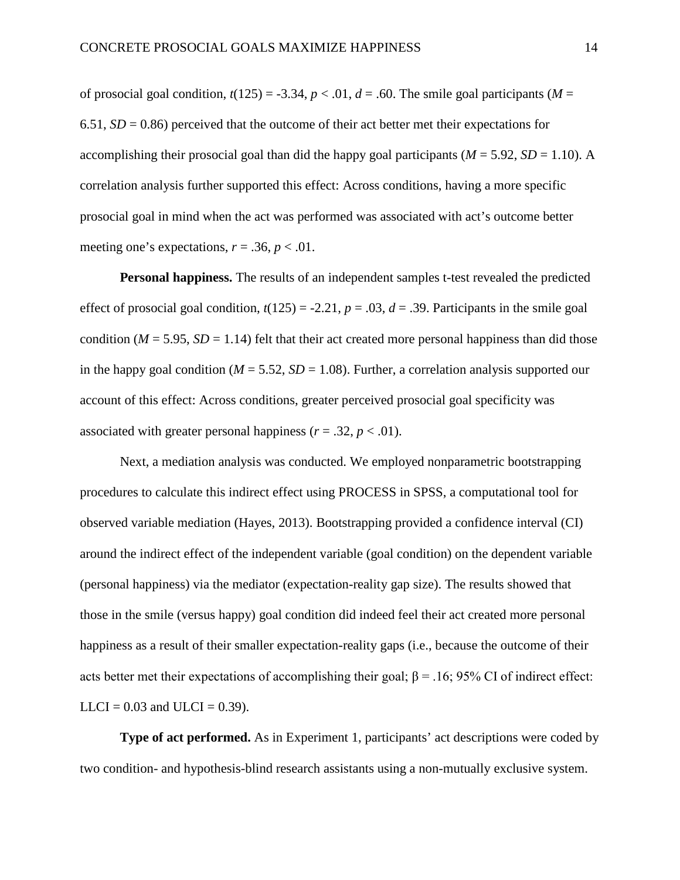of prosocial goal condition, $t(125) = -3.34$, $p < .01$, $d = .60$. The smile goal participants ($M = 6.51$, $SD = 0.86$) perceived that the outcome of their act better met their expectations for accomplishing their prosocial goal than did the happy goal participants ($M = 5.92$, $SD = 1.10$). A correlation analysis further supported this effect: Across conditions, having a more specific prosocial goal in mind when the act was performed was associated with act's outcome better meeting one's expectations, $r = .36$, $p < .01$.

**Personal happiness.** The results of an independent samples t-test revealed the predicted effect of prosocial goal condition, $t(125) = -2.21$, $p = .03$, $d = .39$. Participants in the smile goal condition ($M = 5.95$, $SD = 1.14$) felt that their act created more personal happiness than did those in the happy goal condition ($M = 5.52$, $SD = 1.08$). Further, a correlation analysis supported our account of this effect: Across conditions, greater perceived prosocial goal specificity was associated with greater personal happiness ($r = .32$, $p < .01$).

Next, a mediation analysis was conducted. We employed nonparametric bootstrapping procedures to calculate this indirect effect using PROCESS in SPSS, a computational tool for observed variable mediation (Hayes, 2013). Bootstrapping provided a confidence interval (CI) around the indirect effect of the independent variable (goal condition) on the dependent variable (personal happiness) via the mediator (expectation-reality gap size). The results showed that those in the smile (versus happy) goal condition did indeed feel their act created more personal happiness as a result of their smaller expectation-reality gaps (i.e., because the outcome of their acts better met their expectations of accomplishing their goal; $\beta = .16$; 95% CI of indirect effect: LLCI = 0.03 and ULCI = 0.39).

**Type of act performed.** As in Experiment 1, participants' act descriptions were coded by two condition- and hypothesis-blind research assistants using a non-mutually exclusive system.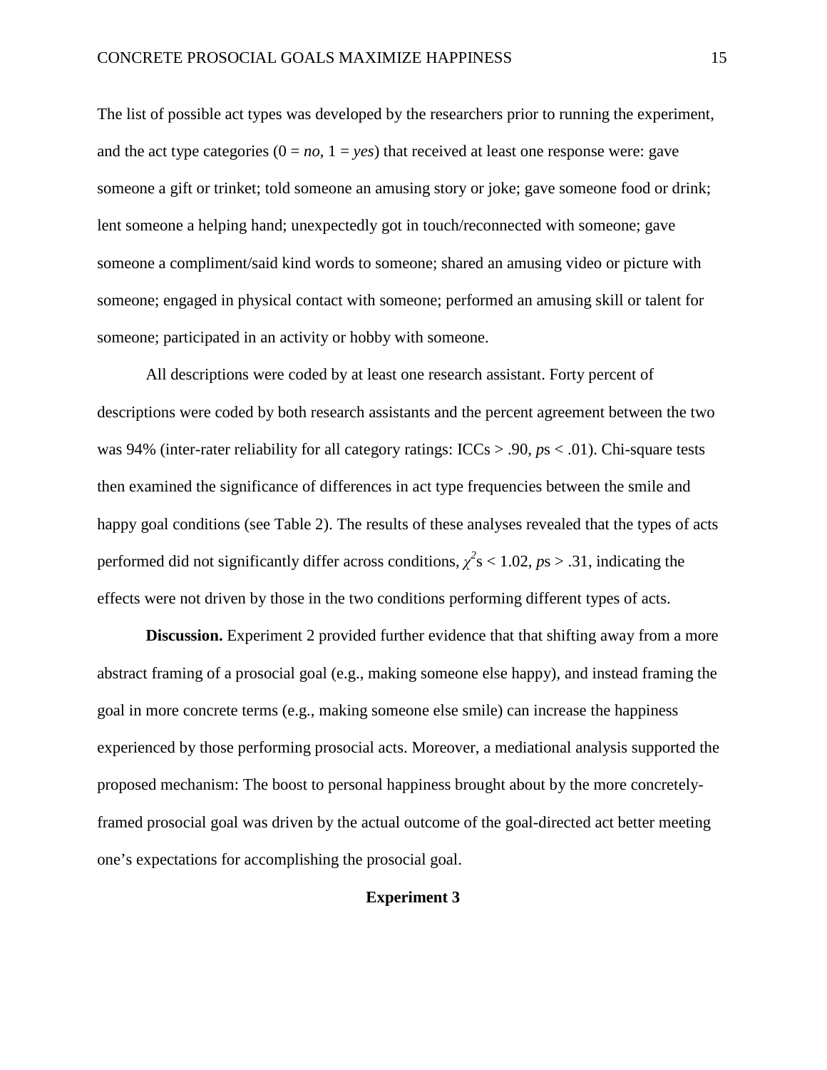The list of possible act types was developed by the researchers prior to running the experiment, and the act type categories (0 = *no*, 1 = *yes*) that received at least one response were: gave someone a gift or trinket; told someone an amusing story or joke; gave someone food or drink; lent someone a helping hand; unexpectedly got in touch/reconnected with someone; gave someone a compliment/said kind words to someone; shared an amusing video or picture with someone; engaged in physical contact with someone; performed an amusing skill or talent for someone; participated in an activity or hobby with someone.

All descriptions were coded by at least one research assistant. Forty percent of descriptions were coded by both research assistants and the percent agreement between the two was 94% (inter-rater reliability for all category ratings: ICCs > .90, *p*s < .01). Chi-square tests then examined the significance of differences in act type frequencies between the smile and happy goal conditions (see Table 2). The results of these analyses revealed that the types of acts performed did not significantly differ across conditions, $\chi^2$s < 1.02, *p*s > .31, indicating the effects were not driven by those in the two conditions performing different types of acts.

**Discussion.** Experiment 2 provided further evidence that that shifting away from a more abstract framing of a prosocial goal (e.g., making someone else happy), and instead framing the goal in more concrete terms (e.g., making someone else smile) can increase the happiness experienced by those performing prosocial acts. Moreover, a mediational analysis supported the proposed mechanism: The boost to personal happiness brought about by the more concretely-framed prosocial goal was driven by the actual outcome of the goal-directed act better meeting one's expectations for accomplishing the prosocial goal.

## Experiment 3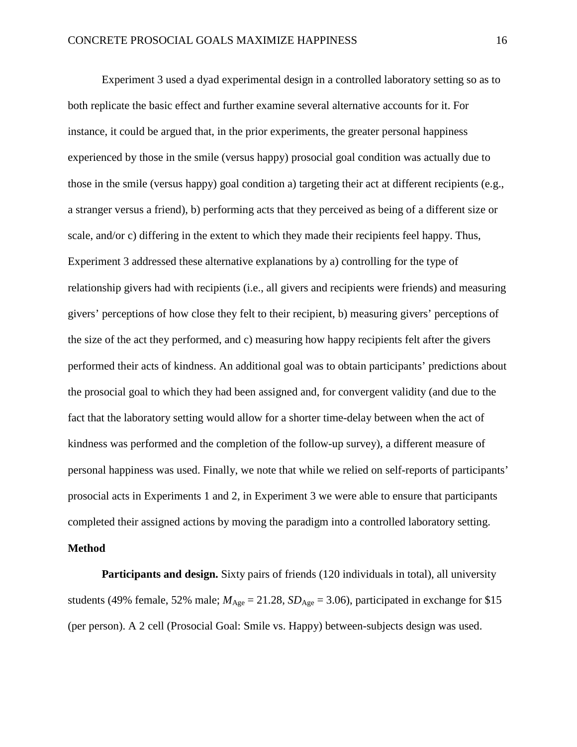Experiment 3 used a dyad experimental design in a controlled laboratory setting so as to both replicate the basic effect and further examine several alternative accounts for it. For instance, it could be argued that, in the prior experiments, the greater personal happiness experienced by those in the smile (versus happy) prosocial goal condition was actually due to those in the smile (versus happy) goal condition a) targeting their act at different recipients (e.g., a stranger versus a friend), b) performing acts that they perceived as being of a different size or scale, and/or c) differing in the extent to which they made their recipients feel happy. Thus, Experiment 3 addressed these alternative explanations by a) controlling for the type of relationship givers had with recipients (i.e., all givers and recipients were friends) and measuring givers' perceptions of how close they felt to their recipient, b) measuring givers' perceptions of the size of the act they performed, and c) measuring how happy recipients felt after the givers performed their acts of kindness. An additional goal was to obtain participants' predictions about the prosocial goal to which they had been assigned and, for convergent validity (and due to the fact that the laboratory setting would allow for a shorter time-delay between when the act of kindness was performed and the completion of the follow-up survey), a different measure of personal happiness was used. Finally, we note that while we relied on self-reports of participants' prosocial acts in Experiments 1 and 2, in Experiment 3 we were able to ensure that participants completed their assigned actions by moving the paradigm into a controlled laboratory setting.

## Method

**Participants and design.** Sixty pairs of friends (120 individuals in total), all university students (49% female, 52% male; $M_{\text{Age}} = 21.28$, $SD_{\text{Age}} = 3.06$), participated in exchange for $15 (per person). A 2 cell (Prosocial Goal: Smile vs. Happy) between-subjects design was used.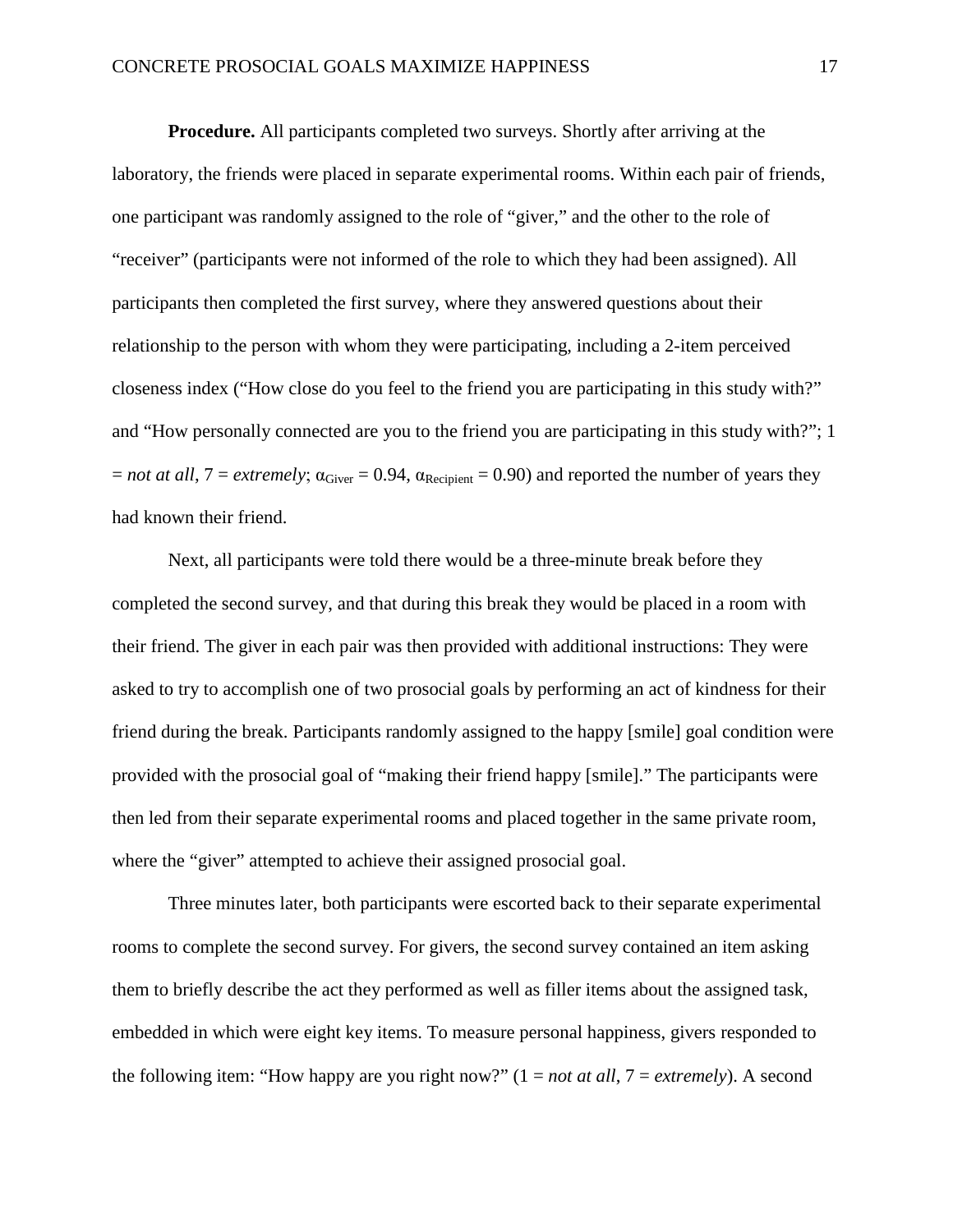**Procedure.** All participants completed two surveys. Shortly after arriving at the laboratory, the friends were placed in separate experimental rooms. Within each pair of friends, one participant was randomly assigned to the role of "giver," and the other to the role of "receiver" (participants were not informed of the role to which they had been assigned). All participants then completed the first survey, where they answered questions about their relationship to the person with whom they were participating, including a 2-item perceived closeness index ("How close do you feel to the friend you are participating in this study with?" and "How personally connected are you to the friend you are participating in this study with?"; 1 = *not at all*, 7 = *extremely*; $\alpha_{Giver} = 0.94$, $\alpha_{Recipient} = 0.90$) and reported the number of years they had known their friend.

Next, all participants were told there would be a three-minute break before they completed the second survey, and that during this break they would be placed in a room with their friend. The giver in each pair was then provided with additional instructions: They were asked to try to accomplish one of two prosocial goals by performing an act of kindness for their friend during the break. Participants randomly assigned to the happy [smile] goal condition were provided with the prosocial goal of "making their friend happy [smile]." The participants were then led from their separate experimental rooms and placed together in the same private room, where the "giver" attempted to achieve their assigned prosocial goal.

Three minutes later, both participants were escorted back to their separate experimental rooms to complete the second survey. For givers, the second survey contained an item asking them to briefly describe the act they performed as well as filler items about the assigned task, embedded in which were eight key items. To measure personal happiness, givers responded to the following item: "How happy are you right now?" (1 = *not at all*, 7 = *extremely*). A second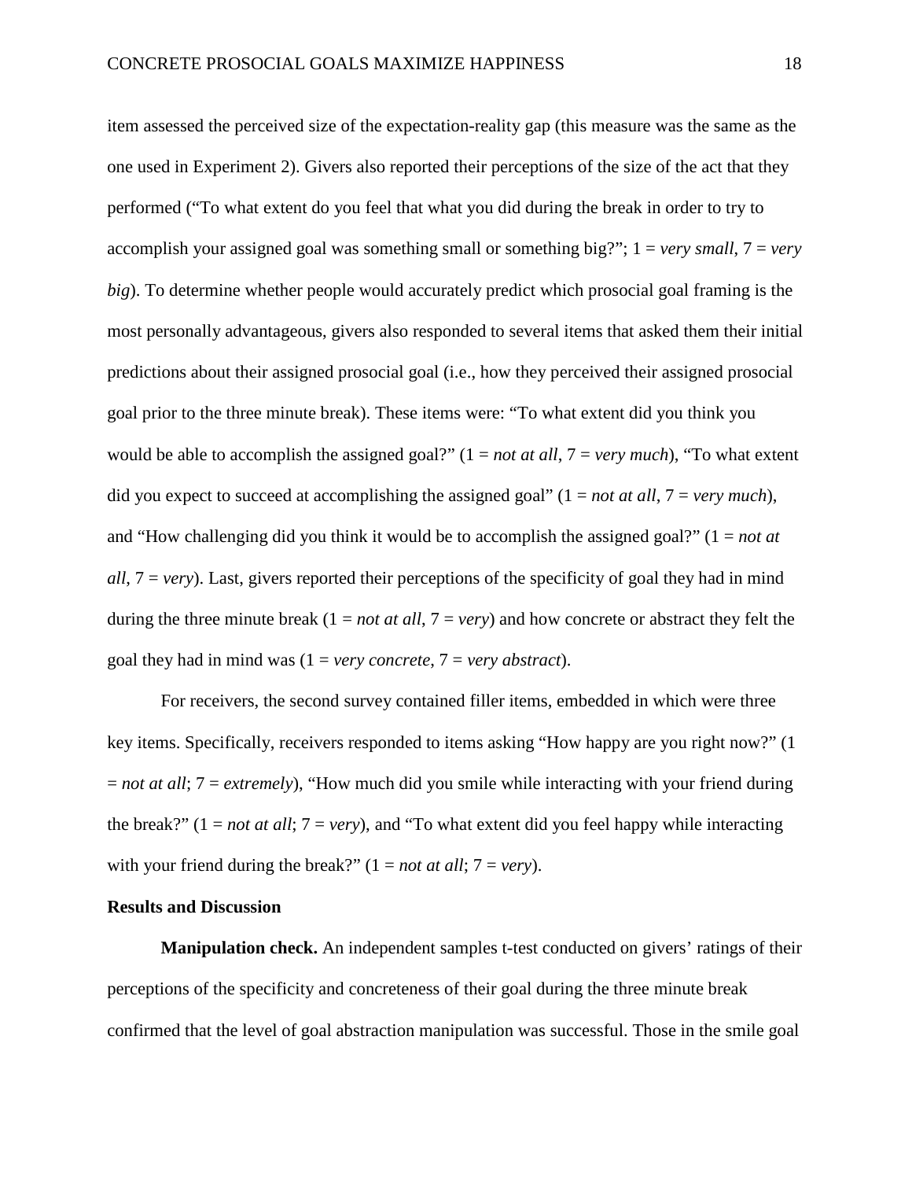item assessed the perceived size of the expectation-reality gap (this measure was the same as the one used in Experiment 2). Givers also reported their perceptions of the size of the act that they performed ("To what extent do you feel that what you did during the break in order to try to accomplish your assigned goal was something small or something big?"; 1 = *very small*, 7 = *very big*). To determine whether people would accurately predict which prosocial goal framing is the most personally advantageous, givers also responded to several items that asked them their initial predictions about their assigned prosocial goal (i.e., how they perceived their assigned prosocial goal prior to the three minute break). These items were: "To what extent did you think you would be able to accomplish the assigned goal?" (1 = *not at all*, 7 = *very much*), "To what extent did you expect to succeed at accomplishing the assigned goal" (1 = *not at all*, 7 = *very much*), and "How challenging did you think it would be to accomplish the assigned goal?" (1 = *not at all*, 7 = *very*). Last, givers reported their perceptions of the specificity of goal they had in mind during the three minute break (1 = *not at all*, 7 = *very*) and how concrete or abstract they felt the goal they had in mind was (1 = *very concrete*, 7 = *very abstract*).

For receivers, the second survey contained filler items, embedded in which were three key items. Specifically, receivers responded to items asking "How happy are you right now?" (1 = *not at all*; 7 = *extremely*), "How much did you smile while interacting with your friend during the break?" (1 = *not at all*; 7 = *very*), and "To what extent did you feel happy while interacting with your friend during the break?" (1 = *not at all*; 7 = *very*).

## Results and Discussion

**Manipulation check.** An independent samples t-test conducted on givers' ratings of their perceptions of the specificity and concreteness of their goal during the three minute break confirmed that the level of goal abstraction manipulation was successful. Those in the smile goal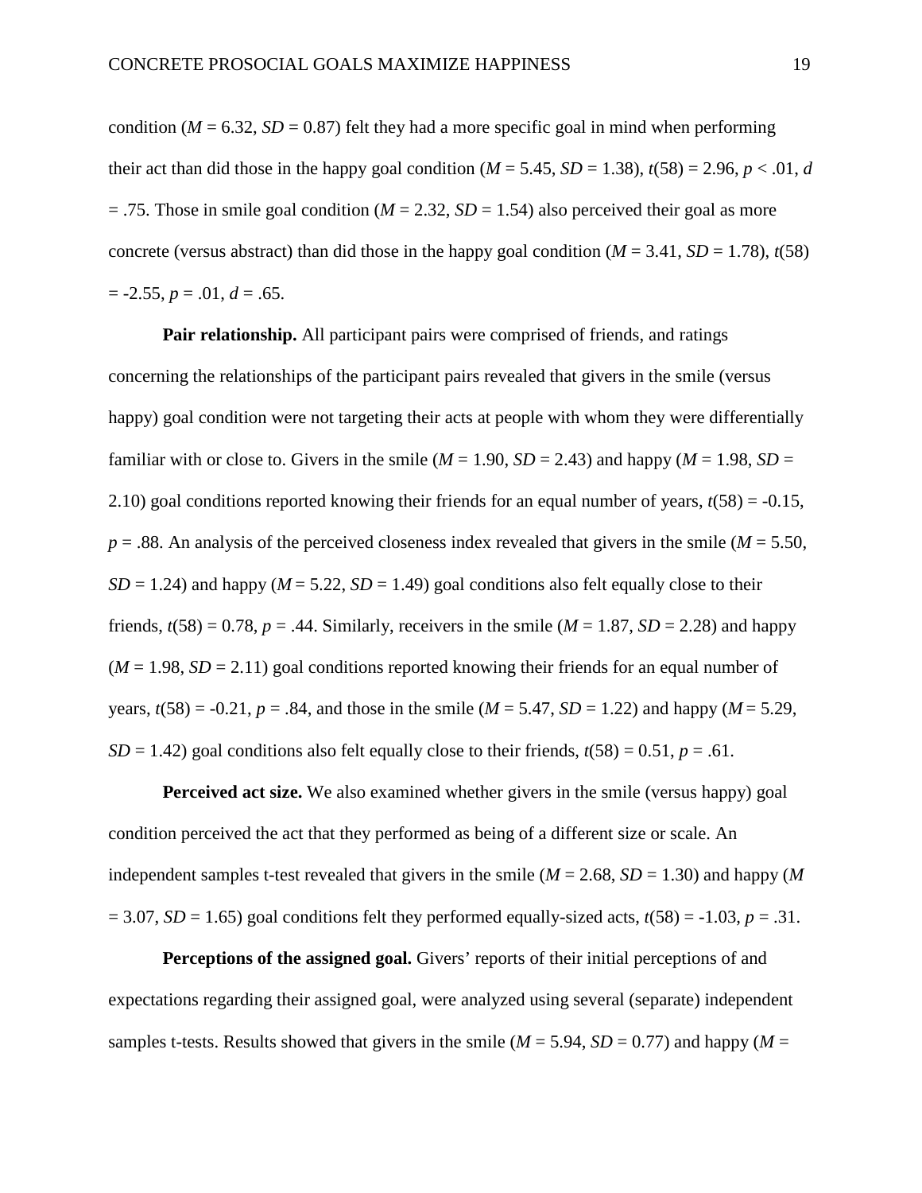condition ($M = 6.32$, $SD = 0.87$) felt they had a more specific goal in mind when performing their act than did those in the happy goal condition ($M = 5.45$, $SD = 1.38$), $t(58) = 2.96$, $p < .01$, $d = .75$. Those in smile goal condition ($M = 2.32$, $SD = 1.54$) also perceived their goal as more concrete (versus abstract) than did those in the happy goal condition ($M = 3.41$, $SD = 1.78$), $t(58) = -2.55$, $p = .01$, $d = .65$.

**Pair relationship.** All participant pairs were comprised of friends, and ratings concerning the relationships of the participant pairs revealed that givers in the smile (versus happy) goal condition were not targeting their acts at people with whom they were differentially familiar with or close to. Givers in the smile ($M = 1.90$, $SD = 2.43$) and happy ($M = 1.98$, $SD = 2.10$) goal conditions reported knowing their friends for an equal number of years, $t(58) = -0.15$, $p = .88$. An analysis of the perceived closeness index revealed that givers in the smile ($M = 5.50$, $SD = 1.24$) and happy ($M = 5.22$, $SD = 1.49$) goal conditions also felt equally close to their friends, $t(58) = 0.78$, $p = .44$. Similarly, receivers in the smile ($M = 1.87$, $SD = 2.28$) and happy ($M = 1.98$, $SD = 2.11$) goal conditions reported knowing their friends for an equal number of years, $t(58) = -0.21$, $p = .84$, and those in the smile ($M = 5.47$, $SD = 1.22$) and happy ($M = 5.29$, $SD = 1.42$) goal conditions also felt equally close to their friends, $t(58) = 0.51$, $p = .61$.

**Perceived act size.** We also examined whether givers in the smile (versus happy) goal condition perceived the act that they performed as being of a different size or scale. An independent samples t-test revealed that givers in the smile ($M = 2.68$, $SD = 1.30$) and happy ($M = 3.07$, $SD = 1.65$) goal conditions felt they performed equally-sized acts, $t(58) = -1.03$, $p = .31$.

**Perceptions of the assigned goal.** Givers' reports of their initial perceptions of and expectations regarding their assigned goal, were analyzed using several (separate) independent samples t-tests. Results showed that givers in the smile ($M = 5.94$, $SD = 0.77$) and happy ($M =$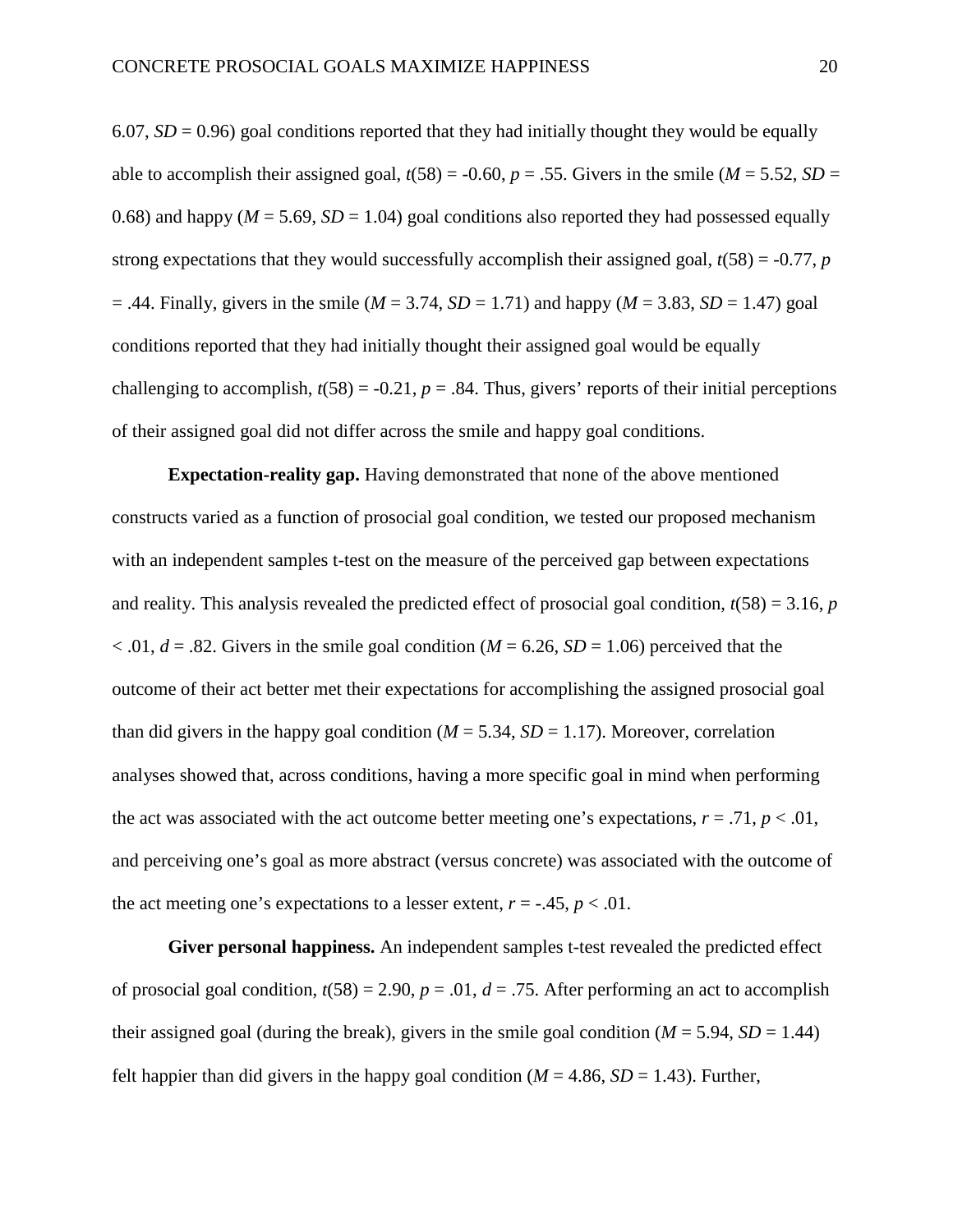6.07, $SD = 0.96$) goal conditions reported that they had initially thought they would be equally able to accomplish their assigned goal, $t(58) = -0.60$, $p = .55$. Givers in the smile ($M = 5.52$, $SD = 0.68$) and happy ($M = 5.69$, $SD = 1.04$) goal conditions also reported they had possessed equally strong expectations that they would successfully accomplish their assigned goal, $t(58) = -0.77$, $p = .44$. Finally, givers in the smile ($M = 3.74$, $SD = 1.71$) and happy ($M = 3.83$, $SD = 1.47$) goal conditions reported that they had initially thought their assigned goal would be equally challenging to accomplish, $t(58) = -0.21$, $p = .84$. Thus, givers' reports of their initial perceptions of their assigned goal did not differ across the smile and happy goal conditions.

**Expectation-reality gap.** Having demonstrated that none of the above mentioned constructs varied as a function of prosocial goal condition, we tested our proposed mechanism with an independent samples t-test on the measure of the perceived gap between expectations and reality. This analysis revealed the predicted effect of prosocial goal condition, $t(58) = 3.16$, $p < .01$, $d = .82$. Givers in the smile goal condition ($M = 6.26$, $SD = 1.06$) perceived that the outcome of their act better met their expectations for accomplishing the assigned prosocial goal than did givers in the happy goal condition ($M = 5.34$, $SD = 1.17$). Moreover, correlation analyses showed that, across conditions, having a more specific goal in mind when performing the act was associated with the act outcome better meeting one's expectations, $r = .71$, $p < .01$, and perceiving one's goal as more abstract (versus concrete) was associated with the outcome of the act meeting one's expectations to a lesser extent, $r = -.45$, $p < .01$.

**Giver personal happiness.** An independent samples t-test revealed the predicted effect of prosocial goal condition, $t(58) = 2.90$, $p = .01$, $d = .75$. After performing an act to accomplish their assigned goal (during the break), givers in the smile goal condition ($M = 5.94$, $SD = 1.44$) felt happier than did givers in the happy goal condition ($M = 4.86$, $SD = 1.43$). Further,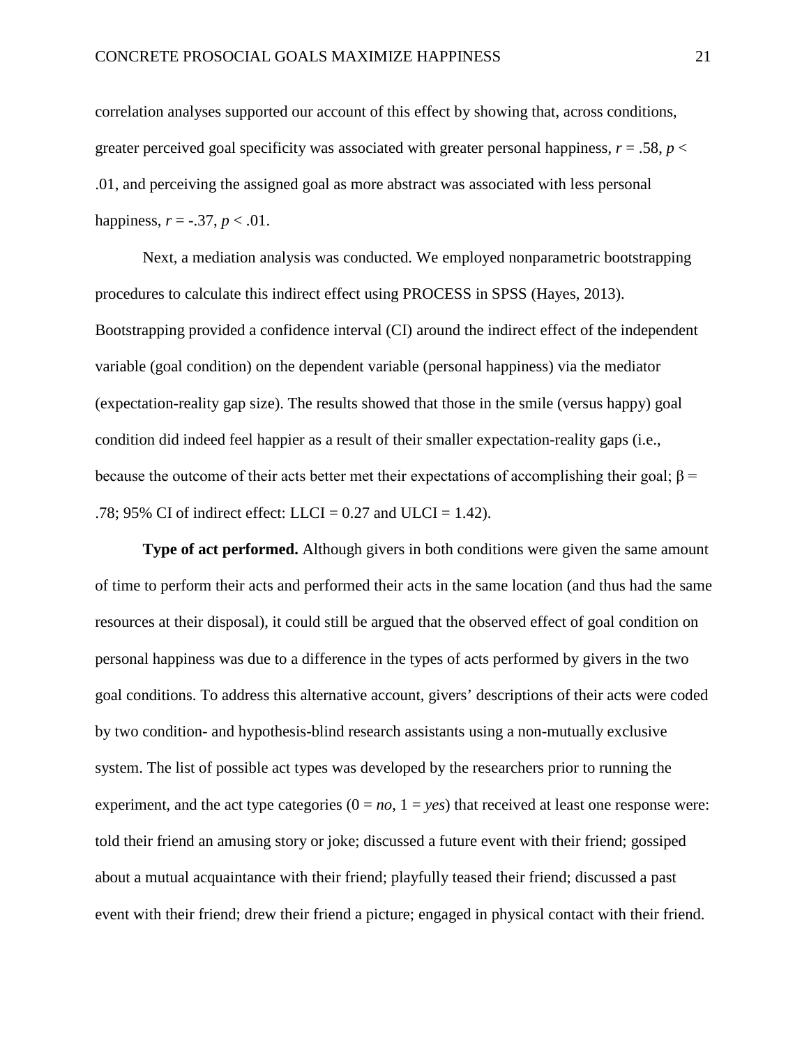correlation analyses supported our account of this effect by showing that, across conditions, greater perceived goal specificity was associated with greater personal happiness, $r = .58$, $p < .01$, and perceiving the assigned goal as more abstract was associated with less personal happiness, $r = -.37$, $p < .01$.

Next, a mediation analysis was conducted. We employed nonparametric bootstrapping procedures to calculate this indirect effect using PROCESS in SPSS (Hayes, 2013). Bootstrapping provided a confidence interval (CI) around the indirect effect of the independent variable (goal condition) on the dependent variable (personal happiness) via the mediator (expectation-reality gap size). The results showed that those in the smile (versus happy) goal condition did indeed feel happier as a result of their smaller expectation-reality gaps (i.e., because the outcome of their acts better met their expectations of accomplishing their goal; $\beta = .78$; 95% CI of indirect effect: LLCI = 0.27 and ULCI = 1.42).

**Type of act performed.** Although givers in both conditions were given the same amount of time to perform their acts and performed their acts in the same location (and thus had the same resources at their disposal), it could still be argued that the observed effect of goal condition on personal happiness was due to a difference in the types of acts performed by givers in the two goal conditions. To address this alternative account, givers' descriptions of their acts were coded by two condition- and hypothesis-blind research assistants using a non-mutually exclusive system. The list of possible act types was developed by the researchers prior to running the experiment, and the act type categories (0 = *no*, 1 = *yes*) that received at least one response were: told their friend an amusing story or joke; discussed a future event with their friend; gossiped about a mutual acquaintance with their friend; playfully teased their friend; discussed a past event with their friend; drew their friend a picture; engaged in physical contact with their friend.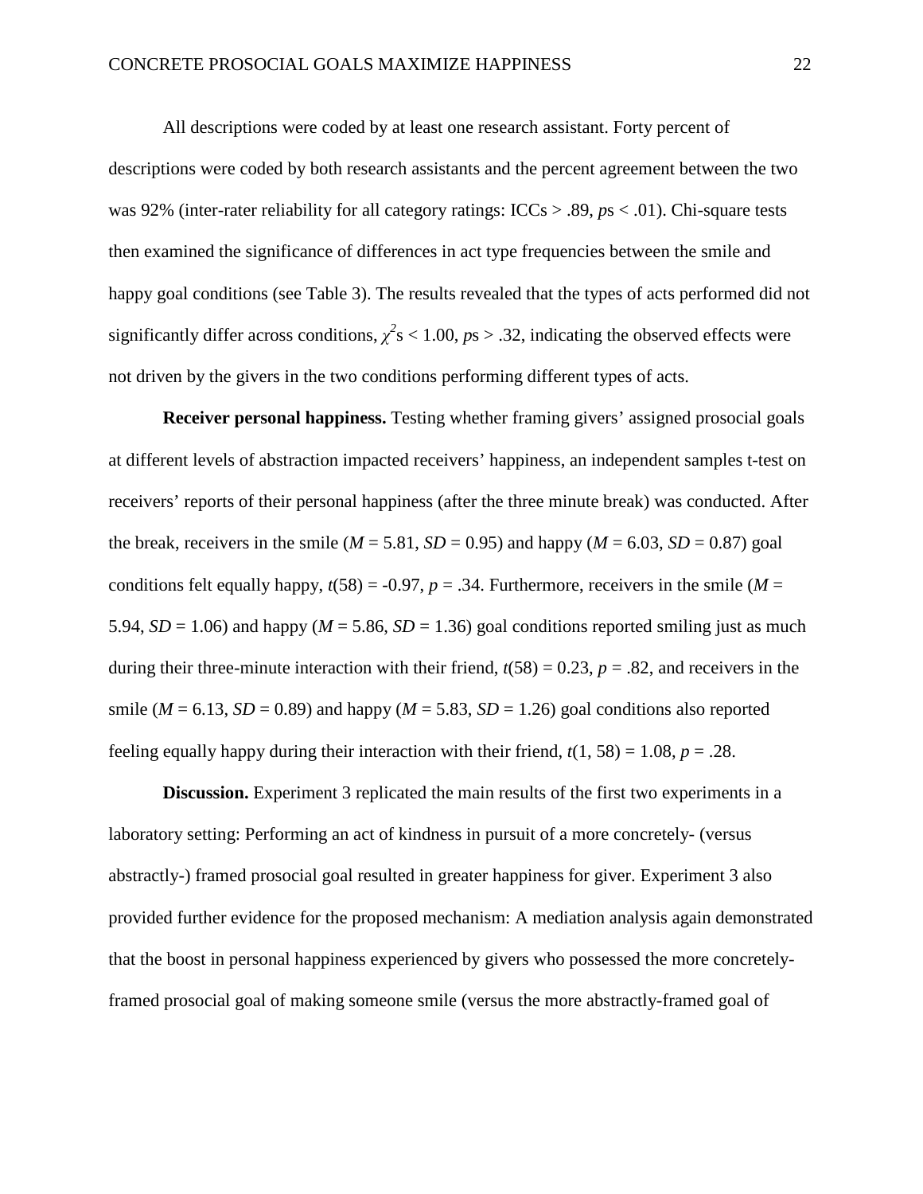All descriptions were coded by at least one research assistant. Forty percent of descriptions were coded by both research assistants and the percent agreement between the two was 92% (inter-rater reliability for all category ratings: ICCs > .89, *p*s < .01). Chi-square tests then examined the significance of differences in act type frequencies between the smile and happy goal conditions (see Table 3). The results revealed that the types of acts performed did not significantly differ across conditions, $\chi^2$s < 1.00, *p*s > .32, indicating the observed effects were not driven by the givers in the two conditions performing different types of acts.

**Receiver personal happiness.** Testing whether framing givers' assigned prosocial goals at different levels of abstraction impacted receivers' happiness, an independent samples t-test on receivers' reports of their personal happiness (after the three minute break) was conducted. After the break, receivers in the smile ($M$ = 5.81, $SD$ = 0.95) and happy ($M$ = 6.03, $SD$ = 0.87) goal conditions felt equally happy, $t(58)$ = -0.97, $p$ = .34. Furthermore, receivers in the smile ($M$ = 5.94, $SD$ = 1.06) and happy ($M$ = 5.86, $SD$ = 1.36) goal conditions reported smiling just as much during their three-minute interaction with their friend, $t(58)$ = 0.23, $p$ = .82, and receivers in the smile ($M$ = 6.13, $SD$ = 0.89) and happy ($M$ = 5.83, $SD$ = 1.26) goal conditions also reported feeling equally happy during their interaction with their friend, $t(1, 58)$ = 1.08, $p$ = .28.

**Discussion.** Experiment 3 replicated the main results of the first two experiments in a laboratory setting: Performing an act of kindness in pursuit of a more concretely- (versus abstractly-) framed prosocial goal resulted in greater happiness for giver. Experiment 3 also provided further evidence for the proposed mechanism: A mediation analysis again demonstrated that the boost in personal happiness experienced by givers who possessed the more concretely-framed prosocial goal of making someone smile (versus the more abstractly-framed goal of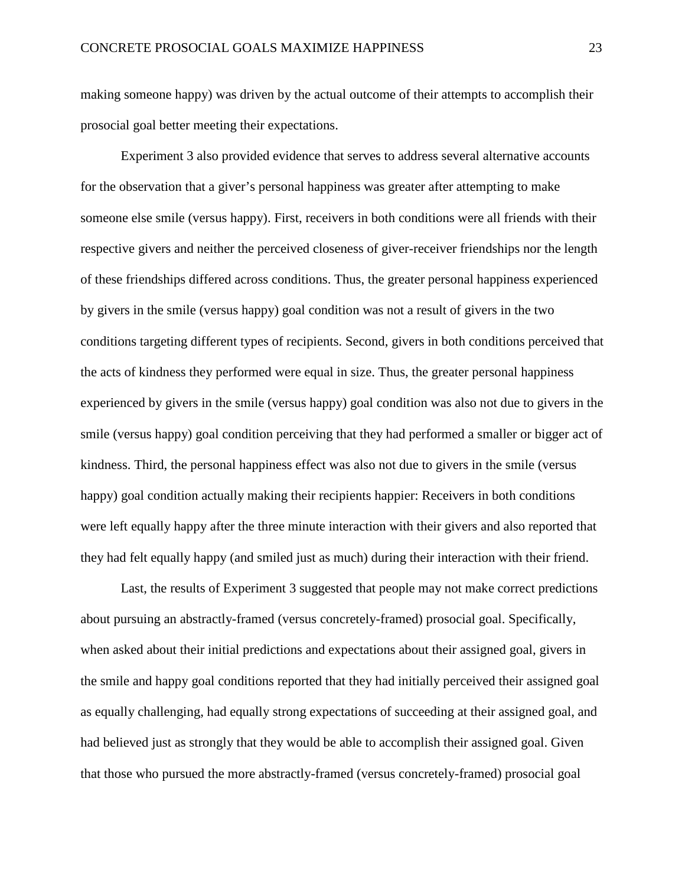making someone happy) was driven by the actual outcome of their attempts to accomplish their prosocial goal better meeting their expectations.

Experiment 3 also provided evidence that serves to address several alternative accounts for the observation that a giver's personal happiness was greater after attempting to make someone else smile (versus happy). First, receivers in both conditions were all friends with their respective givers and neither the perceived closeness of giver-receiver friendships nor the length of these friendships differed across conditions. Thus, the greater personal happiness experienced by givers in the smile (versus happy) goal condition was not a result of givers in the two conditions targeting different types of recipients. Second, givers in both conditions perceived that the acts of kindness they performed were equal in size. Thus, the greater personal happiness experienced by givers in the smile (versus happy) goal condition was also not due to givers in the smile (versus happy) goal condition perceiving that they had performed a smaller or bigger act of kindness. Third, the personal happiness effect was also not due to givers in the smile (versus happy) goal condition actually making their recipients happier: Receivers in both conditions were left equally happy after the three minute interaction with their givers and also reported that they had felt equally happy (and smiled just as much) during their interaction with their friend.

Last, the results of Experiment 3 suggested that people may not make correct predictions about pursuing an abstractly-framed (versus concretely-framed) prosocial goal. Specifically, when asked about their initial predictions and expectations about their assigned goal, givers in the smile and happy goal conditions reported that they had initially perceived their assigned goal as equally challenging, had equally strong expectations of succeeding at their assigned goal, and had believed just as strongly that they would be able to accomplish their assigned goal. Given that those who pursued the more abstractly-framed (versus concretely-framed) prosocial goal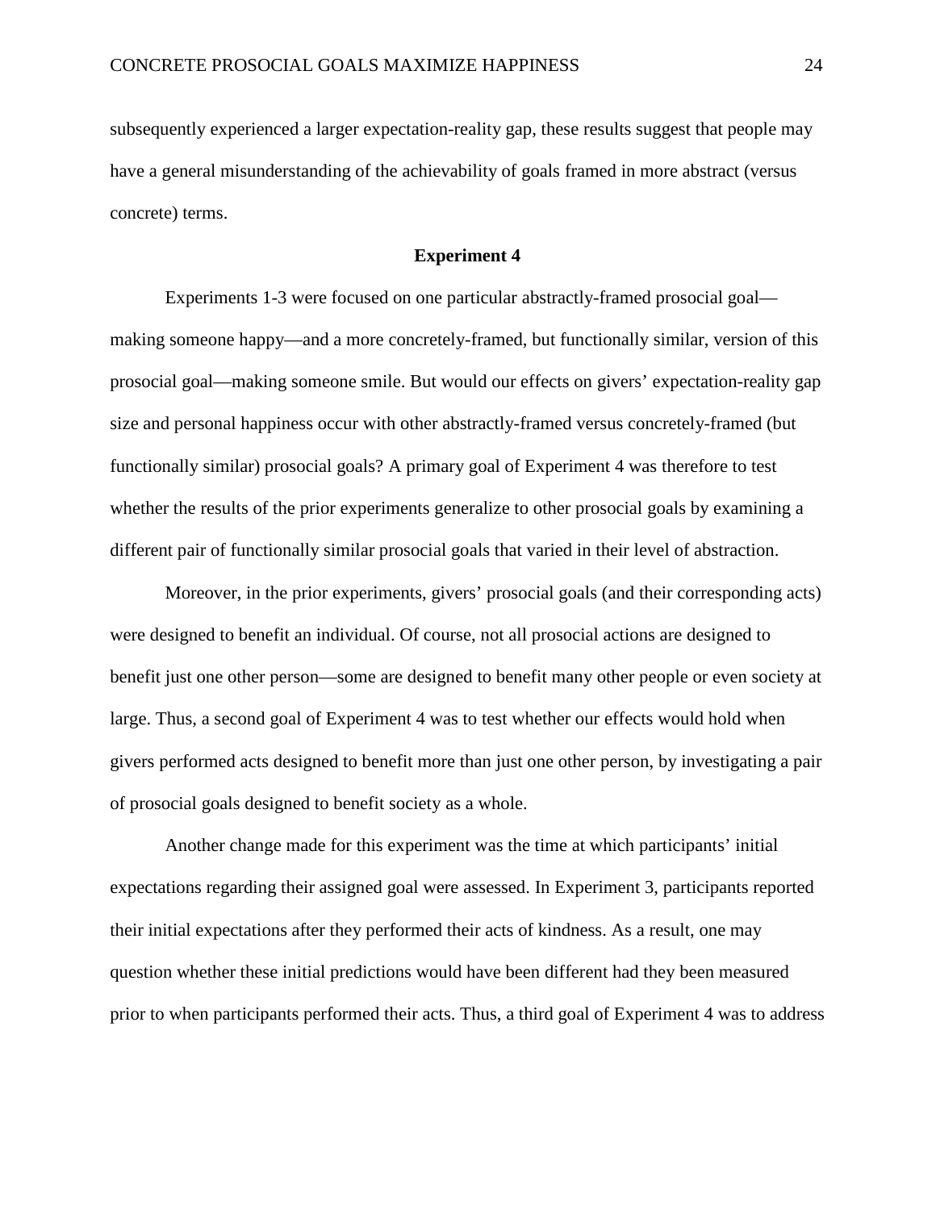subsequently experienced a larger expectation-reality gap, these results suggest that people may have a general misunderstanding of the achievability of goals framed in more abstract (versus concrete) terms.

## Experiment 4

Experiments 1-3 were focused on one particular abstractly-framed prosocial goal—making someone happy—and a more concretely-framed, but functionally similar, version of this prosocial goal—making someone smile. But would our effects on givers' expectation-reality gap size and personal happiness occur with other abstractly-framed versus concretely-framed (but functionally similar) prosocial goals? A primary goal of Experiment 4 was therefore to test whether the results of the prior experiments generalize to other prosocial goals by examining a different pair of functionally similar prosocial goals that varied in their level of abstraction.

Moreover, in the prior experiments, givers' prosocial goals (and their corresponding acts) were designed to benefit an individual. Of course, not all prosocial actions are designed to benefit just one other person—some are designed to benefit many other people or even society at large. Thus, a second goal of Experiment 4 was to test whether our effects would hold when givers performed acts designed to benefit more than just one other person, by investigating a pair of prosocial goals designed to benefit society as a whole.

Another change made for this experiment was the time at which participants' initial expectations regarding their assigned goal were assessed. In Experiment 3, participants reported their initial expectations after they performed their acts of kindness. As a result, one may question whether these initial predictions would have been different had they been measured prior to when participants performed their acts. Thus, a third goal of Experiment 4 was to address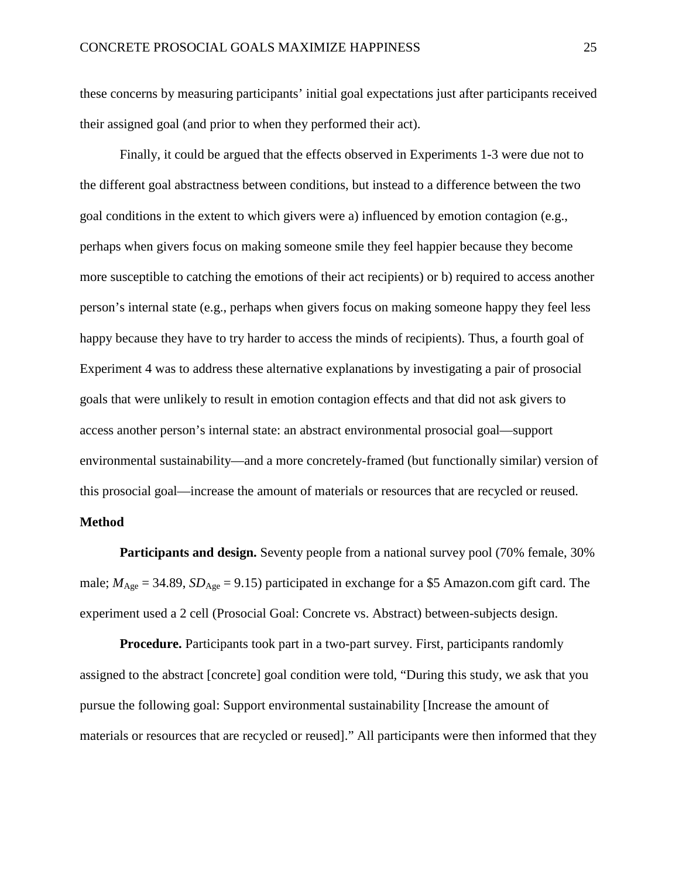these concerns by measuring participants' initial goal expectations just after participants received their assigned goal (and prior to when they performed their act).

Finally, it could be argued that the effects observed in Experiments 1-3 were due not to the different goal abstractness between conditions, but instead to a difference between the two goal conditions in the extent to which givers were a) influenced by emotion contagion (e.g., perhaps when givers focus on making someone smile they feel happier because they become more susceptible to catching the emotions of their act recipients) or b) required to access another person's internal state (e.g., perhaps when givers focus on making someone happy they feel less happy because they have to try harder to access the minds of recipients). Thus, a fourth goal of Experiment 4 was to address these alternative explanations by investigating a pair of prosocial goals that were unlikely to result in emotion contagion effects and that did not ask givers to access another person's internal state: an abstract environmental prosocial goal—support environmental sustainability—and a more concretely-framed (but functionally similar) version of this prosocial goal—increase the amount of materials or resources that are recycled or reused.

**Method**

**Participants and design.** Seventy people from a national survey pool (70% female, 30% male; $M_{\text{Age}} = 34.89$, $SD_{\text{Age}} = 9.15$) participated in exchange for a $5 Amazon.com gift card. The experiment used a 2 cell (Prosocial Goal: Concrete vs. Abstract) between-subjects design.

**Procedure.** Participants took part in a two-part survey. First, participants randomly assigned to the abstract [concrete] goal condition were told, "During this study, we ask that you pursue the following goal: Support environmental sustainability [Increase the amount of materials or resources that are recycled or reused]." All participants were then informed that they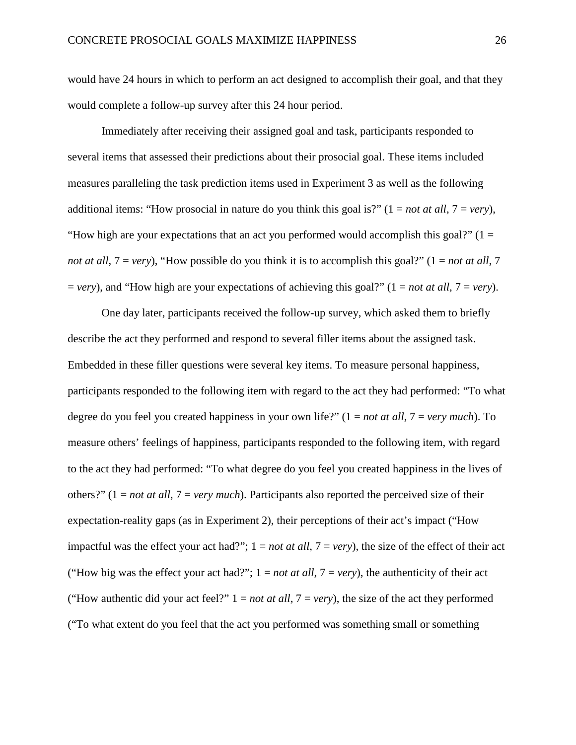would have 24 hours in which to perform an act designed to accomplish their goal, and that they would complete a follow-up survey after this 24 hour period.

Immediately after receiving their assigned goal and task, participants responded to several items that assessed their predictions about their prosocial goal. These items included measures paralleling the task prediction items used in Experiment 3 as well as the following additional items: “How prosocial in nature do you think this goal is?” (1 = *not at all*, 7 = *very*), “How high are your expectations that an act you performed would accomplish this goal?” (1 = *not at all*, 7 = *very*), “How possible do you think it is to accomplish this goal?” (1 = *not at all*, 7 = *very*), and “How high are your expectations of achieving this goal?” (1 = *not at all*, 7 = *very*).

One day later, participants received the follow-up survey, which asked them to briefly describe the act they performed and respond to several filler items about the assigned task. Embedded in these filler questions were several key items. To measure personal happiness, participants responded to the following item with regard to the act they had performed: “To what degree do you feel you created happiness in your own life?” (1 = *not at all*, 7 = *very much*). To measure others’ feelings of happiness, participants responded to the following item, with regard to the act they had performed: “To what degree do you feel you created happiness in the lives of others?” (1 = *not at all*, 7 = *very much*). Participants also reported the perceived size of their expectation-reality gaps (as in Experiment 2), their perceptions of their act’s impact (“How impactful was the effect your act had?”; 1 = *not at all*, 7 = *very*), the size of the effect of their act (“How big was the effect your act had?”; 1 = *not at all*, 7 = *very*), the authenticity of their act (“How authentic did your act feel?” 1 = *not at all*, 7 = *very*), the size of the act they performed (“To what extent do you feel that the act you performed was something small or something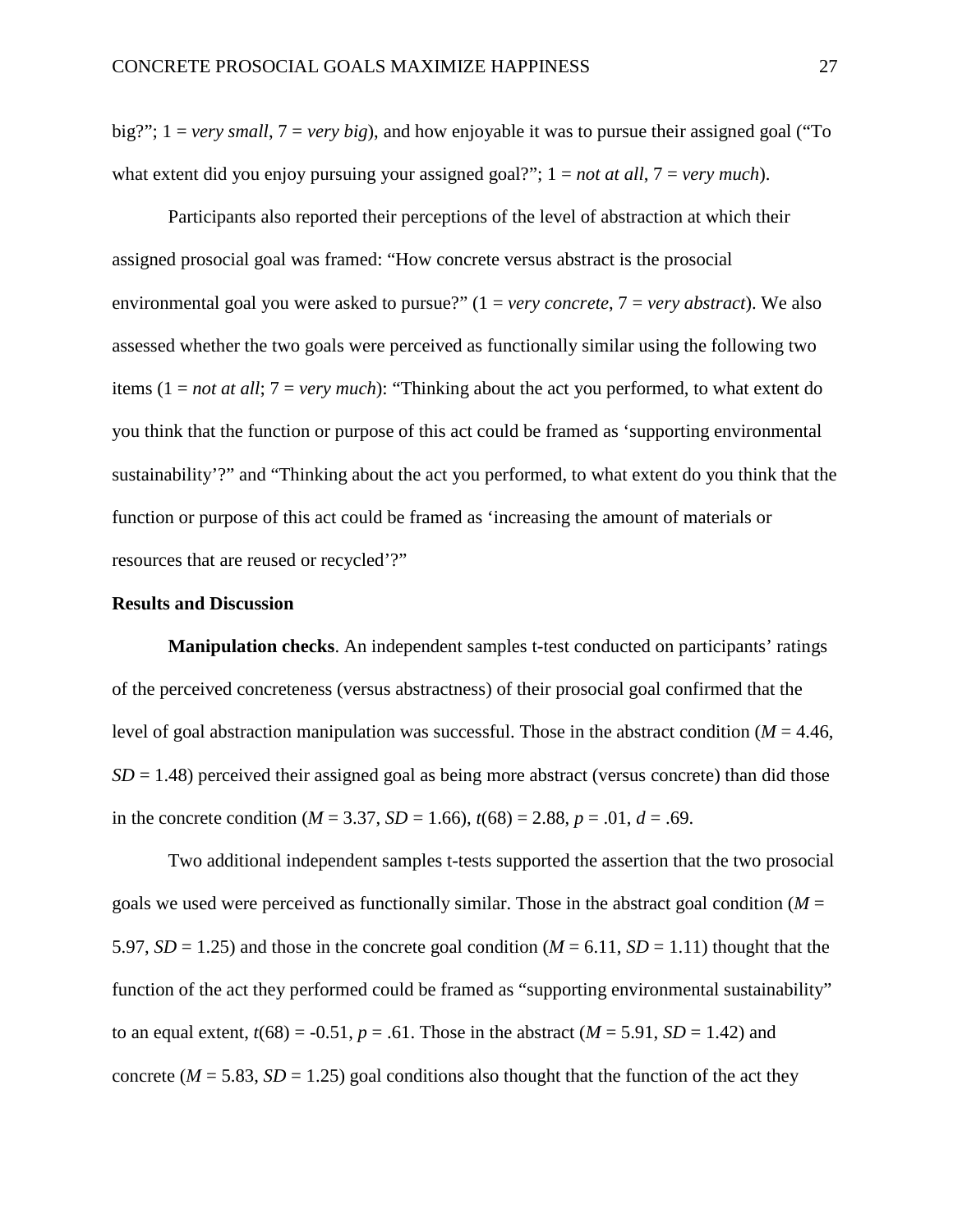big?"; 1 = *very small*, 7 = *very big*), and how enjoyable it was to pursue their assigned goal ("To what extent did you enjoy pursuing your assigned goal?"; 1 = *not at all*, 7 = *very much*).

Participants also reported their perceptions of the level of abstraction at which their assigned prosocial goal was framed: "How concrete versus abstract is the prosocial environmental goal you were asked to pursue?" (1 = *very concrete*, 7 = *very abstract*). We also assessed whether the two goals were perceived as functionally similar using the following two items (1 = *not at all*; 7 = *very much*): "Thinking about the act you performed, to what extent do you think that the function or purpose of this act could be framed as 'supporting environmental sustainability'?" and "Thinking about the act you performed, to what extent do you think that the function or purpose of this act could be framed as 'increasing the amount of materials or resources that are reused or recycled'?"

### Results and Discussion

**Manipulation checks**. An independent samples t-test conducted on participants' ratings of the perceived concreteness (versus abstractness) of their prosocial goal confirmed that the level of goal abstraction manipulation was successful. Those in the abstract condition ($M$ = 4.46, $SD$ = 1.48) perceived their assigned goal as being more abstract (versus concrete) than did those in the concrete condition ($M$ = 3.37, $SD$ = 1.66), $t(68) = 2.88$, $p = .01$, $d = .69$.

Two additional independent samples t-tests supported the assertion that the two prosocial goals we used were perceived as functionally similar. Those in the abstract goal condition ($M$ = 5.97, $SD$ = 1.25) and those in the concrete goal condition ($M$ = 6.11, $SD$ = 1.11) thought that the function of the act they performed could be framed as "supporting environmental sustainability" to an equal extent, $t(68) = -0.51$, $p = .61$. Those in the abstract ($M$ = 5.91, $SD$ = 1.42) and concrete ($M$ = 5.83, $SD$ = 1.25) goal conditions also thought that the function of the act they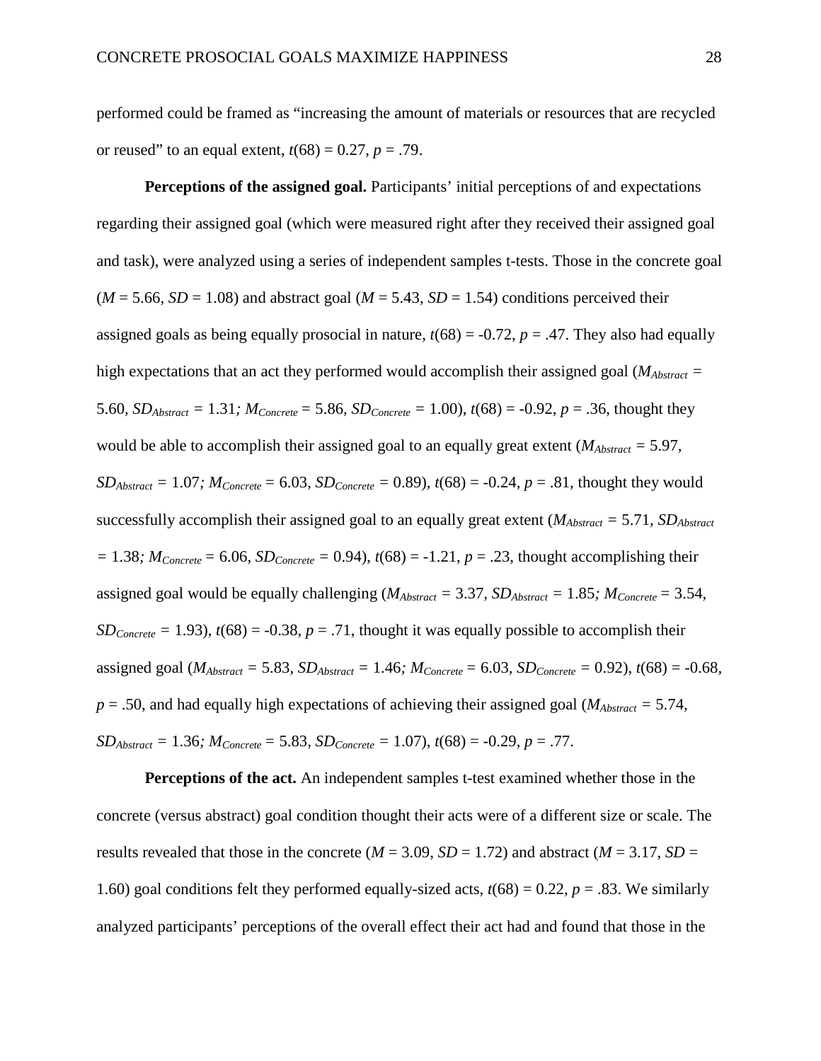performed could be framed as "increasing the amount of materials or resources that are recycled or reused" to an equal extent, $t(68) = 0.27$, $p = .79$.

**Perceptions of the assigned goal.** Participants' initial perceptions of and expectations regarding their assigned goal (which were measured right after they received their assigned goal and task), were analyzed using a series of independent samples t-tests. Those in the concrete goal ($M = 5.66$, $SD = 1.08$) and abstract goal ($M = 5.43$, $SD = 1.54$) conditions perceived their assigned goals as being equally prosocial in nature, $t(68) = -0.72$, $p = .47$. They also had equally high expectations that an act they performed would accomplish their assigned goal ($M_{Abstract} = 5.60$, $SD_{Abstract} = 1.31$; $M_{Concrete} = 5.86$, $SD_{Concrete} = 1.00$), $t(68) = -0.92$, $p = .36$, thought they would be able to accomplish their assigned goal to an equally great extent ($M_{Abstract} = 5.97$, $SD_{Abstract} = 1.07$; $M_{Concrete} = 6.03$, $SD_{Concrete} = 0.89$), $t(68) = -0.24$, $p = .81$, thought they would successfully accomplish their assigned goal to an equally great extent ($M_{Abstract} = 5.71$, $SD_{Abstract} = 1.38$; $M_{Concrete} = 6.06$, $SD_{Concrete} = 0.94$), $t(68) = -1.21$, $p = .23$, thought accomplishing their assigned goal would be equally challenging ($M_{Abstract} = 3.37$, $SD_{Abstract} = 1.85$; $M_{Concrete} = 3.54$, $SD_{Concrete} = 1.93$), $t(68) = -0.38$, $p = .71$, thought it was equally possible to accomplish their assigned goal ($M_{Abstract} = 5.83$, $SD_{Abstract} = 1.46$; $M_{Concrete} = 6.03$, $SD_{Concrete} = 0.92$), $t(68) = -0.68$, $p = .50$, and had equally high expectations of achieving their assigned goal ($M_{Abstract} = 5.74$, $SD_{Abstract} = 1.36$; $M_{Concrete} = 5.83$, $SD_{Concrete} = 1.07$), $t(68) = -0.29$, $p = .77$.

**Perceptions of the act.** An independent samples t-test examined whether those in the concrete (versus abstract) goal condition thought their acts were of a different size or scale. The results revealed that those in the concrete ($M = 3.09$, $SD = 1.72$) and abstract ($M = 3.17$, $SD = 1.60$) goal conditions felt they performed equally-sized acts, $t(68) = 0.22$, $p = .83$. We similarly analyzed participants' perceptions of the overall effect their act had and found that those in the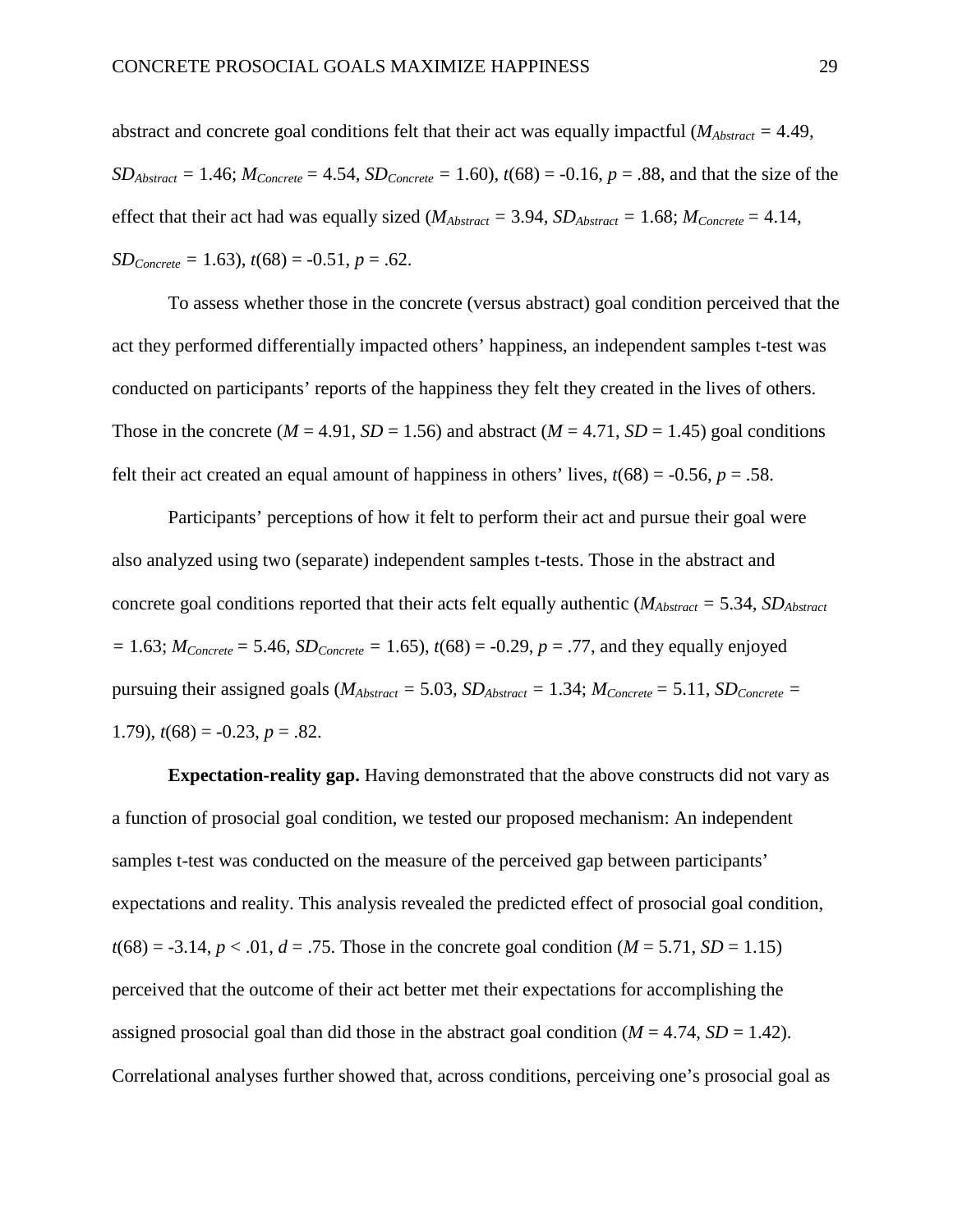abstract and concrete goal conditions felt that their act was equally impactful ($M_{Abstract}$ = 4.49, $SD_{Abstract}$ = 1.46; $M_{Concrete}$ = 4.54, $SD_{Concrete}$ = 1.60), $t(68) = -0.16$, $p = .88$, and that the size of the effect that their act had was equally sized ($M_{Abstract}$ = 3.94, $SD_{Abstract}$ = 1.68; $M_{Concrete}$ = 4.14, $SD_{Concrete}$ = 1.63), $t(68) = -0.51$, $p = .62$.

To assess whether those in the concrete (versus abstract) goal condition perceived that the act they performed differentially impacted others' happiness, an independent samples t-test was conducted on participants' reports of the happiness they felt they created in the lives of others. Those in the concrete ($M$ = 4.91, $SD$ = 1.56) and abstract ($M$ = 4.71, $SD$ = 1.45) goal conditions felt their act created an equal amount of happiness in others' lives, $t(68) = -0.56$, $p = .58$.

Participants' perceptions of how it felt to perform their act and pursue their goal were also analyzed using two (separate) independent samples t-tests. Those in the abstract and concrete goal conditions reported that their acts felt equally authentic ($M_{Abstract}$ = 5.34, $SD_{Abstract}$ = 1.63; $M_{Concrete}$ = 5.46, $SD_{Concrete}$ = 1.65), $t(68) = -0.29$, $p = .77$, and they equally enjoyed pursuing their assigned goals ($M_{Abstract}$ = 5.03, $SD_{Abstract}$ = 1.34; $M_{Concrete}$ = 5.11, $SD_{Concrete}$ = 1.79), $t(68) = -0.23$, $p = .82$.

**Expectation-reality gap.** Having demonstrated that the above constructs did not vary as a function of prosocial goal condition, we tested our proposed mechanism: An independent samples t-test was conducted on the measure of the perceived gap between participants' expectations and reality. This analysis revealed the predicted effect of prosocial goal condition, $t(68) = -3.14$, $p < .01$, $d = .75$. Those in the concrete goal condition ($M$ = 5.71, $SD$ = 1.15) perceived that the outcome of their act better met their expectations for accomplishing the assigned prosocial goal than did those in the abstract goal condition ($M$ = 4.74, $SD$ = 1.42). Correlational analyses further showed that, across conditions, perceiving one's prosocial goal as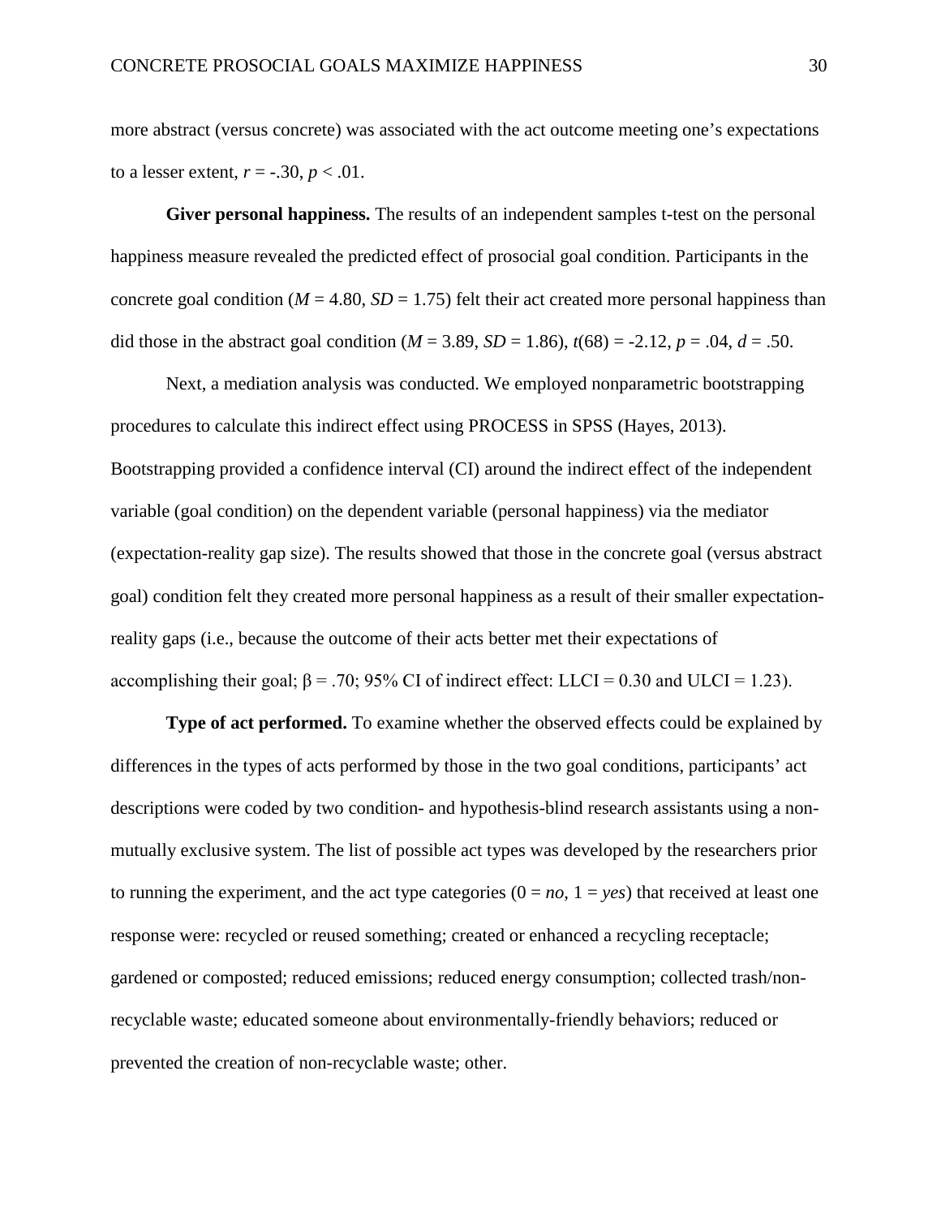more abstract (versus concrete) was associated with the act outcome meeting one's expectations to a lesser extent, $r = -.30$, $p < .01$.

**Giver personal happiness.** The results of an independent samples t-test on the personal happiness measure revealed the predicted effect of prosocial goal condition. Participants in the concrete goal condition ($M = 4.80$, $SD = 1.75$) felt their act created more personal happiness than did those in the abstract goal condition ($M = 3.89$, $SD = 1.86$), $t(68) = -2.12$, $p = .04$, $d = .50$.

Next, a mediation analysis was conducted. We employed nonparametric bootstrapping procedures to calculate this indirect effect using PROCESS in SPSS (Hayes, 2013). Bootstrapping provided a confidence interval (CI) around the indirect effect of the independent variable (goal condition) on the dependent variable (personal happiness) via the mediator (expectation-reality gap size). The results showed that those in the concrete goal (versus abstract goal) condition felt they created more personal happiness as a result of their smaller expectation-reality gaps (i.e., because the outcome of their acts better met their expectations of accomplishing their goal; $\beta = .70$; 95% CI of indirect effect: LLCI = 0.30 and ULCI = 1.23).

**Type of act performed.** To examine whether the observed effects could be explained by differences in the types of acts performed by those in the two goal conditions, participants' act descriptions were coded by two condition- and hypothesis-blind research assistants using a non-mutually exclusive system. The list of possible act types was developed by the researchers prior to running the experiment, and the act type categories (0 = *no*, 1 = *yes*) that received at least one response were: recycled or reused something; created or enhanced a recycling receptacle; gardened or composted; reduced emissions; reduced energy consumption; collected trash/non-recyclable waste; educated someone about environmentally-friendly behaviors; reduced or prevented the creation of non-recyclable waste; other.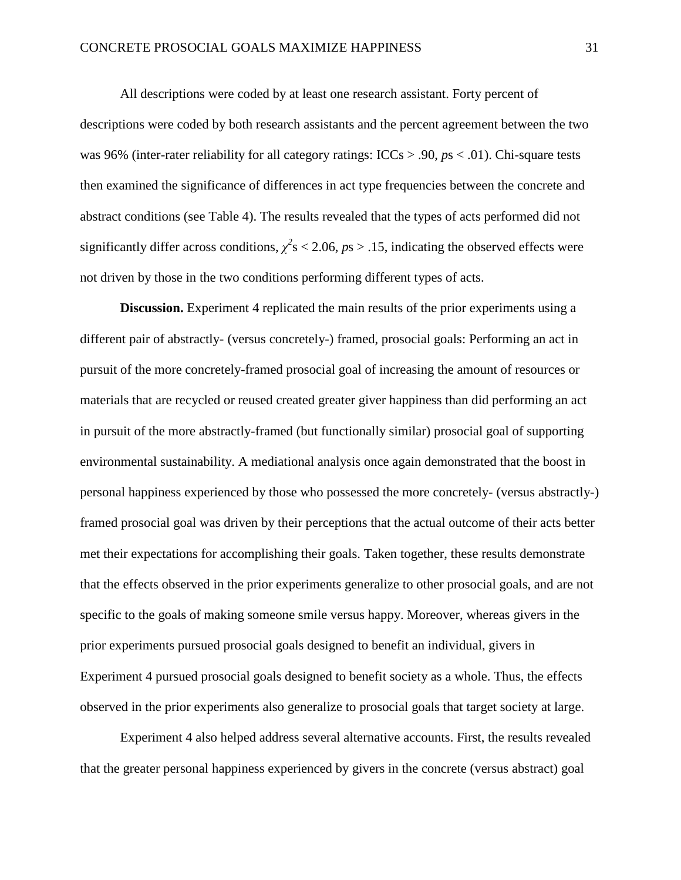All descriptions were coded by at least one research assistant. Forty percent of descriptions were coded by both research assistants and the percent agreement between the two was 96% (inter-rater reliability for all category ratings: ICCs > .90, *p*s < .01). Chi-square tests then examined the significance of differences in act type frequencies between the concrete and abstract conditions (see Table 4). The results revealed that the types of acts performed did not significantly differ across conditions, $\chi^2$s < 2.06, *p*s > .15, indicating the observed effects were not driven by those in the two conditions performing different types of acts.

**Discussion.** Experiment 4 replicated the main results of the prior experiments using a different pair of abstractly- (versus concretely-) framed, prosocial goals: Performing an act in pursuit of the more concretely-framed prosocial goal of increasing the amount of resources or materials that are recycled or reused created greater giver happiness than did performing an act in pursuit of the more abstractly-framed (but functionally similar) prosocial goal of supporting environmental sustainability. A mediational analysis once again demonstrated that the boost in personal happiness experienced by those who possessed the more concretely- (versus abstractly-) framed prosocial goal was driven by their perceptions that the actual outcome of their acts better met their expectations for accomplishing their goals. Taken together, these results demonstrate that the effects observed in the prior experiments generalize to other prosocial goals, and are not specific to the goals of making someone smile versus happy. Moreover, whereas givers in the prior experiments pursued prosocial goals designed to benefit an individual, givers in Experiment 4 pursued prosocial goals designed to benefit society as a whole. Thus, the effects observed in the prior experiments also generalize to prosocial goals that target society at large.

Experiment 4 also helped address several alternative accounts. First, the results revealed that the greater personal happiness experienced by givers in the concrete (versus abstract) goal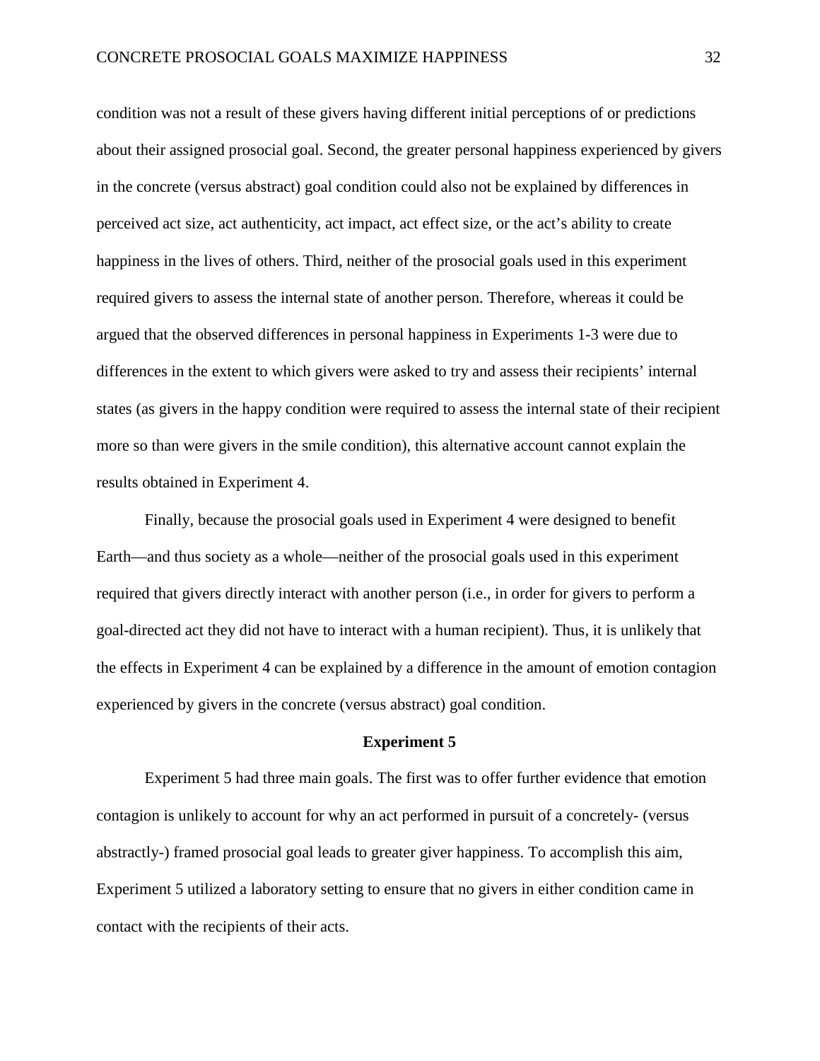condition was not a result of these givers having different initial perceptions of or predictions about their assigned prosocial goal. Second, the greater personal happiness experienced by givers in the concrete (versus abstract) goal condition could also not be explained by differences in perceived act size, act authenticity, act impact, act effect size, or the act's ability to create happiness in the lives of others. Third, neither of the prosocial goals used in this experiment required givers to assess the internal state of another person. Therefore, whereas it could be argued that the observed differences in personal happiness in Experiments 1-3 were due to differences in the extent to which givers were asked to try and assess their recipients' internal states (as givers in the happy condition were required to assess the internal state of their recipient more so than were givers in the smile condition), this alternative account cannot explain the results obtained in Experiment 4.

Finally, because the prosocial goals used in Experiment 4 were designed to benefit Earth—and thus society as a whole—neither of the prosocial goals used in this experiment required that givers directly interact with another person (i.e., in order for givers to perform a goal-directed act they did not have to interact with a human recipient). Thus, it is unlikely that the effects in Experiment 4 can be explained by a difference in the amount of emotion contagion experienced by givers in the concrete (versus abstract) goal condition.

## Experiment 5

Experiment 5 had three main goals. The first was to offer further evidence that emotion contagion is unlikely to account for why an act performed in pursuit of a concretely- (versus abstractly-) framed prosocial goal leads to greater giver happiness. To accomplish this aim, Experiment 5 utilized a laboratory setting to ensure that no givers in either condition came in contact with the recipients of their acts.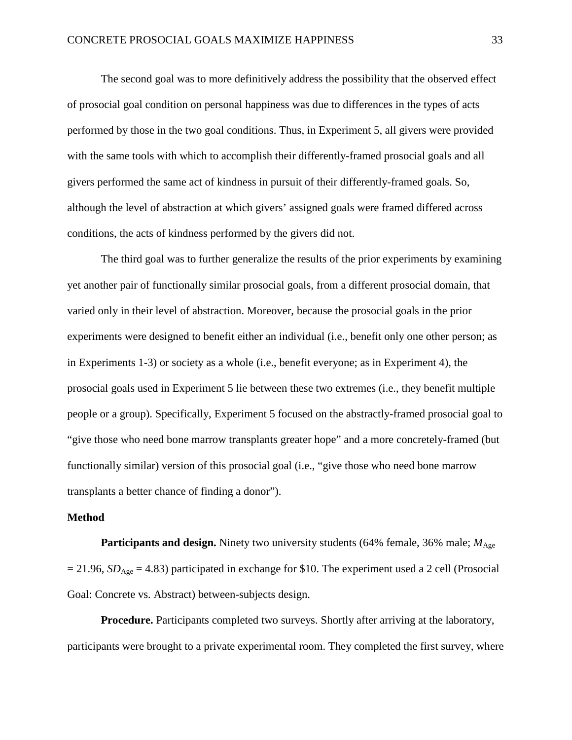The second goal was to more definitively address the possibility that the observed effect of prosocial goal condition on personal happiness was due to differences in the types of acts performed by those in the two goal conditions. Thus, in Experiment 5, all givers were provided with the same tools with which to accomplish their differently-framed prosocial goals and all givers performed the same act of kindness in pursuit of their differently-framed goals. So, although the level of abstraction at which givers' assigned goals were framed differed across conditions, the acts of kindness performed by the givers did not.

The third goal was to further generalize the results of the prior experiments by examining yet another pair of functionally similar prosocial goals, from a different prosocial domain, that varied only in their level of abstraction. Moreover, because the prosocial goals in the prior experiments were designed to benefit either an individual (i.e., benefit only one other person; as in Experiments 1-3) or society as a whole (i.e., benefit everyone; as in Experiment 4), the prosocial goals used in Experiment 5 lie between these two extremes (i.e., they benefit multiple people or a group). Specifically, Experiment 5 focused on the abstractly-framed prosocial goal to "give those who need bone marrow transplants greater hope" and a more concretely-framed (but functionally similar) version of this prosocial goal (i.e., "give those who need bone marrow transplants a better chance of finding a donor").

**Method**

**Participants and design.** Ninety two university students (64% female, 36% male; $M_{\text{Age}} = 21.96$, $SD_{\text{Age}} = 4.83$) participated in exchange for $10. The experiment used a 2 cell (Prosocial Goal: Concrete vs. Abstract) between-subjects design.

**Procedure.** Participants completed two surveys. Shortly after arriving at the laboratory, participants were brought to a private experimental room. They completed the first survey, where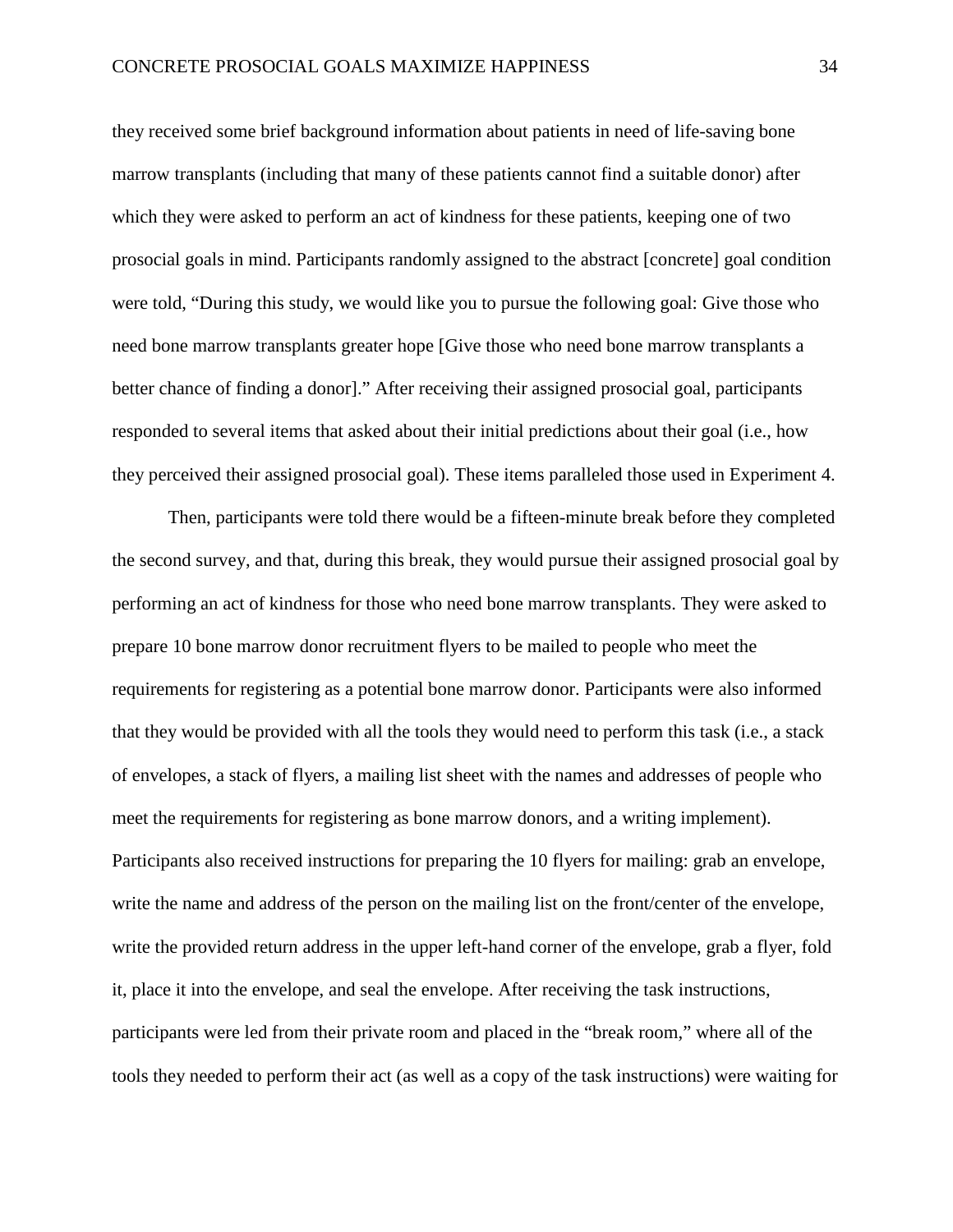they received some brief background information about patients in need of life-saving bone marrow transplants (including that many of these patients cannot find a suitable donor) after which they were asked to perform an act of kindness for these patients, keeping one of two prosocial goals in mind. Participants randomly assigned to the abstract [concrete] goal condition were told, "During this study, we would like you to pursue the following goal: Give those who need bone marrow transplants greater hope [Give those who need bone marrow transplants a better chance of finding a donor]." After receiving their assigned prosocial goal, participants responded to several items that asked about their initial predictions about their goal (i.e., how they perceived their assigned prosocial goal). These items paralleled those used in Experiment 4.

Then, participants were told there would be a fifteen-minute break before they completed the second survey, and that, during this break, they would pursue their assigned prosocial goal by performing an act of kindness for those who need bone marrow transplants. They were asked to prepare 10 bone marrow donor recruitment flyers to be mailed to people who meet the requirements for registering as a potential bone marrow donor. Participants were also informed that they would be provided with all the tools they would need to perform this task (i.e., a stack of envelopes, a stack of flyers, a mailing list sheet with the names and addresses of people who meet the requirements for registering as bone marrow donors, and a writing implement). Participants also received instructions for preparing the 10 flyers for mailing: grab an envelope, write the name and address of the person on the mailing list on the front/center of the envelope, write the provided return address in the upper left-hand corner of the envelope, grab a flyer, fold it, place it into the envelope, and seal the envelope. After receiving the task instructions, participants were led from their private room and placed in the "break room," where all of the tools they needed to perform their act (as well as a copy of the task instructions) were waiting for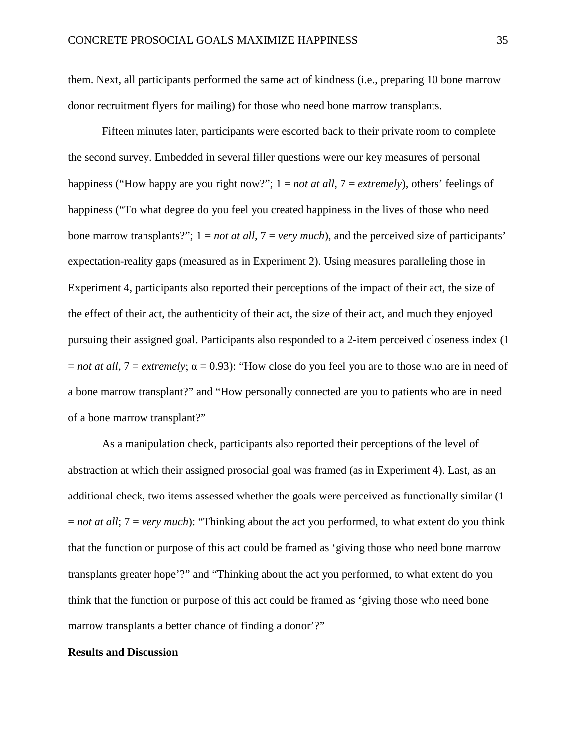them. Next, all participants performed the same act of kindness (i.e., preparing 10 bone marrow donor recruitment flyers for mailing) for those who need bone marrow transplants.

Fifteen minutes later, participants were escorted back to their private room to complete the second survey. Embedded in several filler questions were our key measures of personal happiness ("How happy are you right now?"; 1 = *not at all*, 7 = *extremely*), others' feelings of happiness ("To what degree do you feel you created happiness in the lives of those who need bone marrow transplants?"; 1 = *not at all*, 7 = *very much*), and the perceived size of participants' expectation-reality gaps (measured as in Experiment 2). Using measures paralleling those in Experiment 4, participants also reported their perceptions of the impact of their act, the size of the effect of their act, the authenticity of their act, the size of their act, and much they enjoyed pursuing their assigned goal. Participants also responded to a 2-item perceived closeness index (1 = *not at all*, 7 = *extremely*; $\alpha = 0.93$): "How close do you feel you are to those who are in need of a bone marrow transplant?" and "How personally connected are you to patients who are in need of a bone marrow transplant?"

As a manipulation check, participants also reported their perceptions of the level of abstraction at which their assigned prosocial goal was framed (as in Experiment 4). Last, as an additional check, two items assessed whether the goals were perceived as functionally similar (1 = *not at all*; 7 = *very much*): "Thinking about the act you performed, to what extent do you think that the function or purpose of this act could be framed as 'giving those who need bone marrow transplants greater hope'?" and "Thinking about the act you performed, to what extent do you think that the function or purpose of this act could be framed as 'giving those who need bone marrow transplants a better chance of finding a donor'?"

**Results and Discussion**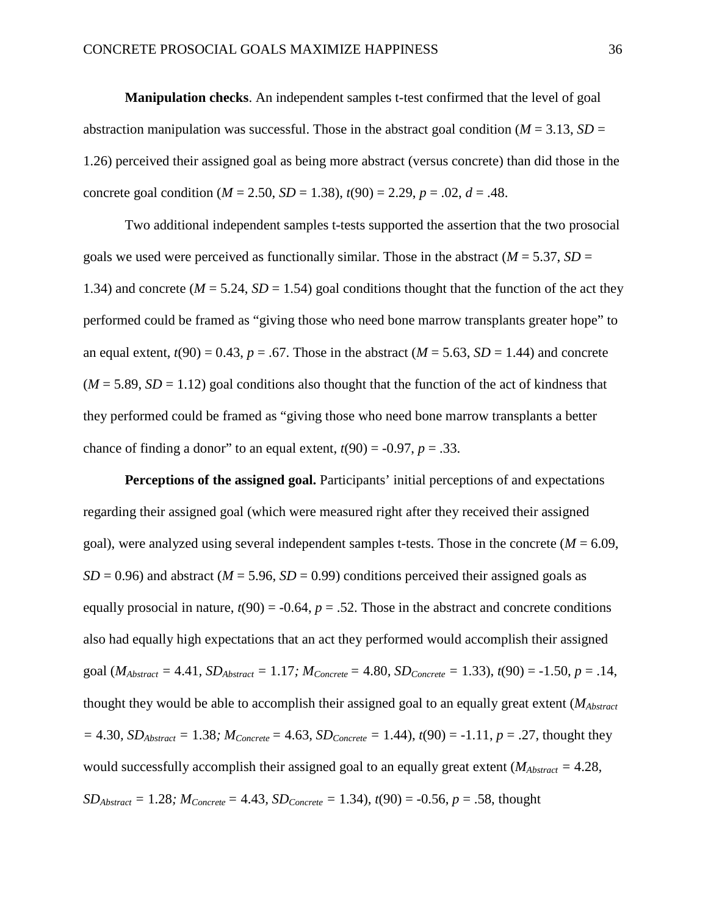**Manipulation checks**. An independent samples t-test confirmed that the level of goal abstraction manipulation was successful. Those in the abstract goal condition ($M$ = 3.13, $SD$ = 1.26) perceived their assigned goal as being more abstract (versus concrete) than did those in the concrete goal condition ($M$ = 2.50, $SD$ = 1.38), $t(90)$ = 2.29, $p$ = .02, $d$ = .48.

Two additional independent samples t-tests supported the assertion that the two prosocial goals we used were perceived as functionally similar. Those in the abstract ($M$ = 5.37, $SD$ = 1.34) and concrete ($M$ = 5.24, $SD$ = 1.54) goal conditions thought that the function of the act they performed could be framed as "giving those who need bone marrow transplants greater hope" to an equal extent, $t(90)$ = 0.43, $p$ = .67. Those in the abstract ($M$ = 5.63, $SD$ = 1.44) and concrete ($M$ = 5.89, $SD$ = 1.12) goal conditions also thought that the function of the act of kindness that they performed could be framed as "giving those who need bone marrow transplants a better chance of finding a donor" to an equal extent, $t(90)$ = -0.97, $p$ = .33.

**Perceptions of the assigned goal.** Participants' initial perceptions of and expectations regarding their assigned goal (which were measured right after they received their assigned goal), were analyzed using several independent samples t-tests. Those in the concrete ($M$ = 6.09, $SD$ = 0.96) and abstract ($M$ = 5.96, $SD$ = 0.99) conditions perceived their assigned goals as equally prosocial in nature, $t(90)$ = -0.64, $p$ = .52. Those in the abstract and concrete conditions also had equally high expectations that an act they performed would accomplish their assigned goal ($M_{Abstract}$ = 4.41, $SD_{Abstract}$ = 1.17; $M_{Concrete}$ = 4.80, $SD_{Concrete}$ = 1.33), $t(90)$ = -1.50, $p$ = .14, thought they would be able to accomplish their assigned goal to an equally great extent ($M_{Abstract}$ = 4.30, $SD_{Abstract}$ = 1.38; $M_{Concrete}$ = 4.63, $SD_{Concrete}$ = 1.44), $t(90)$ = -1.11, $p$ = .27, thought they would successfully accomplish their assigned goal to an equally great extent ($M_{Abstract}$ = 4.28, $SD_{Abstract}$ = 1.28; $M_{Concrete}$ = 4.43, $SD_{Concrete}$ = 1.34), $t(90)$ = -0.56, $p$ = .58, thought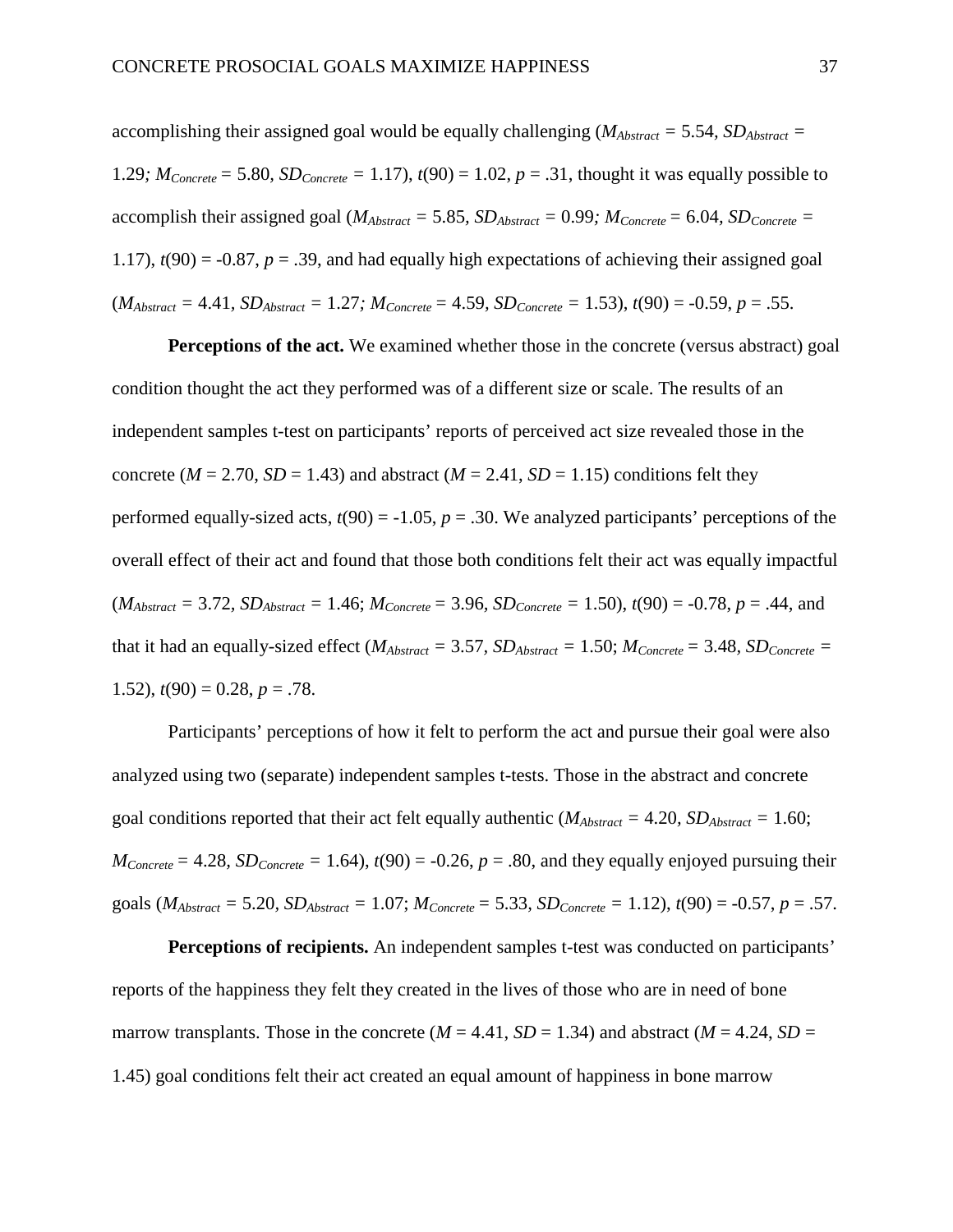accomplishing their assigned goal would be equally challenging ($M_{Abstract}$ = 5.54, $SD_{Abstract}$ = 1.29; $M_{Concrete}$ = 5.80, $SD_{Concrete}$ = 1.17), $t(90) = 1.02$, $p = .31$, thought it was equally possible to accomplish their assigned goal ($M_{Abstract}$ = 5.85, $SD_{Abstract}$ = 0.99; $M_{Concrete}$ = 6.04, $SD_{Concrete}$ = 1.17), $t(90) = -0.87$, $p = .39$, and had equally high expectations of achieving their assigned goal ($M_{Abstract}$ = 4.41, $SD_{Abstract}$ = 1.27; $M_{Concrete}$ = 4.59, $SD_{Concrete}$ = 1.53), $t(90) = -0.59$, $p = .55$.

**Perceptions of the act.** We examined whether those in the concrete (versus abstract) goal condition thought the act they performed was of a different size or scale. The results of an independent samples t-test on participants' reports of perceived act size revealed those in the concrete ($M$ = 2.70, $SD$ = 1.43) and abstract ($M$ = 2.41, $SD$ = 1.15) conditions felt they performed equally-sized acts, $t(90) = -1.05$, $p = .30$. We analyzed participants' perceptions of the overall effect of their act and found that those both conditions felt their act was equally impactful ($M_{Abstract}$ = 3.72, $SD_{Abstract}$ = 1.46; $M_{Concrete}$ = 3.96, $SD_{Concrete}$ = 1.50), $t(90) = -0.78$, $p = .44$, and that it had an equally-sized effect ($M_{Abstract}$ = 3.57, $SD_{Abstract}$ = 1.50; $M_{Concrete}$ = 3.48, $SD_{Concrete}$ = 1.52), $t(90) = 0.28$, $p = .78$.

Participants' perceptions of how it felt to perform the act and pursue their goal were also analyzed using two (separate) independent samples t-tests. Those in the abstract and concrete goal conditions reported that their act felt equally authentic ($M_{Abstract}$ = 4.20, $SD_{Abstract}$ = 1.60; $M_{Concrete}$ = 4.28, $SD_{Concrete}$ = 1.64), $t(90) = -0.26$, $p = .80$, and they equally enjoyed pursuing their goals ($M_{Abstract}$ = 5.20, $SD_{Abstract}$ = 1.07; $M_{Concrete}$ = 5.33, $SD_{Concrete}$ = 1.12), $t(90) = -0.57$, $p = .57$.

**Perceptions of recipients.** An independent samples t-test was conducted on participants' reports of the happiness they felt they created in the lives of those who are in need of bone marrow transplants. Those in the concrete ($M$ = 4.41, $SD$ = 1.34) and abstract ($M$ = 4.24, $SD$ = 1.45) goal conditions felt their act created an equal amount of happiness in bone marrow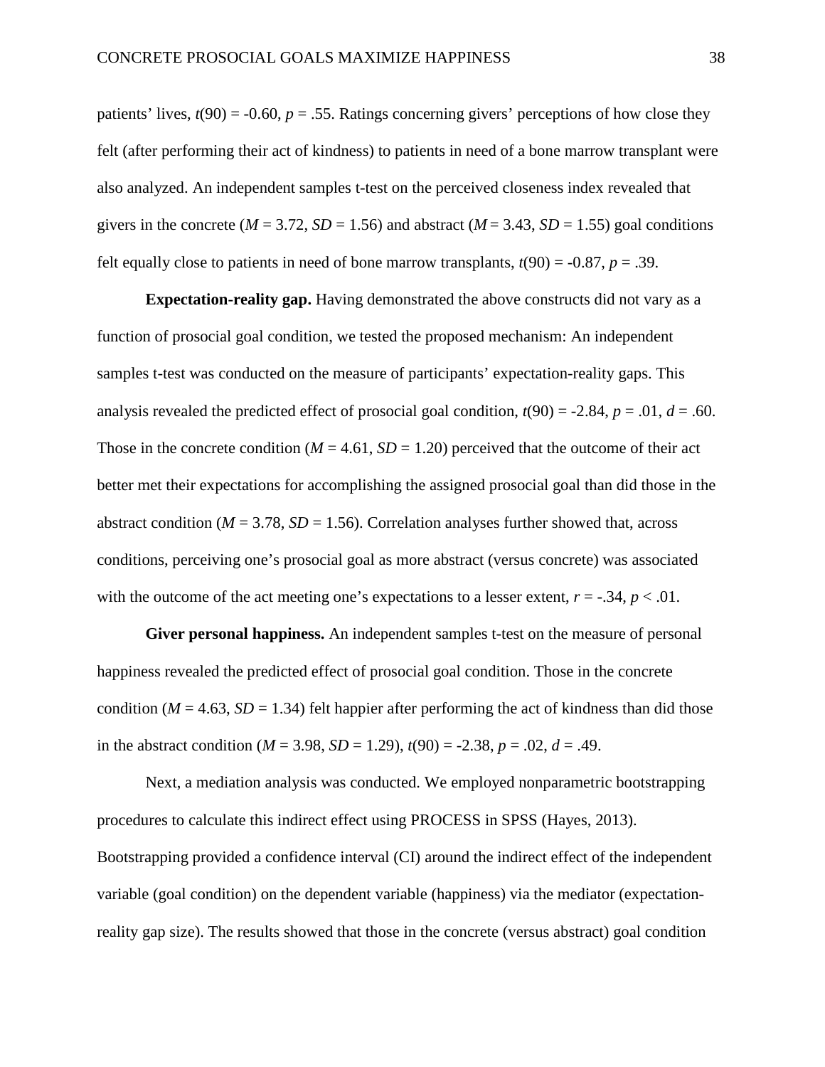patients' lives, $t(90) = -0.60$, $p = .55$. Ratings concerning givers' perceptions of how close they felt (after performing their act of kindness) to patients in need of a bone marrow transplant were also analyzed. An independent samples t-test on the perceived closeness index revealed that givers in the concrete ($M = 3.72$, $SD = 1.56$) and abstract ($M = 3.43$, $SD = 1.55$) goal conditions felt equally close to patients in need of bone marrow transplants, $t(90) = -0.87$, $p = .39$.

**Expectation-reality gap.** Having demonstrated the above constructs did not vary as a function of prosocial goal condition, we tested the proposed mechanism: An independent samples t-test was conducted on the measure of participants' expectation-reality gaps. This analysis revealed the predicted effect of prosocial goal condition, $t(90) = -2.84$, $p = .01$, $d = .60$. Those in the concrete condition ($M = 4.61$, $SD = 1.20$) perceived that the outcome of their act better met their expectations for accomplishing the assigned prosocial goal than did those in the abstract condition ($M = 3.78$, $SD = 1.56$). Correlation analyses further showed that, across conditions, perceiving one's prosocial goal as more abstract (versus concrete) was associated with the outcome of the act meeting one's expectations to a lesser extent, $r = -.34$, $p < .01$.

**Giver personal happiness.** An independent samples t-test on the measure of personal happiness revealed the predicted effect of prosocial goal condition. Those in the concrete condition ($M = 4.63$, $SD = 1.34$) felt happier after performing the act of kindness than did those in the abstract condition ($M = 3.98$, $SD = 1.29$), $t(90) = -2.38$, $p = .02$, $d = .49$.

Next, a mediation analysis was conducted. We employed nonparametric bootstrapping procedures to calculate this indirect effect using PROCESS in SPSS (Hayes, 2013). Bootstrapping provided a confidence interval (CI) around the indirect effect of the independent variable (goal condition) on the dependent variable (happiness) via the mediator (expectation-reality gap size). The results showed that those in the concrete (versus abstract) goal condition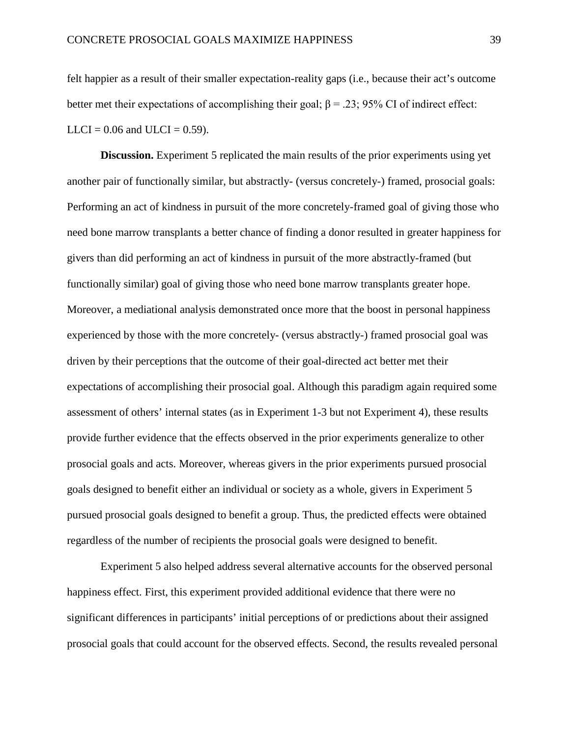felt happier as a result of their smaller expectation-reality gaps (i.e., because their act's outcome better met their expectations of accomplishing their goal; $\beta = .23$; 95% CI of indirect effect: LLCI = 0.06 and ULCI = 0.59).

**Discussion.** Experiment 5 replicated the main results of the prior experiments using yet another pair of functionally similar, but abstractly- (versus concretely-) framed, prosocial goals: Performing an act of kindness in pursuit of the more concretely-framed goal of giving those who need bone marrow transplants a better chance of finding a donor resulted in greater happiness for givers than did performing an act of kindness in pursuit of the more abstractly-framed (but functionally similar) goal of giving those who need bone marrow transplants greater hope. Moreover, a mediational analysis demonstrated once more that the boost in personal happiness experienced by those with the more concretely- (versus abstractly-) framed prosocial goal was driven by their perceptions that the outcome of their goal-directed act better met their expectations of accomplishing their prosocial goal. Although this paradigm again required some assessment of others' internal states (as in Experiment 1-3 but not Experiment 4), these results provide further evidence that the effects observed in the prior experiments generalize to other prosocial goals and acts. Moreover, whereas givers in the prior experiments pursued prosocial goals designed to benefit either an individual or society as a whole, givers in Experiment 5 pursued prosocial goals designed to benefit a group. Thus, the predicted effects were obtained regardless of the number of recipients the prosocial goals were designed to benefit.

Experiment 5 also helped address several alternative accounts for the observed personal happiness effect. First, this experiment provided additional evidence that there were no significant differences in participants' initial perceptions of or predictions about their assigned prosocial goals that could account for the observed effects. Second, the results revealed personal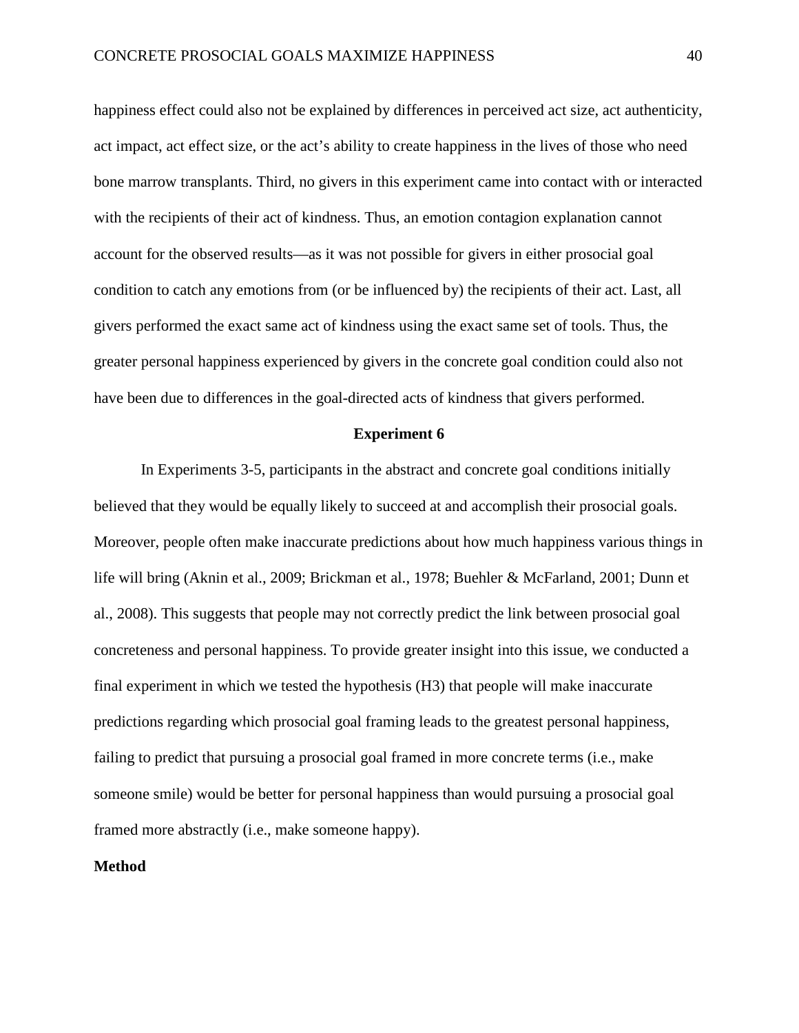happiness effect could also not be explained by differences in perceived act size, act authenticity, act impact, act effect size, or the act's ability to create happiness in the lives of those who need bone marrow transplants. Third, no givers in this experiment came into contact with or interacted with the recipients of their act of kindness. Thus, an emotion contagion explanation cannot account for the observed results—as it was not possible for givers in either prosocial goal condition to catch any emotions from (or be influenced by) the recipients of their act. Last, all givers performed the exact same act of kindness using the exact same set of tools. Thus, the greater personal happiness experienced by givers in the concrete goal condition could also not have been due to differences in the goal-directed acts of kindness that givers performed.

## Experiment 6

In Experiments 3-5, participants in the abstract and concrete goal conditions initially believed that they would be equally likely to succeed at and accomplish their prosocial goals. Moreover, people often make inaccurate predictions about how much happiness various things in life will bring (Aknin et al., 2009; Brickman et al., 1978; Buehler & McFarland, 2001; Dunn et al., 2008). This suggests that people may not correctly predict the link between prosocial goal concreteness and personal happiness. To provide greater insight into this issue, we conducted a final experiment in which we tested the hypothesis (H3) that people will make inaccurate predictions regarding which prosocial goal framing leads to the greatest personal happiness, failing to predict that pursuing a prosocial goal framed in more concrete terms (i.e., make someone smile) would be better for personal happiness than would pursuing a prosocial goal framed more abstractly (i.e., make someone happy).

### Method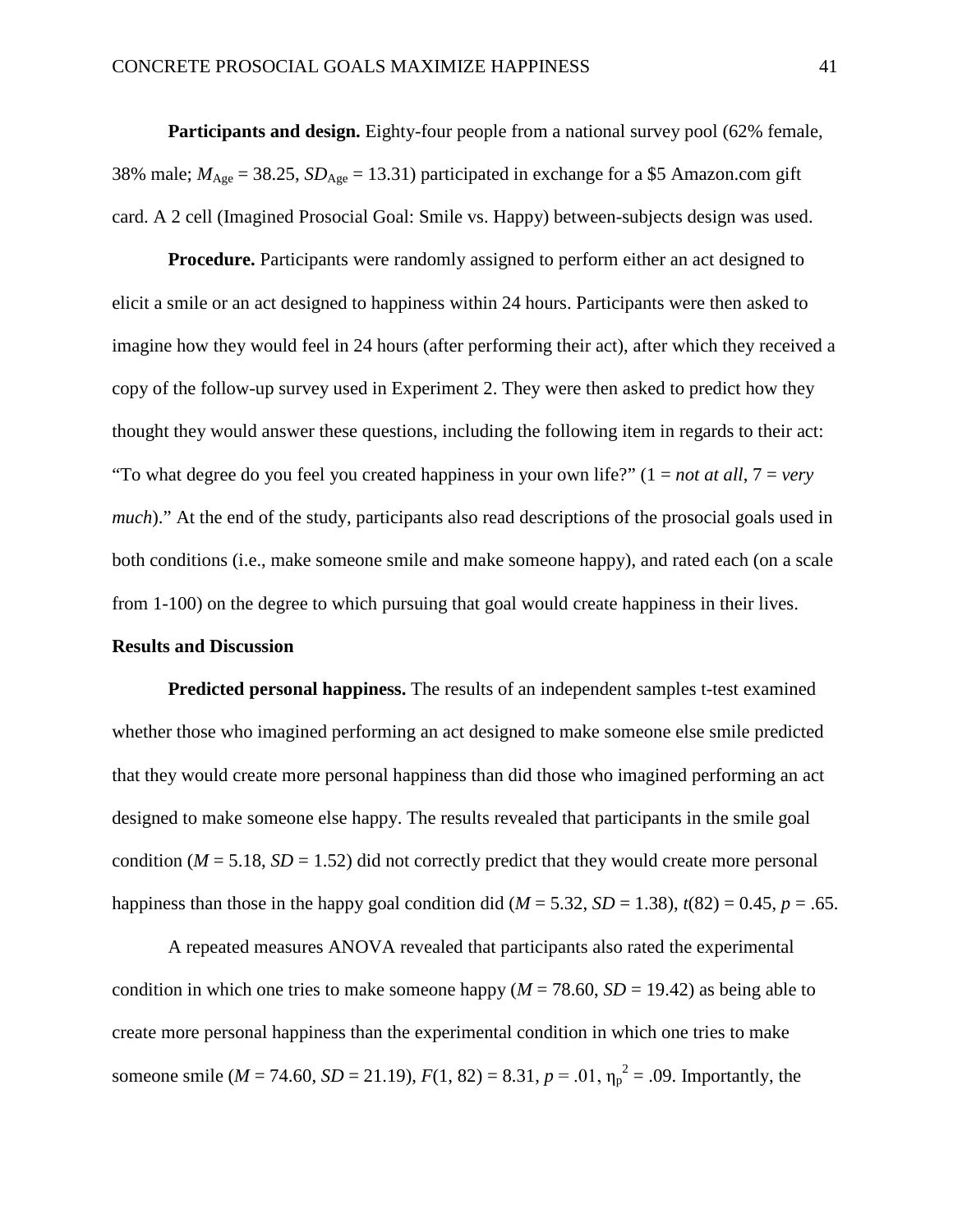**Participants and design.** Eighty-four people from a national survey pool (62% female, 38% male; $M_{Age}$ = 38.25, $SD_{Age}$ = 13.31) participated in exchange for a $5 Amazon.com gift card. A 2 cell (Imagined Prosocial Goal: Smile vs. Happy) between-subjects design was used.

**Procedure.** Participants were randomly assigned to perform either an act designed to elicit a smile or an act designed to happiness within 24 hours. Participants were then asked to imagine how they would feel in 24 hours (after performing their act), after which they received a copy of the follow-up survey used in Experiment 2. They were then asked to predict how they thought they would answer these questions, including the following item in regards to their act: "To what degree do you feel you created happiness in your own life?" (1 = *not at all*, 7 = *very much*)." At the end of the study, participants also read descriptions of the prosocial goals used in both conditions (i.e., make someone smile and make someone happy), and rated each (on a scale from 1-100) on the degree to which pursuing that goal would create happiness in their lives.

**Results and Discussion**

**Predicted personal happiness.** The results of an independent samples t-test examined whether those who imagined performing an act designed to make someone else smile predicted that they would create more personal happiness than did those who imagined performing an act designed to make someone else happy. The results revealed that participants in the smile goal condition ($M$ = 5.18, $SD$ = 1.52) did not correctly predict that they would create more personal happiness than those in the happy goal condition did ($M$ = 5.32, $SD$ = 1.38), $t(82) = 0.45$, $p = .65$.

A repeated measures ANOVA revealed that participants also rated the experimental condition in which one tries to make someone happy ($M$ = 78.60, $SD$ = 19.42) as being able to create more personal happiness than the experimental condition in which one tries to make someone smile ($M$ = 74.60, $SD$ = 21.19), $F(1, 82) = 8.31$, $p = .01$, $\eta_p^2 = .09$. Importantly, the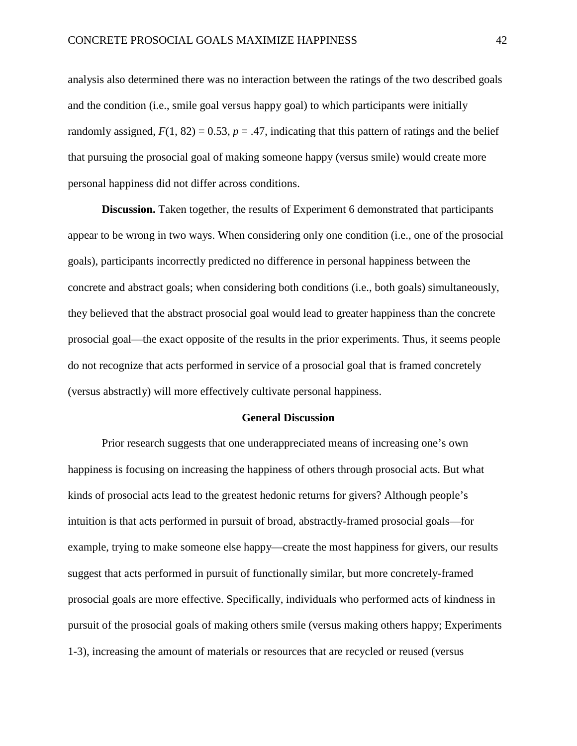analysis also determined there was no interaction between the ratings of the two described goals and the condition (i.e., smile goal versus happy goal) to which participants were initially randomly assigned, $F(1, 82) = 0.53$, $p = .47$, indicating that this pattern of ratings and the belief that pursuing the prosocial goal of making someone happy (versus smile) would create more personal happiness did not differ across conditions.

**Discussion.** Taken together, the results of Experiment 6 demonstrated that participants appear to be wrong in two ways. When considering only one condition (i.e., one of the prosocial goals), participants incorrectly predicted no difference in personal happiness between the concrete and abstract goals; when considering both conditions (i.e., both goals) simultaneously, they believed that the abstract prosocial goal would lead to greater happiness than the concrete prosocial goal—the exact opposite of the results in the prior experiments. Thus, it seems people do not recognize that acts performed in service of a prosocial goal that is framed concretely (versus abstractly) will more effectively cultivate personal happiness.

## General Discussion

Prior research suggests that one underappreciated means of increasing one's own happiness is focusing on increasing the happiness of others through prosocial acts. But what kinds of prosocial acts lead to the greatest hedonic returns for givers? Although people's intuition is that acts performed in pursuit of broad, abstractly-framed prosocial goals—for example, trying to make someone else happy—create the most happiness for givers, our results suggest that acts performed in pursuit of functionally similar, but more concretely-framed prosocial goals are more effective. Specifically, individuals who performed acts of kindness in pursuit of the prosocial goals of making others smile (versus making others happy; Experiments 1-3), increasing the amount of materials or resources that are recycled or reused (versus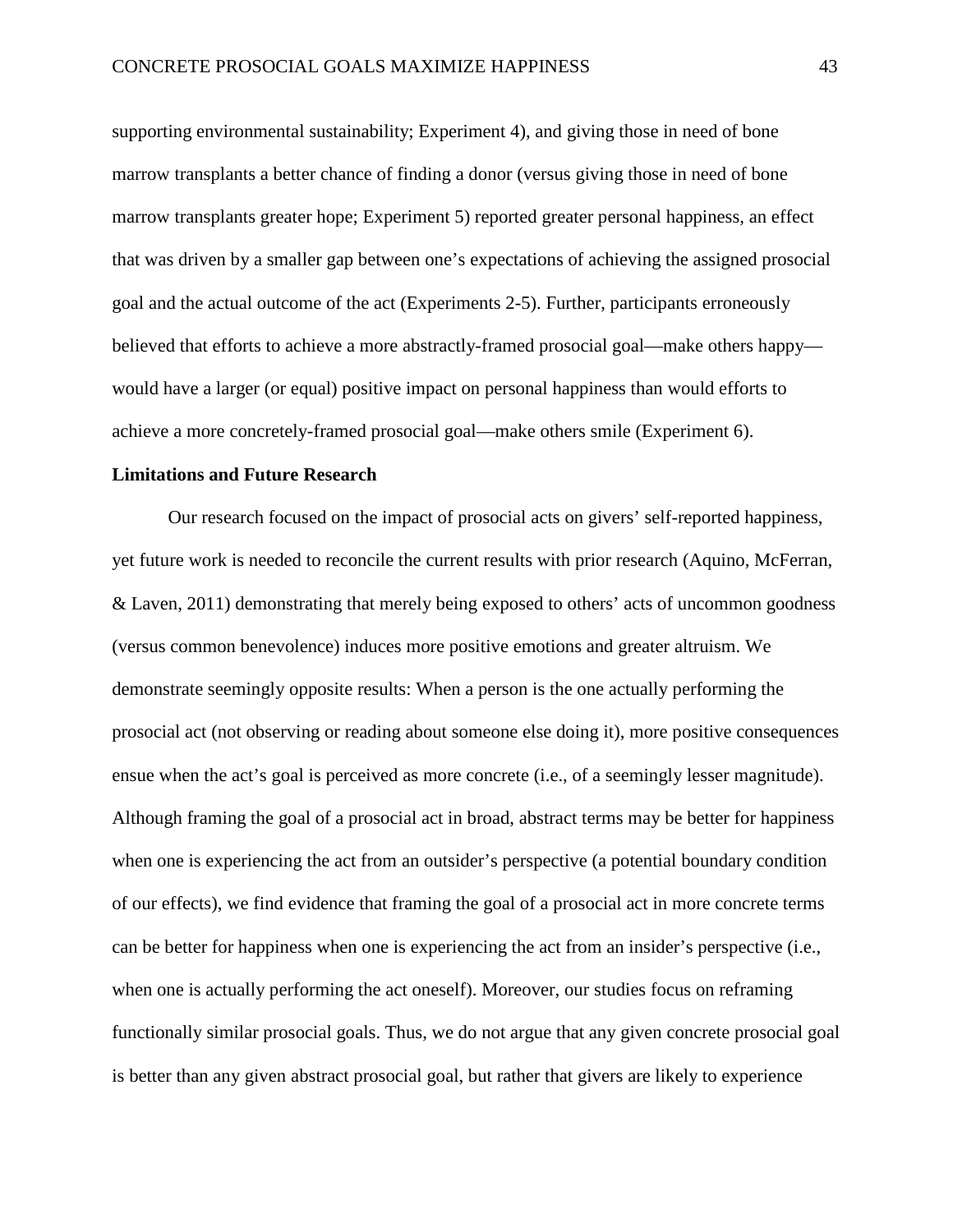supporting environmental sustainability; Experiment 4), and giving those in need of bone marrow transplants a better chance of finding a donor (versus giving those in need of bone marrow transplants greater hope; Experiment 5) reported greater personal happiness, an effect that was driven by a smaller gap between one's expectations of achieving the assigned prosocial goal and the actual outcome of the act (Experiments 2-5). Further, participants erroneously believed that efforts to achieve a more abstractly-framed prosocial goal—make others happy—would have a larger (or equal) positive impact on personal happiness than would efforts to achieve a more concretely-framed prosocial goal—make others smile (Experiment 6).

**Limitations and Future Research**

Our research focused on the impact of prosocial acts on givers' self-reported happiness, yet future work is needed to reconcile the current results with prior research (Aquino, McFerran, & Laven, 2011) demonstrating that merely being exposed to others' acts of uncommon goodness (versus common benevolence) induces more positive emotions and greater altruism. We demonstrate seemingly opposite results: When a person is the one actually performing the prosocial act (not observing or reading about someone else doing it), more positive consequences ensue when the act's goal is perceived as more concrete (i.e., of a seemingly lesser magnitude). Although framing the goal of a prosocial act in broad, abstract terms may be better for happiness when one is experiencing the act from an outsider's perspective (a potential boundary condition of our effects), we find evidence that framing the goal of a prosocial act in more concrete terms can be better for happiness when one is experiencing the act from an insider's perspective (i.e., when one is actually performing the act oneself). Moreover, our studies focus on reframing functionally similar prosocial goals. Thus, we do not argue that any given concrete prosocial goal is better than any given abstract prosocial goal, but rather that givers are likely to experience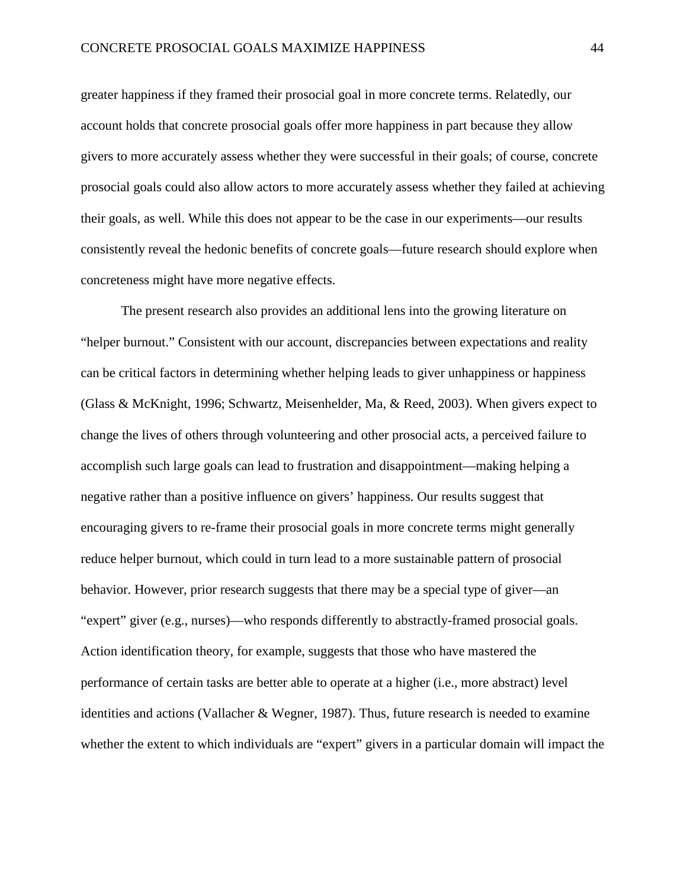greater happiness if they framed their prosocial goal in more concrete terms. Relatedly, our account holds that concrete prosocial goals offer more happiness in part because they allow givers to more accurately assess whether they were successful in their goals; of course, concrete prosocial goals could also allow actors to more accurately assess whether they failed at achieving their goals, as well. While this does not appear to be the case in our experiments—our results consistently reveal the hedonic benefits of concrete goals—future research should explore when concreteness might have more negative effects.

The present research also provides an additional lens into the growing literature on "helper burnout." Consistent with our account, discrepancies between expectations and reality can be critical factors in determining whether helping leads to giver unhappiness or happiness (Glass & McKnight, 1996; Schwartz, Meisenhelder, Ma, & Reed, 2003). When givers expect to change the lives of others through volunteering and other prosocial acts, a perceived failure to accomplish such large goals can lead to frustration and disappointment—making helping a negative rather than a positive influence on givers' happiness. Our results suggest that encouraging givers to re-frame their prosocial goals in more concrete terms might generally reduce helper burnout, which could in turn lead to a more sustainable pattern of prosocial behavior. However, prior research suggests that there may be a special type of giver—an "expert" giver (e.g., nurses)—who responds differently to abstractly-framed prosocial goals. Action identification theory, for example, suggests that those who have mastered the performance of certain tasks are better able to operate at a higher (i.e., more abstract) level identities and actions (Vallacher & Wegner, 1987). Thus, future research is needed to examine whether the extent to which individuals are "expert" givers in a particular domain will impact the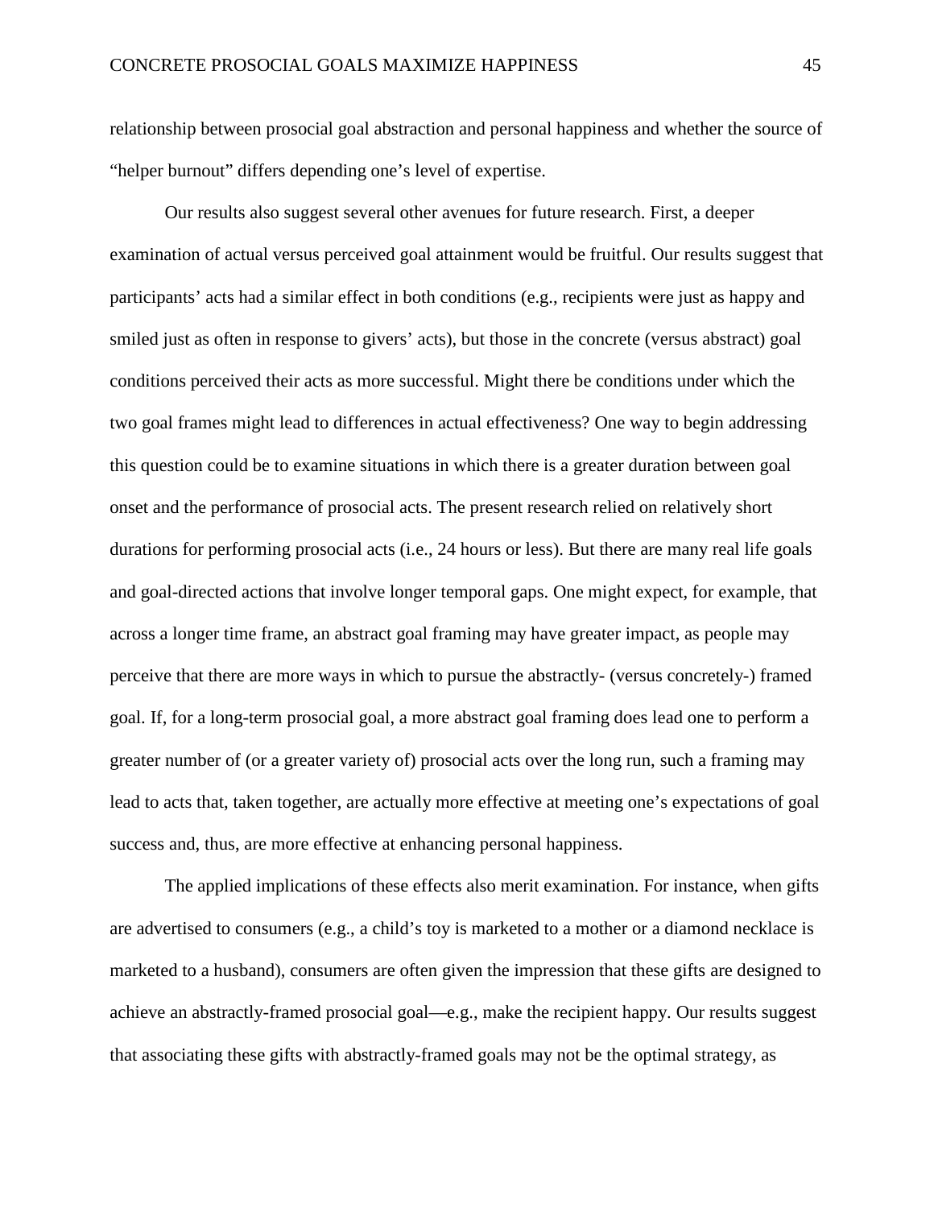relationship between prosocial goal abstraction and personal happiness and whether the source of "helper burnout" differs depending one's level of expertise.

Our results also suggest several other avenues for future research. First, a deeper examination of actual versus perceived goal attainment would be fruitful. Our results suggest that participants' acts had a similar effect in both conditions (e.g., recipients were just as happy and smiled just as often in response to givers' acts), but those in the concrete (versus abstract) goal conditions perceived their acts as more successful. Might there be conditions under which the two goal frames might lead to differences in actual effectiveness? One way to begin addressing this question could be to examine situations in which there is a greater duration between goal onset and the performance of prosocial acts. The present research relied on relatively short durations for performing prosocial acts (i.e., 24 hours or less). But there are many real life goals and goal-directed actions that involve longer temporal gaps. One might expect, for example, that across a longer time frame, an abstract goal framing may have greater impact, as people may perceive that there are more ways in which to pursue the abstractly- (versus concretely-) framed goal. If, for a long-term prosocial goal, a more abstract goal framing does lead one to perform a greater number of (or a greater variety of) prosocial acts over the long run, such a framing may lead to acts that, taken together, are actually more effective at meeting one's expectations of goal success and, thus, are more effective at enhancing personal happiness.

The applied implications of these effects also merit examination. For instance, when gifts are advertised to consumers (e.g., a child's toy is marketed to a mother or a diamond necklace is marketed to a husband), consumers are often given the impression that these gifts are designed to achieve an abstractly-framed prosocial goal—e.g., make the recipient happy. Our results suggest that associating these gifts with abstractly-framed goals may not be the optimal strategy, as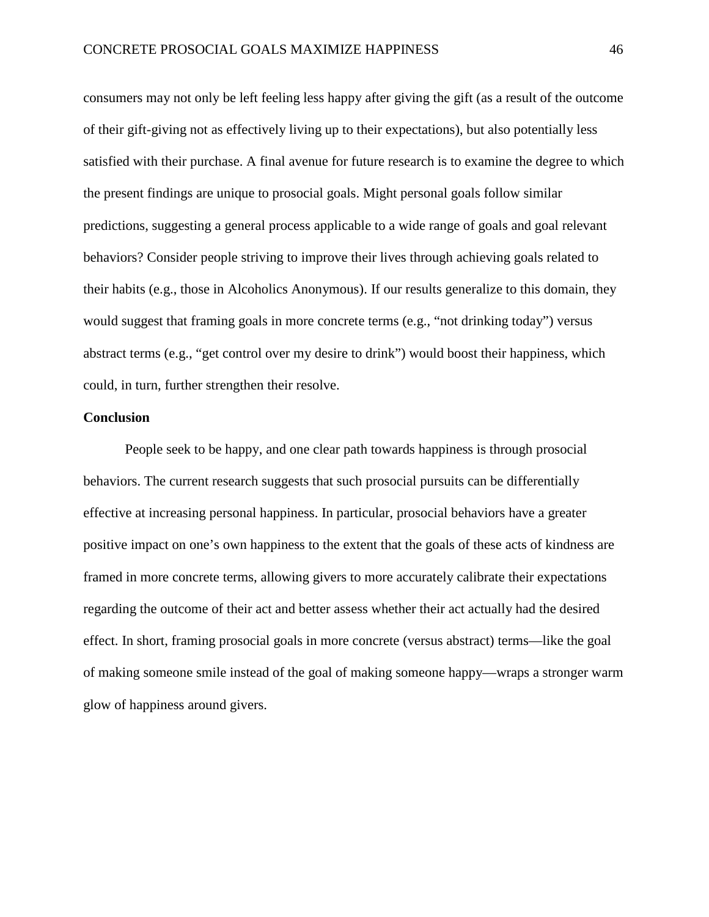consumers may not only be left feeling less happy after giving the gift (as a result of the outcome of their gift-giving not as effectively living up to their expectations), but also potentially less satisfied with their purchase. A final avenue for future research is to examine the degree to which the present findings are unique to prosocial goals. Might personal goals follow similar predictions, suggesting a general process applicable to a wide range of goals and goal relevant behaviors? Consider people striving to improve their lives through achieving goals related to their habits (e.g., those in Alcoholics Anonymous). If our results generalize to this domain, they would suggest that framing goals in more concrete terms (e.g., "not drinking today") versus abstract terms (e.g., "get control over my desire to drink") would boost their happiness, which could, in turn, further strengthen their resolve.

## Conclusion

People seek to be happy, and one clear path towards happiness is through prosocial behaviors. The current research suggests that such prosocial pursuits can be differentially effective at increasing personal happiness. In particular, prosocial behaviors have a greater positive impact on one's own happiness to the extent that the goals of these acts of kindness are framed in more concrete terms, allowing givers to more accurately calibrate their expectations regarding the outcome of their act and better assess whether their act actually had the desired effect. In short, framing prosocial goals in more concrete (versus abstract) terms—like the goal of making someone smile instead of the goal of making someone happy—wraps a stronger warm glow of happiness around givers.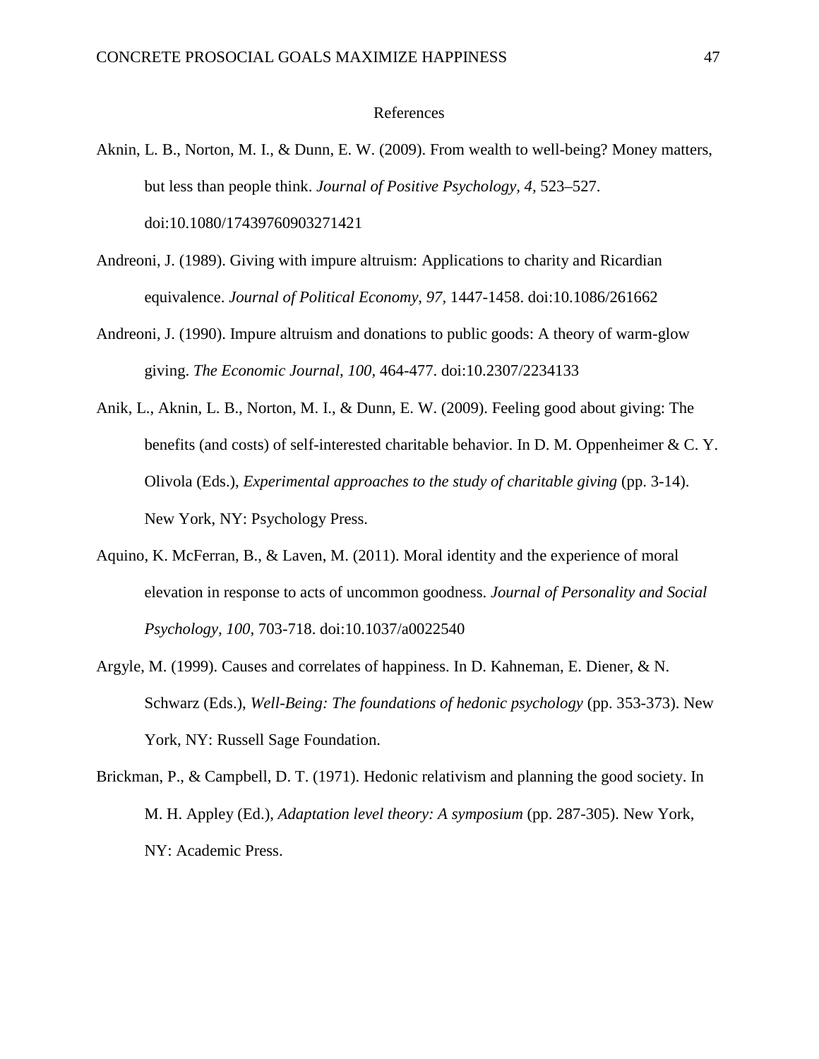# References

Aknin, L. B., Norton, M. I., & Dunn, E. W. (2009). From wealth to well-being? Money matters, but less than people think. *Journal of Positive Psychology, 4,* 523–527. doi:10.1080/17439760903271421

Andreoni, J. (1989). Giving with impure altruism: Applications to charity and Ricardian equivalence. *Journal of Political Economy*, *97*, 1447-1458. doi:10.1086/261662

Andreoni, J. (1990). Impure altruism and donations to public goods: A theory of warm-glow giving. *The Economic Journal, 100,* 464-477. doi:10.2307/2234133

Anik, L., Aknin, L. B., Norton, M. I., & Dunn, E. W. (2009). Feeling good about giving: The benefits (and costs) of self-interested charitable behavior. In D. M. Oppenheimer & C. Y. Olivola (Eds.), *Experimental approaches to the study of charitable giving* (pp. 3-14). New York, NY: Psychology Press.

Aquino, K. McFerran, B., & Laven, M. (2011). Moral identity and the experience of moral elevation in response to acts of uncommon goodness. *Journal of Personality and Social Psychology, 100,* 703-718. doi:10.1037/a0022540

Argyle, M. (1999). Causes and correlates of happiness. In D. Kahneman, E. Diener, & N. Schwarz (Eds.), *Well-Being: The foundations of hedonic psychology* (pp. 353-373). New York, NY: Russell Sage Foundation.

Brickman, P., & Campbell, D. T. (1971). Hedonic relativism and planning the good society. In M. H. Appley (Ed.), *Adaptation level theory: A symposium* (pp. 287-305). New York, NY: Academic Press.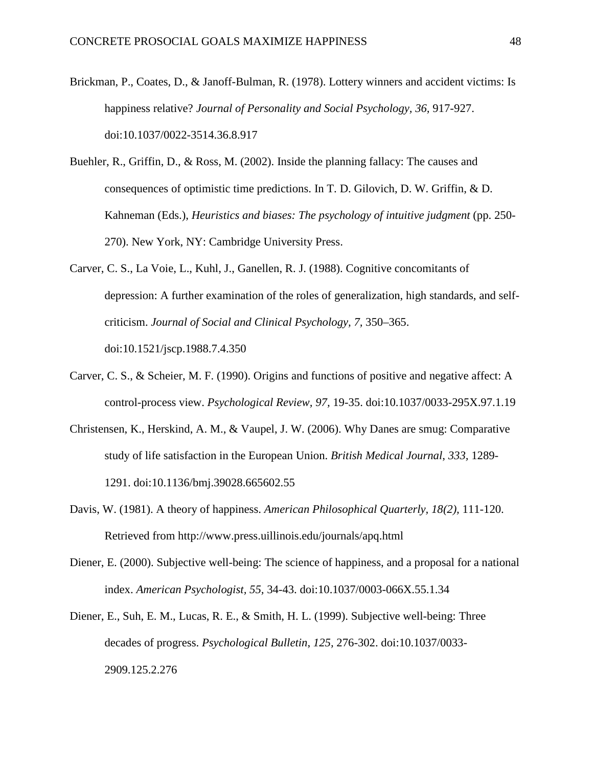Brickman, P., Coates, D., & Janoff-Bulman, R. (1978). Lottery winners and accident victims: Is happiness relative? *Journal of Personality and Social Psychology, 36,* 917-927. doi:10.1037/0022-3514.36.8.917

Buehler, R., Griffin, D., & Ross, M. (2002). Inside the planning fallacy: The causes and consequences of optimistic time predictions. In T. D. Gilovich, D. W. Griffin, & D. Kahneman (Eds.), *Heuristics and biases: The psychology of intuitive judgment* (pp. 250-270). New York, NY: Cambridge University Press.

Carver, C. S., La Voie, L., Kuhl, J., Ganellen, R. J. (1988). Cognitive concomitants of depression: A further examination of the roles of generalization, high standards, and self-criticism. *Journal of Social and Clinical Psychology, 7,* 350–365. doi:10.1521/jscp.1988.7.4.350

Carver, C. S., & Scheier, M. F. (1990). Origins and functions of positive and negative affect: A control-process view. *Psychological Review, 97,* 19-35. doi:10.1037/0033-295X.97.1.19

Christensen, K., Herskind, A. M., & Vaupel, J. W. (2006). Why Danes are smug: Comparative study of life satisfaction in the European Union. *British Medical Journal*, *333,* 1289-1291. doi:10.1136/bmj.39028.665602.55

Davis, W. (1981). A theory of happiness. *American Philosophical Quarterly, 18(2),* 111-120. Retrieved from http://www.press.uillinois.edu/journals/apq.html

Diener, E. (2000). Subjective well-being: The science of happiness, and a proposal for a national index. *American Psychologist, 55,* 34-43. doi:10.1037/0003-066X.55.1.34

Diener, E., Suh, E. M., Lucas, R. E., & Smith, H. L. (1999). Subjective well-being: Three decades of progress. *Psychological Bulletin*, *125,* 276-302. doi:10.1037/0033-2909.125.2.276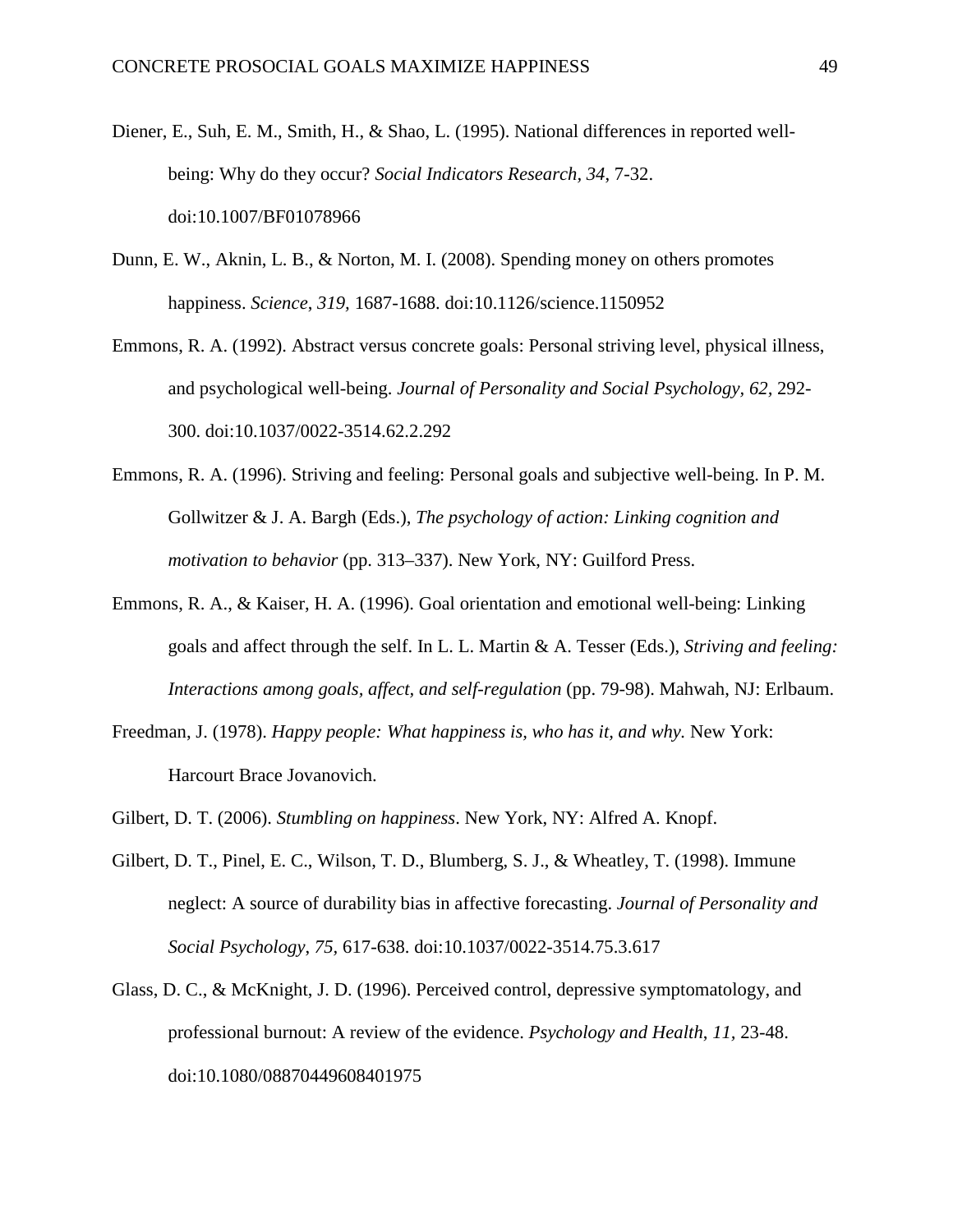Diener, E., Suh, E. M., Smith, H., & Shao, L. (1995). National differences in reported well-being: Why do they occur? *Social Indicators Research, 34*, 7-32. doi:10.1007/BF01078966

Dunn, E. W., Aknin, L. B., & Norton, M. I. (2008). Spending money on others promotes happiness. *Science, 319*, 1687-1688. doi:10.1126/science.1150952

Emmons, R. A. (1992). Abstract versus concrete goals: Personal striving level, physical illness, and psychological well-being. *Journal of Personality and Social Psychology, 62*, 292-300. doi:10.1037/0022-3514.62.2.292

Emmons, R. A. (1996). Striving and feeling: Personal goals and subjective well-being. In P. M. Gollwitzer & J. A. Bargh (Eds.), *The psychology of action: Linking cognition and motivation to behavior* (pp. 313–337). New York, NY: Guilford Press.

Emmons, R. A., & Kaiser, H. A. (1996). Goal orientation and emotional well-being: Linking goals and affect through the self. In L. L. Martin & A. Tesser (Eds.), *Striving and feeling: Interactions among goals, affect, and self-regulation* (pp. 79-98). Mahwah, NJ: Erlbaum.

Freedman, J. (1978). *Happy people: What happiness is, who has it, and why.* New York: Harcourt Brace Jovanovich.

Gilbert, D. T. (2006). *Stumbling on happiness*. New York, NY: Alfred A. Knopf.

Gilbert, D. T., Pinel, E. C., Wilson, T. D., Blumberg, S. J., & Wheatley, T. (1998). Immune neglect: A source of durability bias in affective forecasting. *Journal of Personality and Social Psychology, 75*, 617-638. doi:10.1037/0022-3514.75.3.617

Glass, D. C., & McKnight, J. D. (1996). Perceived control, depressive symptomatology, and professional burnout: A review of the evidence. *Psychology and Health*, *11*, 23-48. doi:10.1080/08870449608401975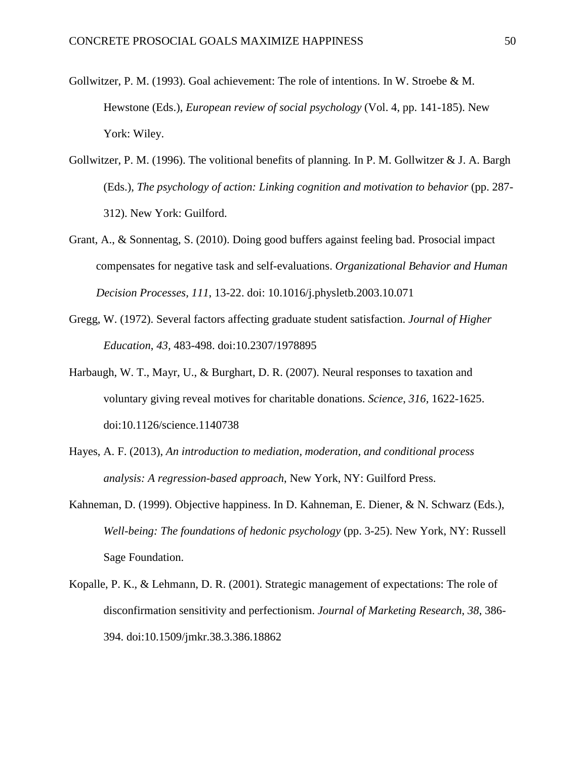Gollwitzer, P. M. (1993). Goal achievement: The role of intentions. In W. Stroebe & M. Hewstone (Eds.), *European review of social psychology* (Vol. 4, pp. 141-185). New York: Wiley.

Gollwitzer, P. M. (1996). The volitional benefits of planning. In P. M. Gollwitzer & J. A. Bargh (Eds.), *The psychology of action: Linking cognition and motivation to behavior* (pp. 287-312). New York: Guilford.

Grant, A., & Sonnentag, S. (2010). Doing good buffers against feeling bad. Prosocial impact compensates for negative task and self-evaluations. *Organizational Behavior and Human Decision Processes*, *111*, 13-22. doi: 10.1016/j.physletb.2003.10.071

Gregg, W. (1972). Several factors affecting graduate student satisfaction. *Journal of Higher Education*, *43*, 483-498. doi:10.2307/1978895

Harbaugh, W. T., Mayr, U., & Burghart, D. R. (2007). Neural responses to taxation and voluntary giving reveal motives for charitable donations. *Science*, *316*, 1622-1625. doi:10.1126/science.1140738

Hayes, A. F. (2013), *An introduction to mediation, moderation, and conditional process analysis: A regression-based approach*, New York, NY: Guilford Press.

Kahneman, D. (1999). Objective happiness. In D. Kahneman, E. Diener, & N. Schwarz (Eds.), *Well-being: The foundations of hedonic psychology* (pp. 3-25). New York, NY: Russell Sage Foundation.

Kopalle, P. K., & Lehmann, D. R. (2001). Strategic management of expectations: The role of disconfirmation sensitivity and perfectionism. *Journal of Marketing Research*, *38*, 386-394. doi:10.1509/jmkr.38.3.386.18862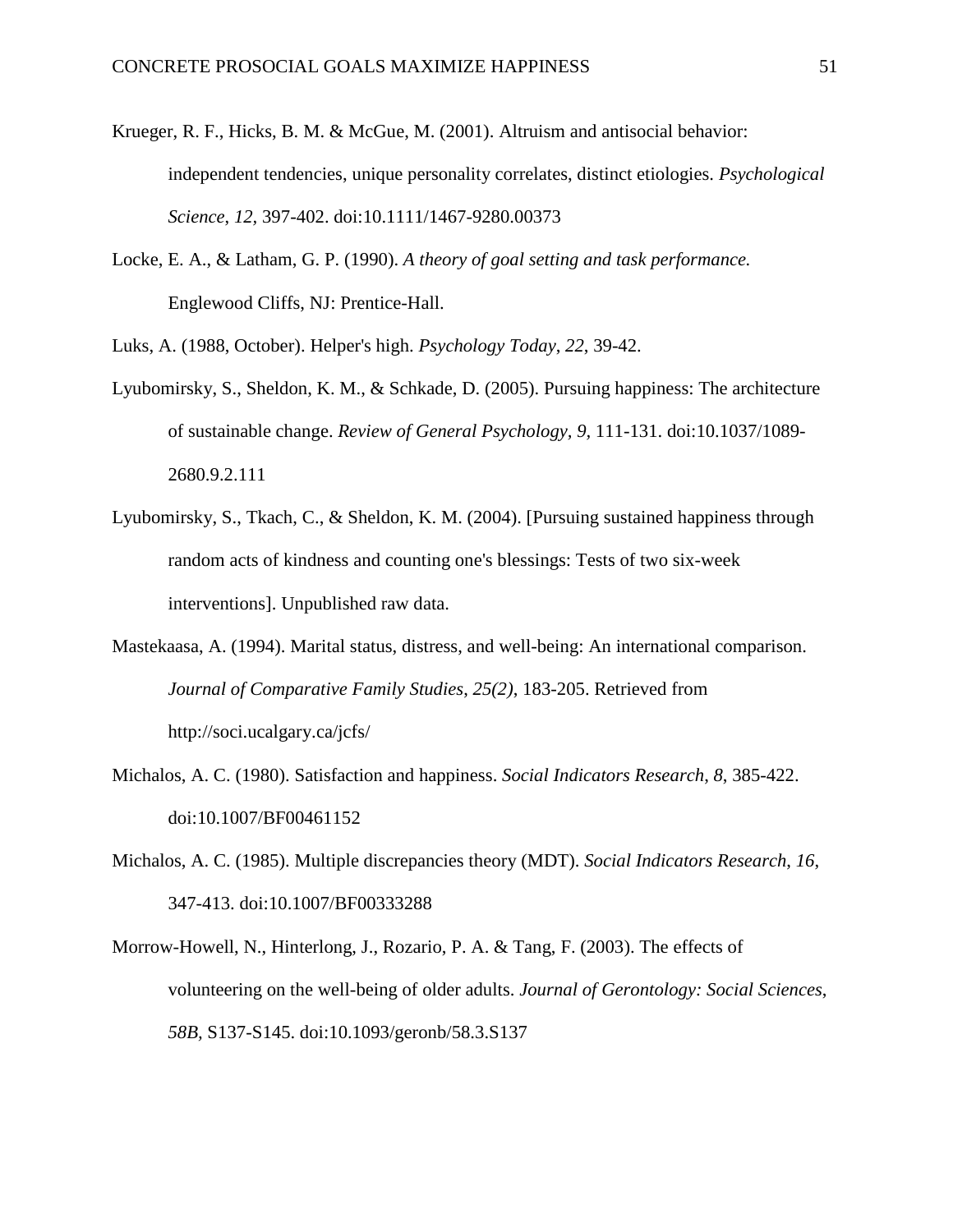Krueger, R. F., Hicks, B. M. & McGue, M. (2001). Altruism and antisocial behavior: independent tendencies, unique personality correlates, distinct etiologies. *Psychological Science*, *12*, 397-402. doi:10.1111/1467-9280.00373

Locke, E. A., & Latham, G. P. (1990). *A theory of goal setting and task performance.* Englewood Cliffs, NJ: Prentice-Hall.

Luks, A. (1988, October). Helper's high. *Psychology Today*, *22*, 39-42.

Lyubomirsky, S., Sheldon, K. M., & Schkade, D. (2005). Pursuing happiness: The architecture of sustainable change. *Review of General Psychology, 9*, 111-131. doi:10.1037/1089-2680.9.2.111

Lyubomirsky, S., Tkach, C., & Sheldon, K. M. (2004). [Pursuing sustained happiness through random acts of kindness and counting one's blessings: Tests of two six-week interventions]. Unpublished raw data.

Mastekaasa, A. (1994). Marital status, distress, and well-being: An international comparison. *Journal of Comparative Family Studies*, *25(2)*, 183-205. Retrieved from http://soci.ucalgary.ca/jcfs/

Michalos, A. C. (1980). Satisfaction and happiness. *Social Indicators Research*, *8*, 385-422. doi:10.1007/BF00461152

Michalos, A. C. (1985). Multiple discrepancies theory (MDT). *Social Indicators Research*, *16*, 347-413. doi:10.1007/BF00333288

Morrow-Howell, N., Hinterlong, J., Rozario, P. A. & Tang, F. (2003). The effects of volunteering on the well-being of older adults. *Journal of Gerontology: Social Sciences*, *58B*, S137-S145. doi:10.1093/geronb/58.3.S137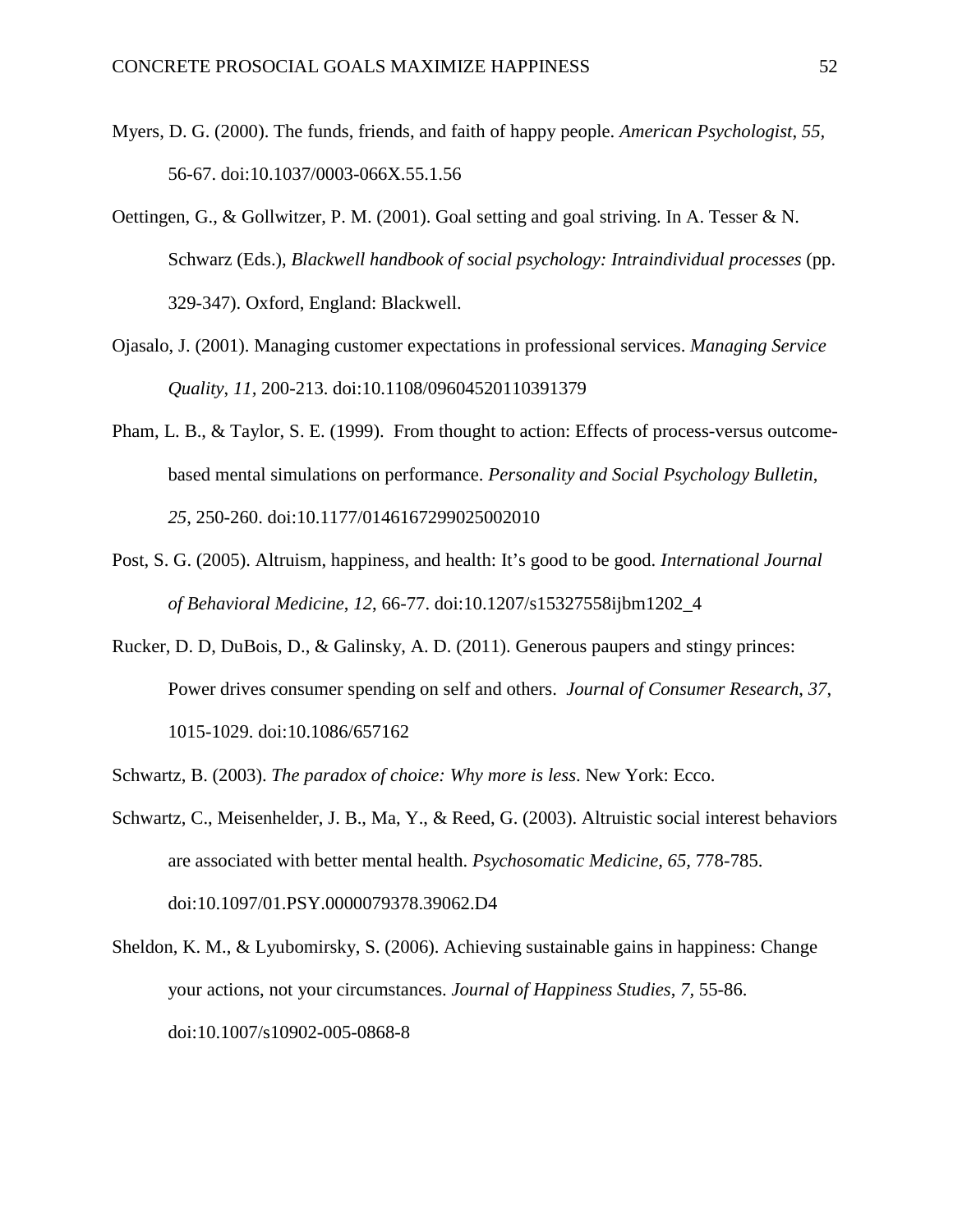Myers, D. G. (2000). The funds, friends, and faith of happy people. *American Psychologist*, *55*, 56-67. doi:10.1037/0003-066X.55.1.56

Oettingen, G., & Gollwitzer, P. M. (2001). Goal setting and goal striving. In A. Tesser & N. Schwarz (Eds.), *Blackwell handbook of social psychology: Intraindividual processes* (pp. 329-347). Oxford, England: Blackwell.

Ojasalo, J. (2001). Managing customer expectations in professional services. *Managing Service Quality*, *11*, 200-213. doi:10.1108/09604520110391379

Pham, L. B., & Taylor, S. E. (1999). From thought to action: Effects of process-versus outcome-based mental simulations on performance. *Personality and Social Psychology Bulletin*, *25*, 250-260. doi:10.1177/0146167299025002010

Post, S. G. (2005). Altruism, happiness, and health: It's good to be good. *International Journal of Behavioral Medicine*, *12*, 66-77. doi:10.1207/s15327558ijbm1202_4

Rucker, D. D, DuBois, D., & Galinsky, A. D. (2011). Generous paupers and stingy princes: Power drives consumer spending on self and others. *Journal of Consumer Research*, *37*, 1015-1029. doi:10.1086/657162

Schwartz, B. (2003). *The paradox of choice: Why more is less*. New York: Ecco.

Schwartz, C., Meisenhelder, J. B., Ma, Y., & Reed, G. (2003). Altruistic social interest behaviors are associated with better mental health. *Psychosomatic Medicine, 65*, 778-785. doi:10.1097/01.PSY.0000079378.39062.D4

Sheldon, K. M., & Lyubomirsky, S. (2006). Achieving sustainable gains in happiness: Change your actions, not your circumstances. *Journal of Happiness Studies*, *7*, 55-86. doi:10.1007/s10902-005-0868-8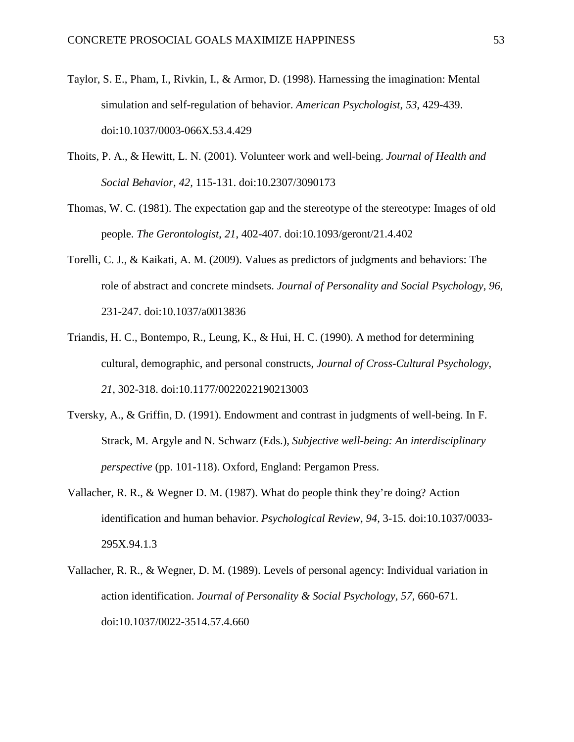Taylor, S. E., Pham, I., Rivkin, I., & Armor, D. (1998). Harnessing the imagination: Mental simulation and self-regulation of behavior. *American Psychologist*, *53*, 429-439. doi:10.1037/0003-066X.53.4.429

Thoits, P. A., & Hewitt, L. N. (2001). Volunteer work and well-being. *Journal of Health and Social Behavior*, *42*, 115-131. doi:10.2307/3090173

Thomas, W. C. (1981). The expectation gap and the stereotype of the stereotype: Images of old people. *The Gerontologist*, *21*, 402-407. doi:10.1093/geront/21.4.402

Torelli, C. J., & Kaikati, A. M. (2009). Values as predictors of judgments and behaviors: The role of abstract and concrete mindsets. *Journal of Personality and Social Psychology*, *96*, 231-247. doi:10.1037/a0013836

Triandis, H. C., Bontempo, R., Leung, K., & Hui, H. C. (1990). A method for determining cultural, demographic, and personal constructs, *Journal of Cross-Cultural Psychology*, *21*, 302-318. doi:10.1177/0022022190213003

Tversky, A., & Griffin, D. (1991). Endowment and contrast in judgments of well-being. In F. Strack, M. Argyle and N. Schwarz (Eds.), *Subjective well-being: An interdisciplinary perspective* (pp. 101-118). Oxford, England: Pergamon Press.

Vallacher, R. R., & Wegner D. M. (1987). What do people think they're doing? Action identification and human behavior. *Psychological Review*, *94*, 3-15. doi:10.1037/0033-295X.94.1.3

Vallacher, R. R., & Wegner, D. M. (1989). Levels of personal agency: Individual variation in action identification. *Journal of Personality & Social Psychology*, *57*, 660-671. doi:10.1037/0022-3514.57.4.660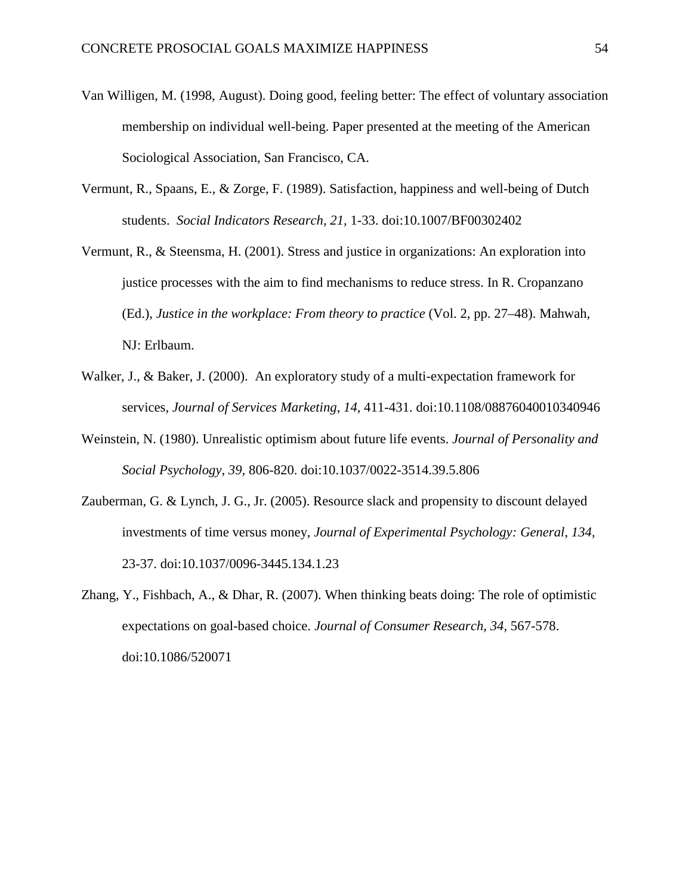Van Willigen, M. (1998, August). Doing good, feeling better: The effect of voluntary association membership on individual well-being. Paper presented at the meeting of the American Sociological Association, San Francisco, CA.

Vermunt, R., Spaans, E., & Zorge, F. (1989). Satisfaction, happiness and well-being of Dutch students. *Social Indicators Research, 21,* 1-33. doi:10.1007/BF00302402

Vermunt, R., & Steensma, H. (2001). Stress and justice in organizations: An exploration into justice processes with the aim to find mechanisms to reduce stress. In R. Cropanzano (Ed.), *Justice in the workplace: From theory to practice* (Vol. 2, pp. 27–48). Mahwah, NJ: Erlbaum.

Walker, J., & Baker, J. (2000). An exploratory study of a multi-expectation framework for services, *Journal of Services Marketing*, *14,* 411-431. doi:10.1108/08876040010340946

Weinstein, N. (1980). Unrealistic optimism about future life events. *Journal of Personality and Social Psychology*, *39,* 806-820. doi:10.1037/0022-3514.39.5.806

Zauberman, G. & Lynch, J. G., Jr. (2005). Resource slack and propensity to discount delayed investments of time versus money, *Journal of Experimental Psychology: General*, *134,* 23-37. doi:10.1037/0096-3445.134.1.23

Zhang, Y., Fishbach, A., & Dhar, R. (2007). When thinking beats doing: The role of optimistic expectations on goal-based choice. *Journal of Consumer Research*, *34,* 567-578. doi:10.1086/520071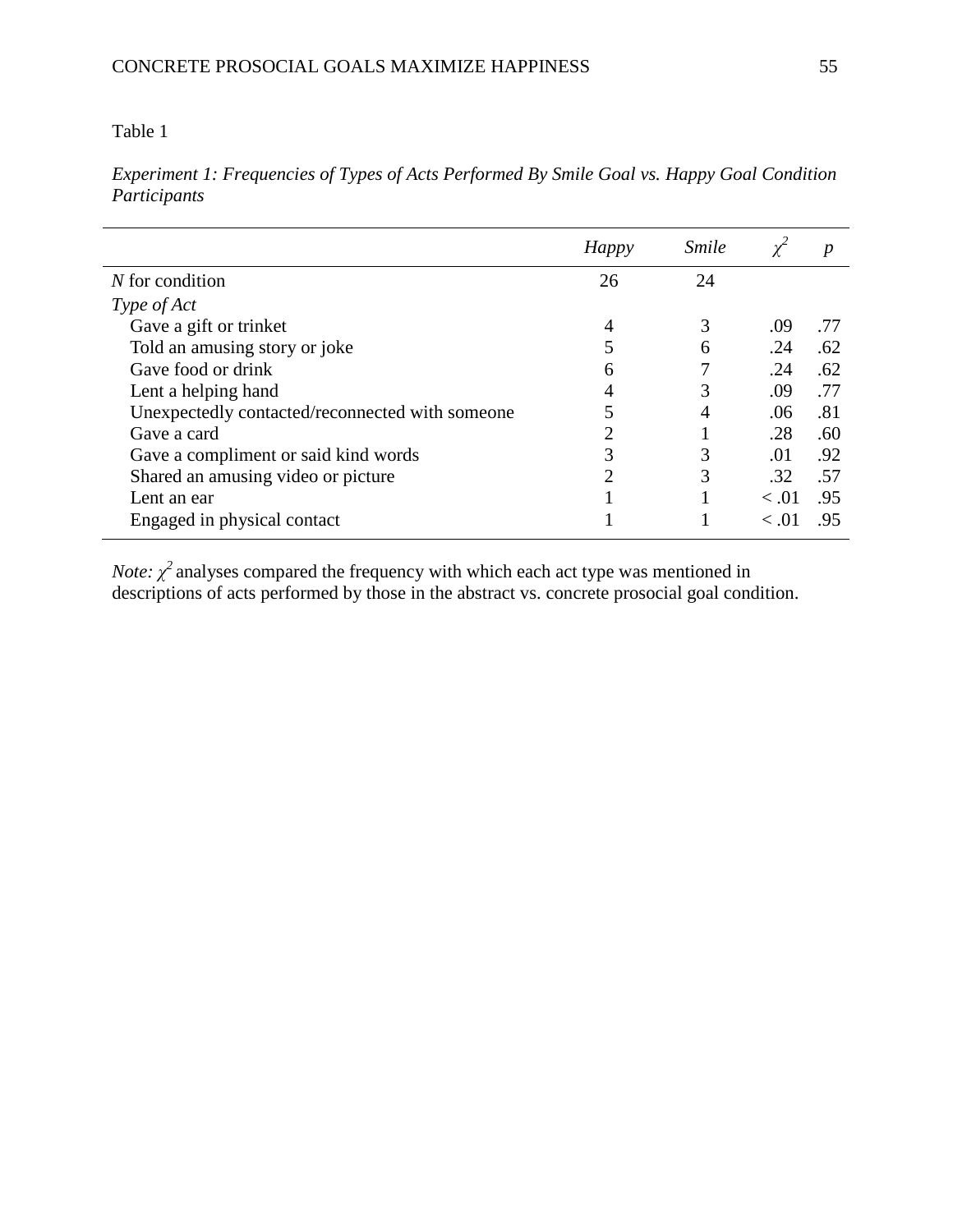Table 1

*Experiment 1: Frequencies of Types of Acts Performed By Smile Goal vs. Happy Goal Condition Participants*

| | *Happy* | *Smile* | $\chi^2$ | *p* |
|---|---|---|---|---|
| *N* for condition | 26 | 24 | | |
| *Type of Act* | | | | |
| Gave a gift or trinket | 4 | 3 | .09 | .77 |
| Told an amusing story or joke | 5 | 6 | .24 | .62 |
| Gave food or drink | 6 | 7 | .24 | .62 |
| Lent a helping hand | 4 | 3 | .09 | .77 |
| Unexpectedly contacted/reconnected with someone | 5 | 4 | .06 | .81 |
| Gave a card | 2 | 1 | .28 | .60 |
| Gave a compliment or said kind words | 3 | 3 | .01 | .92 |
| Shared an amusing video or picture | 2 | 3 | .32 | .57 |
| Lent an ear | 1 | 1 | < .01 | .95 |
| Engaged in physical contact | 1 | 1 | < .01 | .95 |

*Note:* $\chi^2$ analyses compared the frequency with which each act type was mentioned in descriptions of acts performed by those in the abstract vs. concrete prosocial goal condition.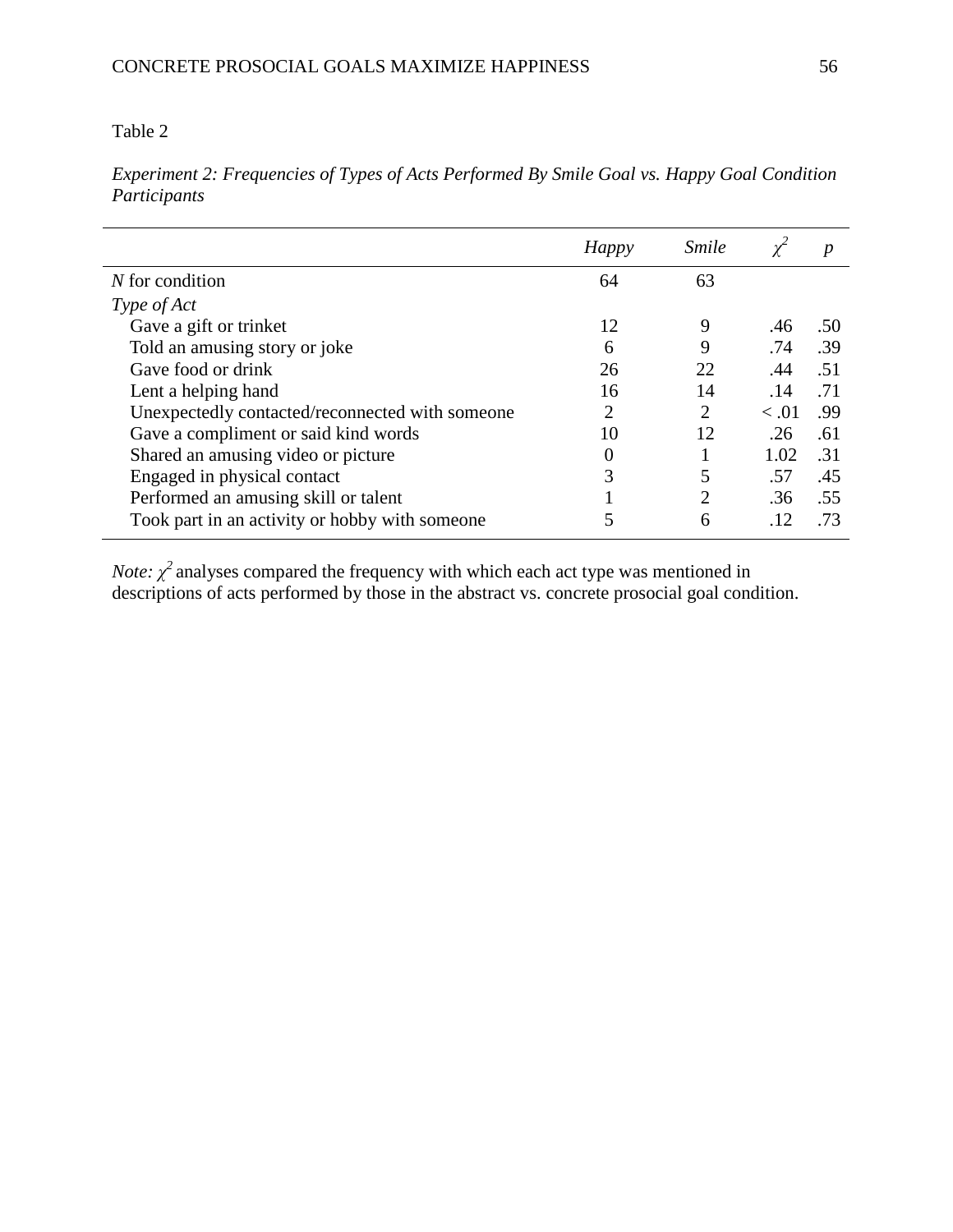Table 2

*Experiment 2: Frequencies of Types of Acts Performed By Smile Goal vs. Happy Goal Condition Participants*

| | *Happy* | *Smile* | $\chi^2$ | *p* |
|---|---|---|---|---|
| *N* for condition | 64 | 63 | | |
| *Type of Act* | | | | |
| Gave a gift or trinket | 12 | 9 | .46 | .50 |
| Told an amusing story or joke | 6 | 9 | .74 | .39 |
| Gave food or drink | 26 | 22 | .44 | .51 |
| Lent a helping hand | 16 | 14 | .14 | .71 |
| Unexpectedly contacted/reconnected with someone | 2 | 2 | < .01 | .99 |
| Gave a compliment or said kind words | 10 | 12 | .26 | .61 |
| Shared an amusing video or picture | 0 | 1 | 1.02 | .31 |
| Engaged in physical contact | 3 | 5 | .57 | .45 |
| Performed an amusing skill or talent | 1 | 2 | .36 | .55 |
| Took part in an activity or hobby with someone | 5 | 6 | .12 | .73 |

*Note:* $\chi^2$ analyses compared the frequency with which each act type was mentioned in descriptions of acts performed by those in the abstract vs. concrete prosocial goal condition.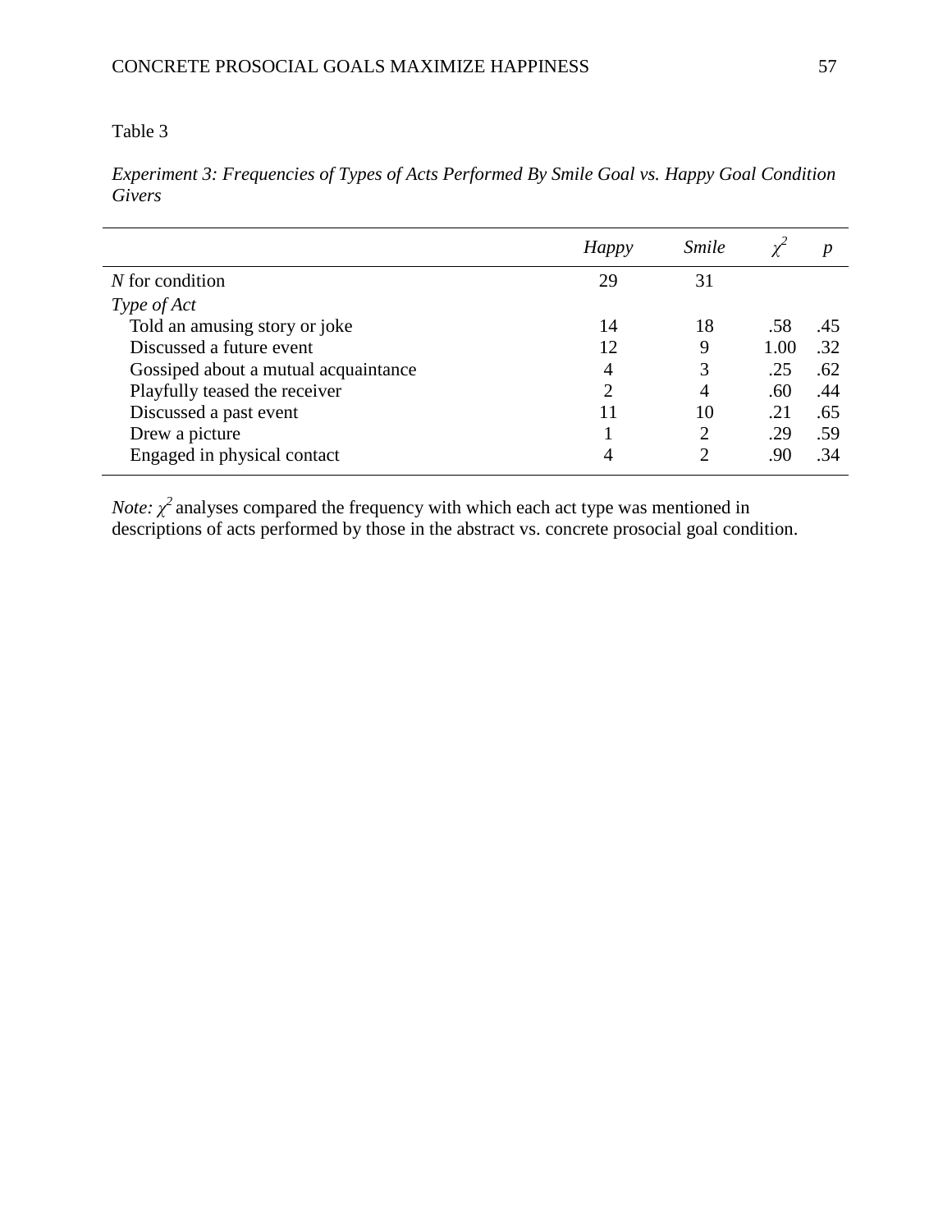Table 3

*Experiment 3: Frequencies of Types of Acts Performed By Smile Goal vs. Happy Goal Condition Givers*

| | *Happy* | *Smile* | $\chi^2$ | *p* |
|---|---|---|---|---|
| *N* for condition | 29 | 31 | | |
| *Type of Act* | | | | |
| Told an amusing story or joke | 14 | 18 | .58 | .45 |
| Discussed a future event | 12 | 9 | 1.00 | .32 |
| Gossiped about a mutual acquaintance | 4 | 3 | .25 | .62 |
| Playfully teased the receiver | 2 | 4 | .60 | .44 |
| Discussed a past event | 11 | 10 | .21 | .65 |
| Drew a picture | 1 | 2 | .29 | .59 |
| Engaged in physical contact | 4 | 2 | .90 | .34 |

*Note:* $\chi^2$ analyses compared the frequency with which each act type was mentioned in descriptions of acts performed by those in the abstract vs. concrete prosocial goal condition.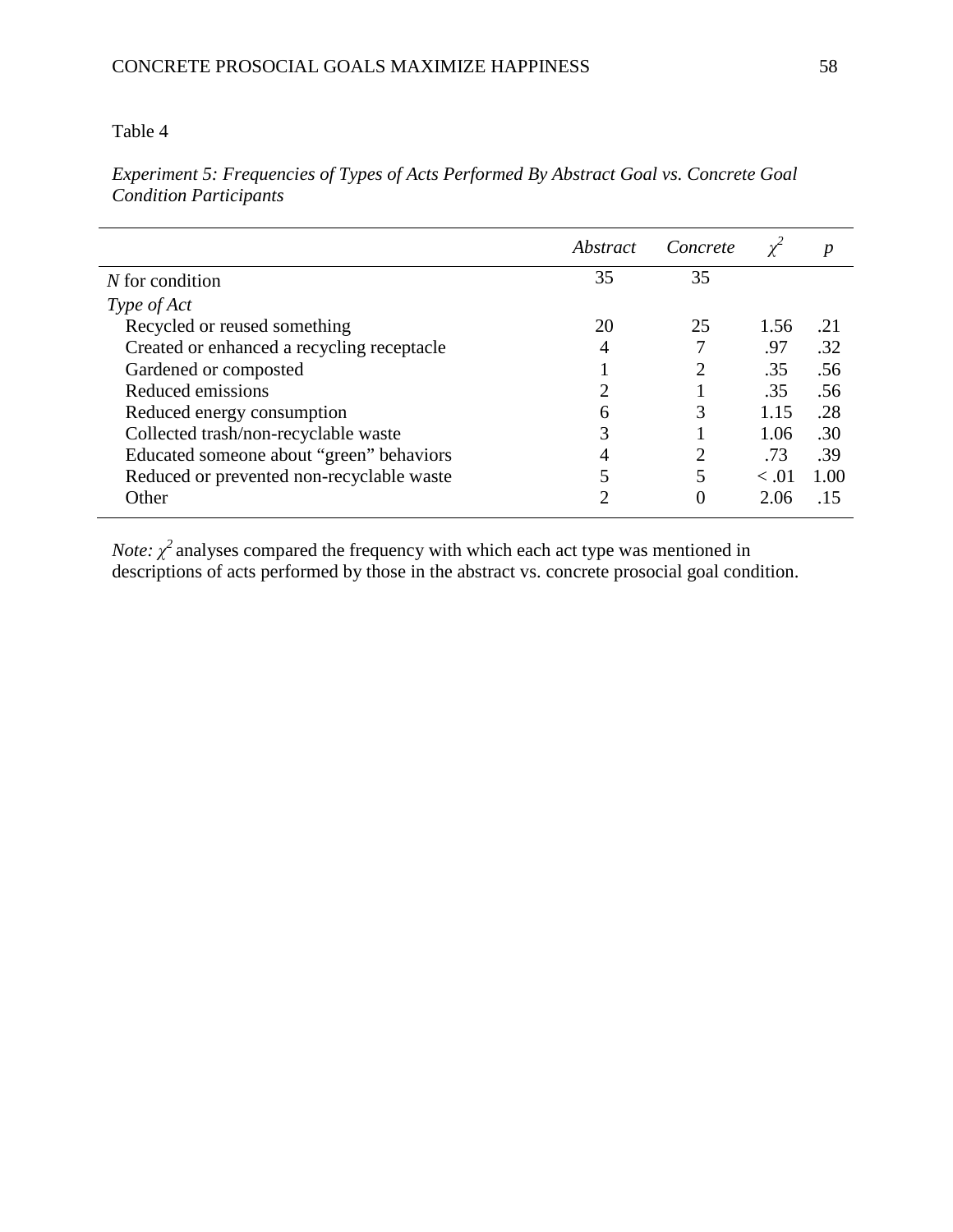Table 4

*Experiment 5: Frequencies of Types of Acts Performed By Abstract Goal vs. Concrete Goal Condition Participants*

| | *Abstract* | *Concrete* | $\chi^2$ | *p* |
|---|---|---|---|---|
| *N* for condition | 35 | 35 | | |
| *Type of Act* | | | | |
| Recycled or reused something | 20 | 25 | 1.56 | .21 |
| Created or enhanced a recycling receptacle | 4 | 7 | .97 | .32 |
| Gardened or composted | 1 | 2 | .35 | .56 |
| Reduced emissions | 2 | 1 | .35 | .56 |
| Reduced energy consumption | 6 | 3 | 1.15 | .28 |
| Collected trash/non-recyclable waste | 3 | 1 | 1.06 | .30 |
| Educated someone about "green" behaviors | 4 | 2 | .73 | .39 |
| Reduced or prevented non-recyclable waste | 5 | 5 | < .01 | 1.00 |
| Other | 2 | 0 | 2.06 | .15 |

*Note:* $\chi^2$ analyses compared the frequency with which each act type was mentioned in descriptions of acts performed by those in the abstract vs. concrete prosocial goal condition.